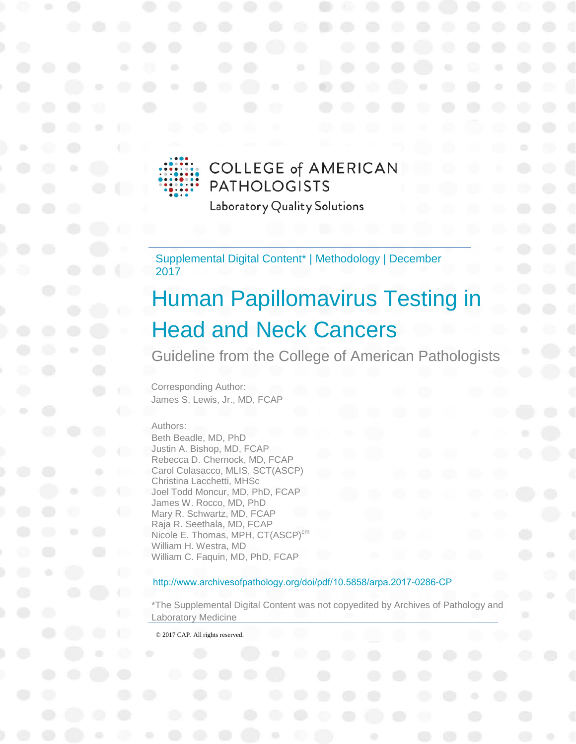COLLEGE of AMERICAN PATHOLOGISTS

Laboratory Quality Solutions

Supplemental Digital Content* | Methodology | December 2017

# Human Papillomavirus Testing in Head and Neck Cancers

## Guideline from the College of American Pathologists

Corresponding Author:
James S. Lewis, Jr., MD, FCAP

Authors:
Beth Beadle, MD, PhD
Justin A. Bishop, MD, FCAP
Rebecca D. Chernock, MD, FCAP
Carol Colasacco, MLIS, SCT(ASCP)
Christina Lacchetti, MHSc
Joel Todd Moncur, MD, PhD, FCAP
James W. Rocco, MD, PhD
Mary R. Schwartz, MD, FCAP
Raja R. Seethala, MD, FCAP
Nicole E. Thomas, MPH, CT(ASCP)[cm]
William H. Westra, MD
William C. Faquin, MD, PhD, FCAP

http://www.archivesofpathology.org/doi/pdf/10.5858/arpa.2017-0286-CP

*The Supplemental Digital Content was not copyedited by Archives of Pathology and Laboratory Medicine

© 2017 CAP. All rights reserved.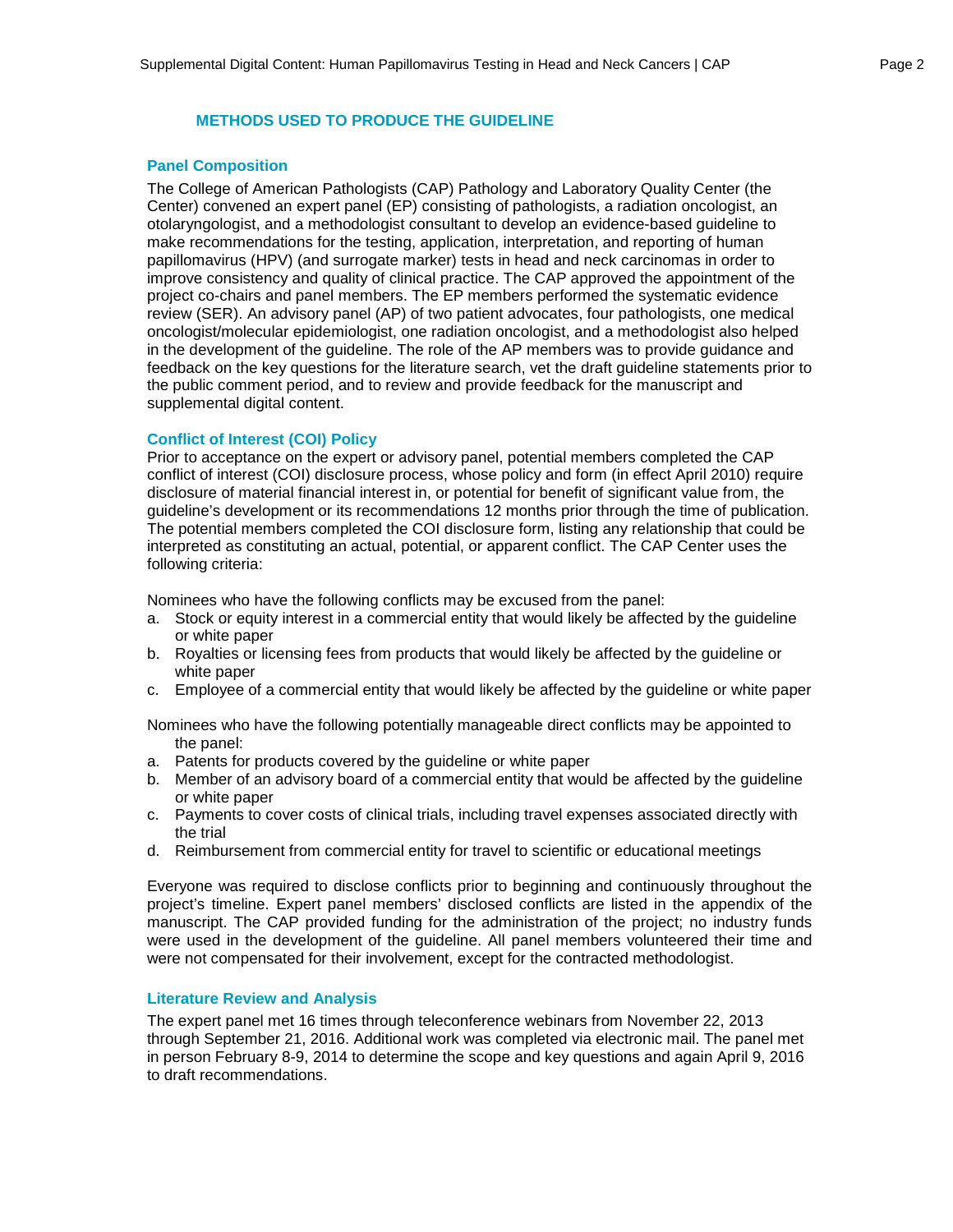## METHODS USED TO PRODUCE THE GUIDELINE

### Panel Composition

The College of American Pathologists (CAP) Pathology and Laboratory Quality Center (the Center) convened an expert panel (EP) consisting of pathologists, a radiation oncologist, an otolaryngologist, and a methodologist consultant to develop an evidence-based guideline to make recommendations for the testing, application, interpretation, and reporting of human papillomavirus (HPV) (and surrogate marker) tests in head and neck carcinomas in order to improve consistency and quality of clinical practice. The CAP approved the appointment of the project co-chairs and panel members. The EP members performed the systematic evidence review (SER). An advisory panel (AP) of two patient advocates, four pathologists, one medical oncologist/molecular epidemiologist, one radiation oncologist, and a methodologist also helped in the development of the guideline. The role of the AP members was to provide guidance and feedback on the key questions for the literature search, vet the draft guideline statements prior to the public comment period, and to review and provide feedback for the manuscript and supplemental digital content.

### Conflict of Interest (COI) Policy

Prior to acceptance on the expert or advisory panel, potential members completed the CAP conflict of interest (COI) disclosure process, whose policy and form (in effect April 2010) require disclosure of material financial interest in, or potential for benefit of significant value from, the guideline's development or its recommendations 12 months prior through the time of publication. The potential members completed the COI disclosure form, listing any relationship that could be interpreted as constituting an actual, potential, or apparent conflict. The CAP Center uses the following criteria:

Nominees who have the following conflicts may be excused from the panel:

a. Stock or equity interest in a commercial entity that would likely be affected by the guideline or white paper
b. Royalties or licensing fees from products that would likely be affected by the guideline or white paper
c. Employee of a commercial entity that would likely be affected by the guideline or white paper

Nominees who have the following potentially manageable direct conflicts may be appointed to the panel:

a. Patents for products covered by the guideline or white paper
b. Member of an advisory board of a commercial entity that would be affected by the guideline or white paper
c. Payments to cover costs of clinical trials, including travel expenses associated directly with the trial
d. Reimbursement from commercial entity for travel to scientific or educational meetings

Everyone was required to disclose conflicts prior to beginning and continuously throughout the project's timeline. Expert panel members' disclosed conflicts are listed in the appendix of the manuscript. The CAP provided funding for the administration of the project; no industry funds were used in the development of the guideline. All panel members volunteered their time and were not compensated for their involvement, except for the contracted methodologist.

### Literature Review and Analysis

The expert panel met 16 times through teleconference webinars from November 22, 2013 through September 21, 2016. Additional work was completed via electronic mail. The panel met in person February 8-9, 2014 to determine the scope and key questions and again April 9, 2016 to draft recommendations.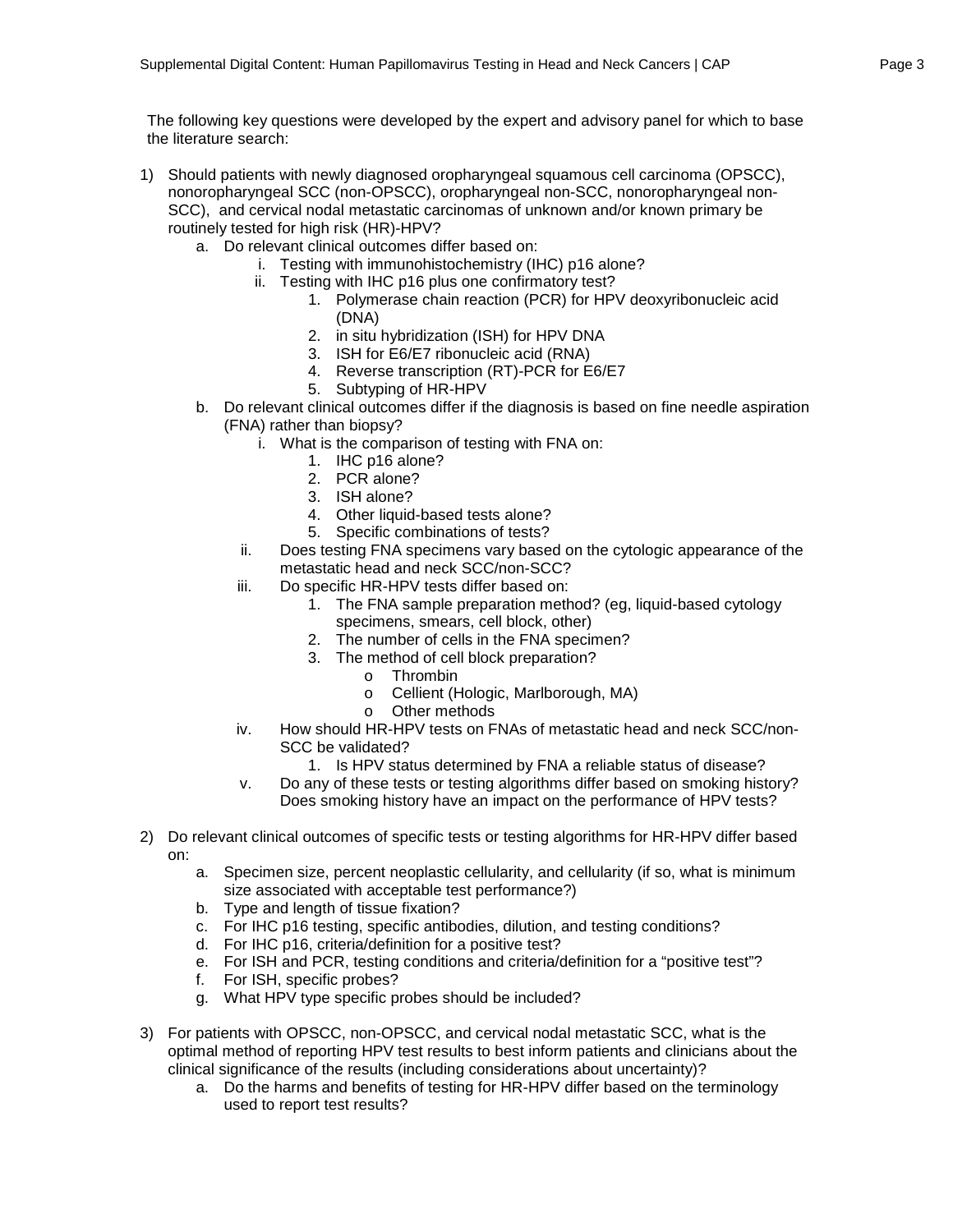The following key questions were developed by the expert and advisory panel for which to base the literature search:

1) Should patients with newly diagnosed oropharyngeal squamous cell carcinoma (OPSCC), nonoropharyngeal SCC (non-OPSCC), oropharyngeal non-SCC, nonoropharyngeal non-SCC), and cervical nodal metastatic carcinomas of unknown and/or known primary be routinely tested for high risk (HR)-HPV?
    a. Do relevant clinical outcomes differ based on:
        i. Testing with immunohistochemistry (IHC) p16 alone?
        ii. Testing with IHC p16 plus one confirmatory test?
            1. Polymerase chain reaction (PCR) for HPV deoxyribonucleic acid (DNA)
            2. in situ hybridization (ISH) for HPV DNA
            3. ISH for E6/E7 ribonucleic acid (RNA)
            4. Reverse transcription (RT)-PCR for E6/E7
            5. Subtyping of HR-HPV
    b. Do relevant clinical outcomes differ if the diagnosis is based on fine needle aspiration (FNA) rather than biopsy?
        i. What is the comparison of testing with FNA on:
            1. IHC p16 alone?
            2. PCR alone?
            3. ISH alone?
            4. Other liquid-based tests alone?
            5. Specific combinations of tests?
        ii. Does testing FNA specimens vary based on the cytologic appearance of the metastatic head and neck SCC/non-SCC?
        iii. Do specific HR-HPV tests differ based on:
            1. The FNA sample preparation method? (eg, liquid-based cytology specimens, smears, cell block, other)
            2. The number of cells in the FNA specimen?
            3. The method of cell block preparation?
                - Thrombin
                - Cellient (Hologic, Marlborough, MA)
                - Other methods
        iv. How should HR-HPV tests on FNAs of metastatic head and neck SCC/non-SCC be validated?
            1. Is HPV status determined by FNA a reliable status of disease?
        v. Do any of these tests or testing algorithms differ based on smoking history? Does smoking history have an impact on the performance of HPV tests?

2) Do relevant clinical outcomes of specific tests or testing algorithms for HR-HPV differ based on:
    a. Specimen size, percent neoplastic cellularity, and cellularity (if so, what is minimum size associated with acceptable test performance?)
    b. Type and length of tissue fixation?
    c. For IHC p16 testing, specific antibodies, dilution, and testing conditions?
    d. For IHC p16, criteria/definition for a positive test?
    e. For ISH and PCR, testing conditions and criteria/definition for a "positive test"?
    f. For ISH, specific probes?
    g. What HPV type specific probes should be included?

3) For patients with OPSCC, non-OPSCC, and cervical nodal metastatic SCC, what is the optimal method of reporting HPV test results to best inform patients and clinicians about the clinical significance of the results (including considerations about uncertainty)?
    a. Do the harms and benefits of testing for HR-HPV differ based on the terminology used to report test results?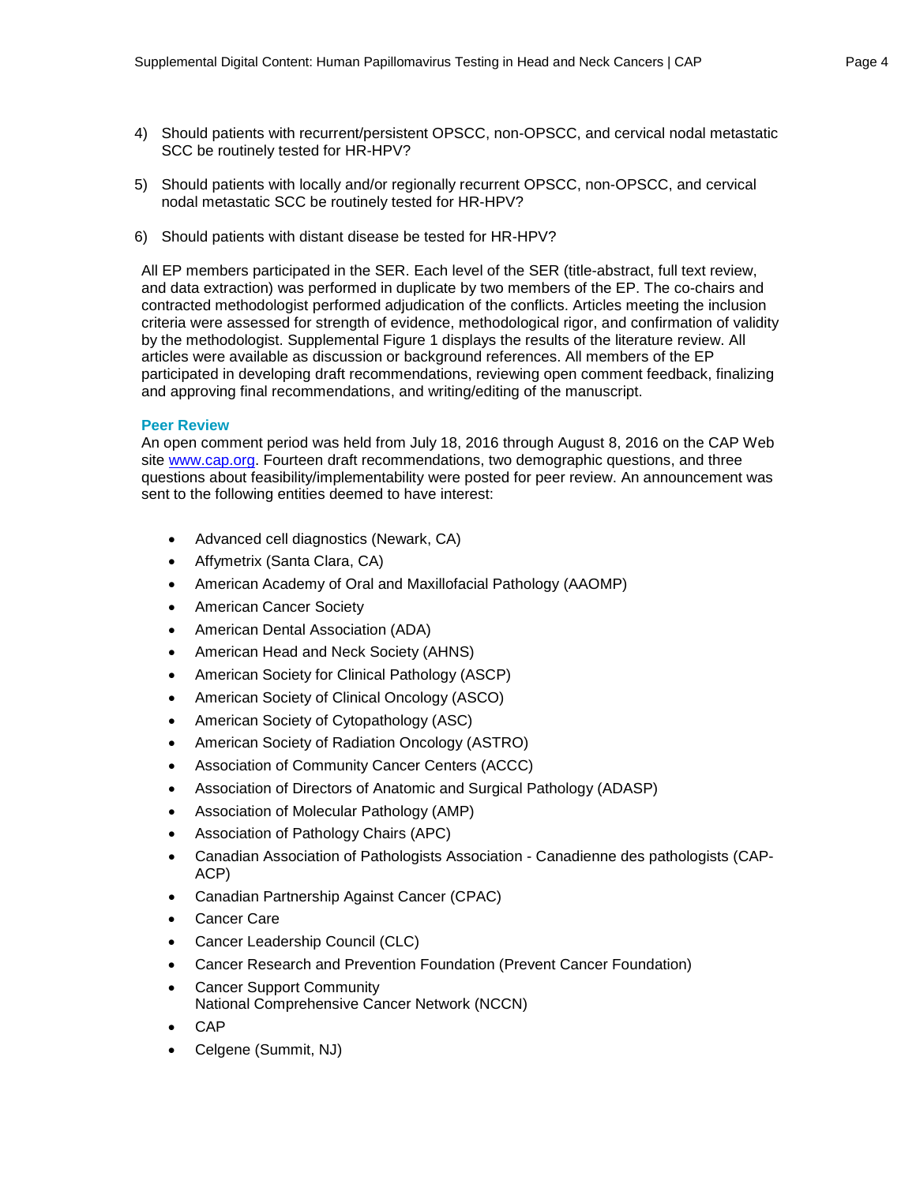4) Should patients with recurrent/persistent OPSCC, non-OPSCC, and cervical nodal metastatic SCC be routinely tested for HR-HPV?

5) Should patients with locally and/or regionally recurrent OPSCC, non-OPSCC, and cervical nodal metastatic SCC be routinely tested for HR-HPV?

6) Should patients with distant disease be tested for HR-HPV?

All EP members participated in the SER. Each level of the SER (title-abstract, full text review, and data extraction) was performed in duplicate by two members of the EP. The co-chairs and contracted methodologist performed adjudication of the conflicts. Articles meeting the inclusion criteria were assessed for strength of evidence, methodological rigor, and confirmation of validity by the methodologist. Supplemental Figure 1 displays the results of the literature review. All articles were available as discussion or background references. All members of the EP participated in developing draft recommendations, reviewing open comment feedback, finalizing and approving final recommendations, and writing/editing of the manuscript.

### Peer Review

An open comment period was held from July 18, 2016 through August 8, 2016 on the CAP Web site www.cap.org. Fourteen draft recommendations, two demographic questions, and three questions about feasibility/implementability were posted for peer review. An announcement was sent to the following entities deemed to have interest:

- Advanced cell diagnostics (Newark, CA)
- Affymetrix (Santa Clara, CA)
- American Academy of Oral and Maxillofacial Pathology (AAOMP)
- American Cancer Society
- American Dental Association (ADA)
- American Head and Neck Society (AHNS)
- American Society for Clinical Pathology (ASCP)
- American Society of Clinical Oncology (ASCO)
- American Society of Cytopathology (ASC)
- American Society of Radiation Oncology (ASTRO)
- Association of Community Cancer Centers (ACCC)
- Association of Directors of Anatomic and Surgical Pathology (ADASP)
- Association of Molecular Pathology (AMP)
- Association of Pathology Chairs (APC)
- Canadian Association of Pathologists Association - Canadienne des pathologists (CAP-ACP)
- Canadian Partnership Against Cancer (CPAC)
- Cancer Care
- Cancer Leadership Council (CLC)
- Cancer Research and Prevention Foundation (Prevent Cancer Foundation)
- Cancer Support Community
  National Comprehensive Cancer Network (NCCN)
- CAP
- Celgene (Summit, NJ)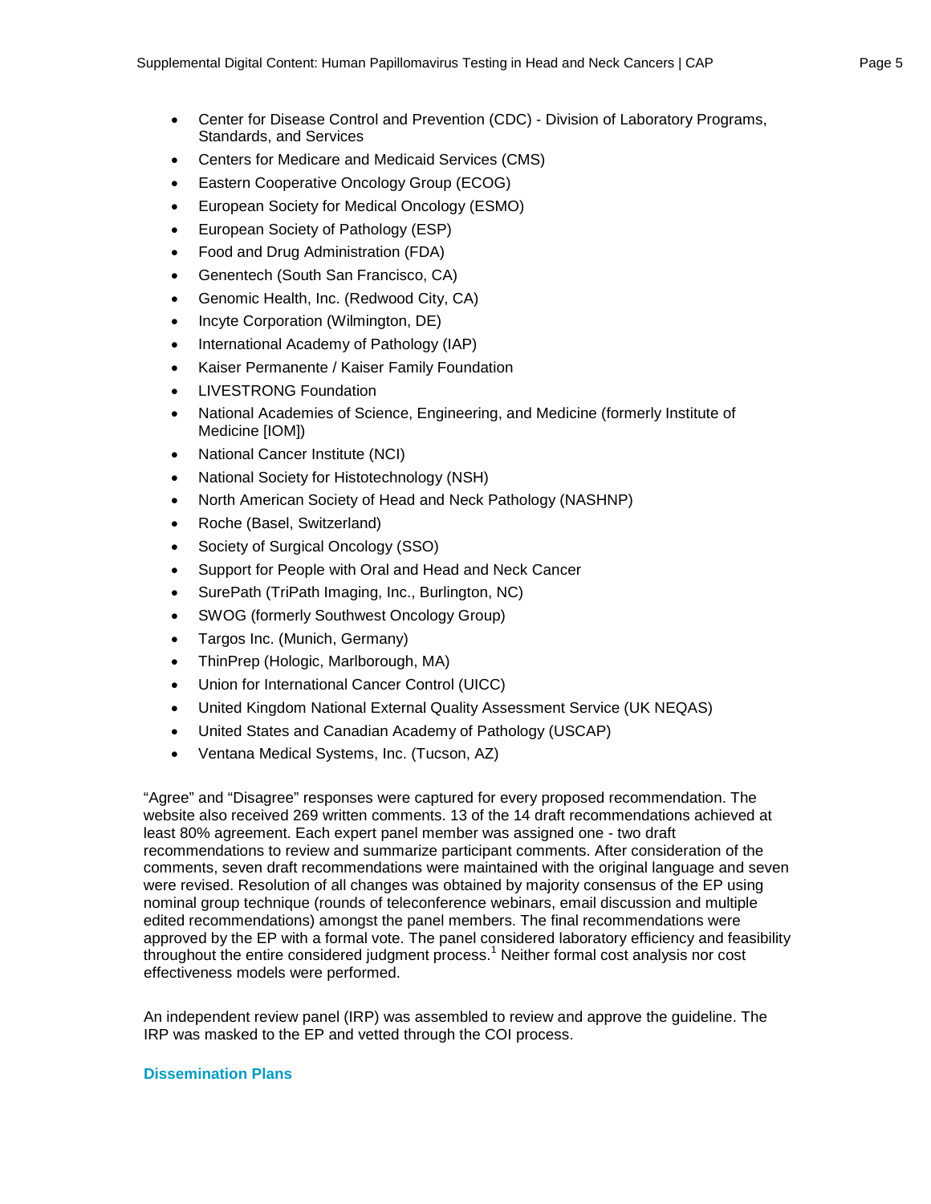- Center for Disease Control and Prevention (CDC) - Division of Laboratory Programs, Standards, and Services
- Centers for Medicare and Medicaid Services (CMS)
- Eastern Cooperative Oncology Group (ECOG)
- European Society for Medical Oncology (ESMO)
- European Society of Pathology (ESP)
- Food and Drug Administration (FDA)
- Genentech (South San Francisco, CA)
- Genomic Health, Inc. (Redwood City, CA)
- Incyte Corporation (Wilmington, DE)
- International Academy of Pathology (IAP)
- Kaiser Permanente / Kaiser Family Foundation
- LIVESTRONG Foundation
- National Academies of Science, Engineering, and Medicine (formerly Institute of Medicine [IOM])
- National Cancer Institute (NCI)
- National Society for Histotechnology (NSH)
- North American Society of Head and Neck Pathology (NASHNP)
- Roche (Basel, Switzerland)
- Society of Surgical Oncology (SSO)
- Support for People with Oral and Head and Neck Cancer
- SurePath (TriPath Imaging, Inc., Burlington, NC)
- SWOG (formerly Southwest Oncology Group)
- Targos Inc. (Munich, Germany)
- ThinPrep (Hologic, Marlborough, MA)
- Union for International Cancer Control (UICC)
- United Kingdom National External Quality Assessment Service (UK NEQAS)
- United States and Canadian Academy of Pathology (USCAP)
- Ventana Medical Systems, Inc. (Tucson, AZ)

"Agree" and "Disagree" responses were captured for every proposed recommendation. The website also received 269 written comments. 13 of the 14 draft recommendations achieved at least 80% agreement. Each expert panel member was assigned one - two draft recommendations to review and summarize participant comments. After consideration of the comments, seven draft recommendations were maintained with the original language and seven were revised. Resolution of all changes was obtained by majority consensus of the EP using nominal group technique (rounds of teleconference webinars, email discussion and multiple edited recommendations) amongst the panel members. The final recommendations were approved by the EP with a formal vote. The panel considered laboratory efficiency and feasibility throughout the entire considered judgment process.[1] Neither formal cost analysis nor cost effectiveness models were performed.

An independent review panel (IRP) was assembled to review and approve the guideline. The IRP was masked to the EP and vetted through the COI process.

### Dissemination Plans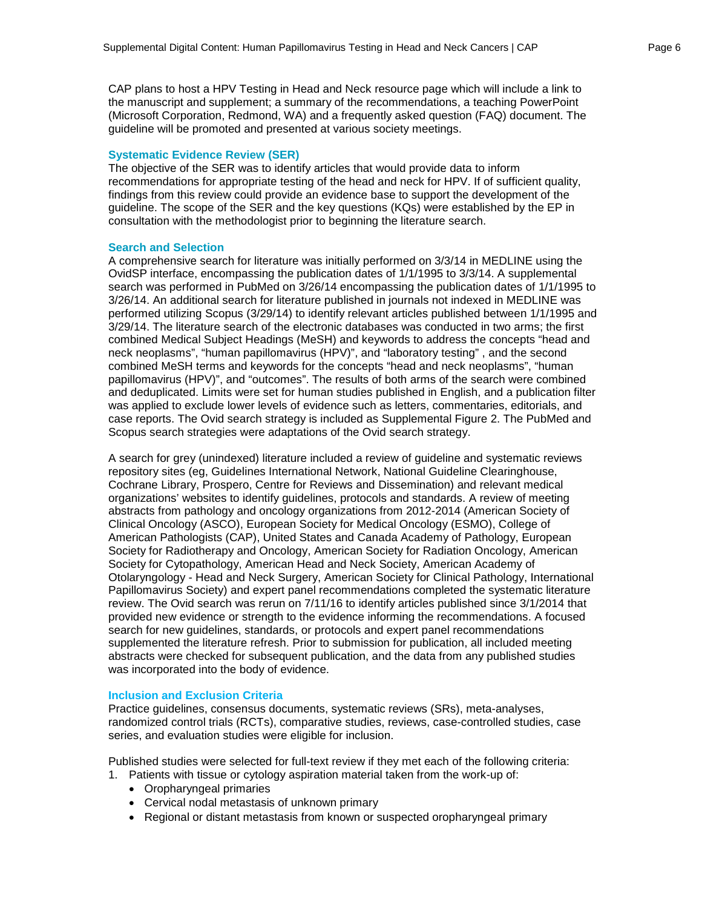CAP plans to host a HPV Testing in Head and Neck resource page which will include a link to the manuscript and supplement; a summary of the recommendations, a teaching PowerPoint (Microsoft Corporation, Redmond, WA) and a frequently asked question (FAQ) document. The guideline will be promoted and presented at various society meetings.

### Systematic Evidence Review (SER)

The objective of the SER was to identify articles that would provide data to inform recommendations for appropriate testing of the head and neck for HPV. If of sufficient quality, findings from this review could provide an evidence base to support the development of the guideline. The scope of the SER and the key questions (KQs) were established by the EP in consultation with the methodologist prior to beginning the literature search.

### Search and Selection

A comprehensive search for literature was initially performed on 3/3/14 in MEDLINE using the OvidSP interface, encompassing the publication dates of 1/1/1995 to 3/3/14. A supplemental search was performed in PubMed on 3/26/14 encompassing the publication dates of 1/1/1995 to 3/26/14. An additional search for literature published in journals not indexed in MEDLINE was performed utilizing Scopus (3/29/14) to identify relevant articles published between 1/1/1995 and 3/29/14. The literature search of the electronic databases was conducted in two arms; the first combined Medical Subject Headings (MeSH) and keywords to address the concepts "head and neck neoplasms", "human papillomavirus (HPV)", and "laboratory testing" , and the second combined MeSH terms and keywords for the concepts "head and neck neoplasms", "human papillomavirus (HPV)", and "outcomes". The results of both arms of the search were combined and deduplicated. Limits were set for human studies published in English, and a publication filter was applied to exclude lower levels of evidence such as letters, commentaries, editorials, and case reports. The Ovid search strategy is included as Supplemental Figure 2. The PubMed and Scopus search strategies were adaptations of the Ovid search strategy.

A search for grey (unindexed) literature included a review of guideline and systematic reviews repository sites (eg, Guidelines International Network, National Guideline Clearinghouse, Cochrane Library, Prospero, Centre for Reviews and Dissemination) and relevant medical organizations' websites to identify guidelines, protocols and standards. A review of meeting abstracts from pathology and oncology organizations from 2012-2014 (American Society of Clinical Oncology (ASCO), European Society for Medical Oncology (ESMO), College of American Pathologists (CAP), United States and Canada Academy of Pathology, European Society for Radiotherapy and Oncology, American Society for Radiation Oncology, American Society for Cytopathology, American Head and Neck Society, American Academy of Otolaryngology - Head and Neck Surgery, American Society for Clinical Pathology, International Papillomavirus Society) and expert panel recommendations completed the systematic literature review. The Ovid search was rerun on 7/11/16 to identify articles published since 3/1/2014 that provided new evidence or strength to the evidence informing the recommendations. A focused search for new guidelines, standards, or protocols and expert panel recommendations supplemented the literature refresh. Prior to submission for publication, all included meeting abstracts were checked for subsequent publication, and the data from any published studies was incorporated into the body of evidence.

### Inclusion and Exclusion Criteria

Practice guidelines, consensus documents, systematic reviews (SRs), meta-analyses, randomized control trials (RCTs), comparative studies, reviews, case-controlled studies, case series, and evaluation studies were eligible for inclusion.

Published studies were selected for full-text review if they met each of the following criteria:

1. Patients with tissue or cytology aspiration material taken from the work-up of:
    - Oropharyngeal primaries
    - Cervical nodal metastasis of unknown primary
    - Regional or distant metastasis from known or suspected oropharyngeal primary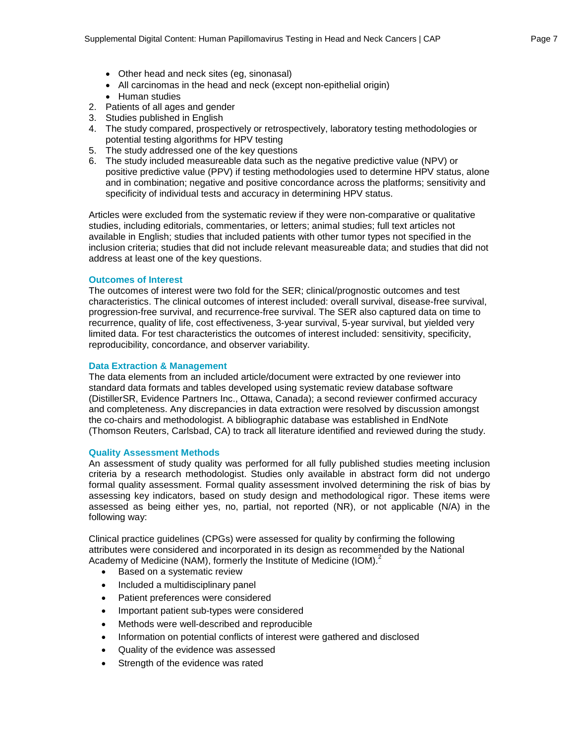- Other head and neck sites (eg, sinonasal)
- All carcinomas in the head and neck (except non-epithelial origin)
- Human studies

2. Patients of all ages and gender
3. Studies published in English
4. The study compared, prospectively or retrospectively, laboratory testing methodologies or potential testing algorithms for HPV testing
5. The study addressed one of the key questions
6. The study included measureable data such as the negative predictive value (NPV) or positive predictive value (PPV) if testing methodologies used to determine HPV status, alone and in combination; negative and positive concordance across the platforms; sensitivity and specificity of individual tests and accuracy in determining HPV status.

Articles were excluded from the systematic review if they were non-comparative or qualitative studies, including editorials, commentaries, or letters; animal studies; full text articles not available in English; studies that included patients with other tumor types not specified in the inclusion criteria; studies that did not include relevant measureable data; and studies that did not address at least one of the key questions.

### Outcomes of Interest

The outcomes of interest were two fold for the SER; clinical/prognostic outcomes and test characteristics. The clinical outcomes of interest included: overall survival, disease-free survival, progression-free survival, and recurrence-free survival. The SER also captured data on time to recurrence, quality of life, cost effectiveness, 3-year survival, 5-year survival, but yielded very limited data. For test characteristics the outcomes of interest included: sensitivity, specificity, reproducibility, concordance, and observer variability.

### Data Extraction & Management

The data elements from an included article/document were extracted by one reviewer into standard data formats and tables developed using systematic review database software (DistillerSR, Evidence Partners Inc., Ottawa, Canada); a second reviewer confirmed accuracy and completeness. Any discrepancies in data extraction were resolved by discussion amongst the co-chairs and methodologist. A bibliographic database was established in EndNote (Thomson Reuters, Carlsbad, CA) to track all literature identified and reviewed during the study.

### Quality Assessment Methods

An assessment of study quality was performed for all fully published studies meeting inclusion criteria by a research methodologist. Studies only available in abstract form did not undergo formal quality assessment. Formal quality assessment involved determining the risk of bias by assessing key indicators, based on study design and methodological rigor. These items were assessed as being either yes, no, partial, not reported (NR), or not applicable (N/A) in the following way:

Clinical practice guidelines (CPGs) were assessed for quality by confirming the following attributes were considered and incorporated in its design as recommended by the National Academy of Medicine (NAM), formerly the Institute of Medicine (IOM).[2]

- Based on a systematic review
- Included a multidisciplinary panel
- Patient preferences were considered
- Important patient sub-types were considered
- Methods were well-described and reproducible
- Information on potential conflicts of interest were gathered and disclosed
- Quality of the evidence was assessed
- Strength of the evidence was rated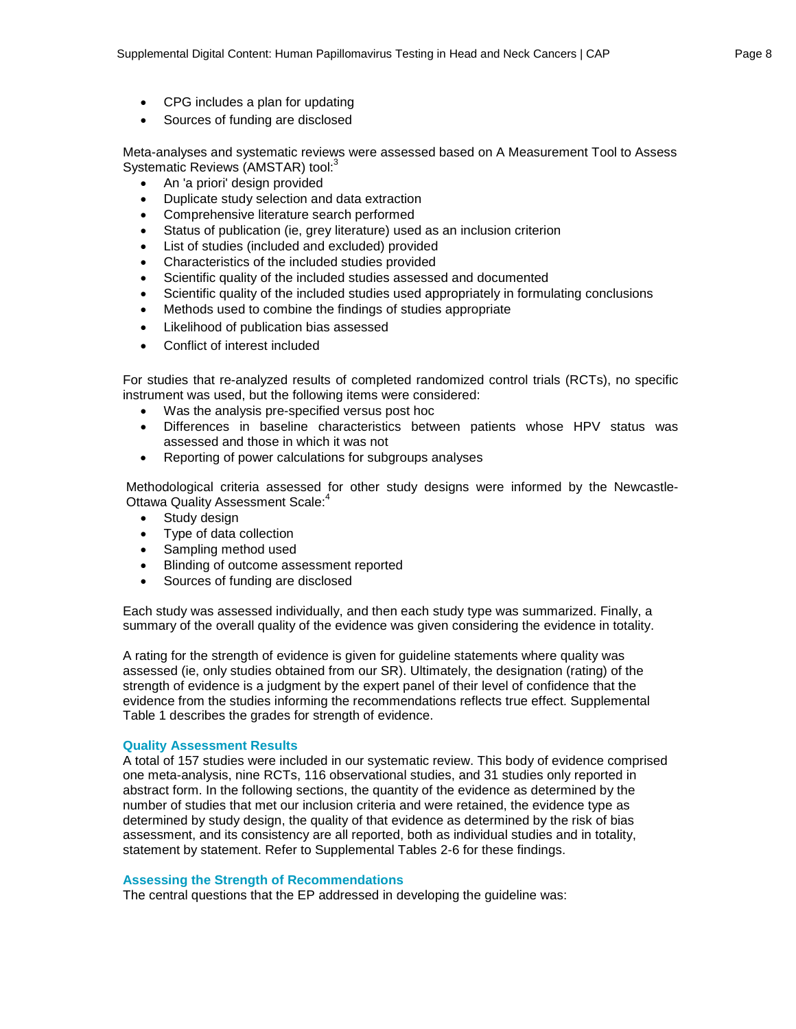- CPG includes a plan for updating
- Sources of funding are disclosed

Meta-analyses and systematic reviews were assessed based on A Measurement Tool to Assess Systematic Reviews (AMSTAR) tool:[3]

- An 'a priori' design provided
- Duplicate study selection and data extraction
- Comprehensive literature search performed
- Status of publication (ie, grey literature) used as an inclusion criterion
- List of studies (included and excluded) provided
- Characteristics of the included studies provided
- Scientific quality of the included studies assessed and documented
- Scientific quality of the included studies used appropriately in formulating conclusions
- Methods used to combine the findings of studies appropriate
- Likelihood of publication bias assessed
- Conflict of interest included

For studies that re-analyzed results of completed randomized control trials (RCTs), no specific instrument was used, but the following items were considered:

- Was the analysis pre-specified versus post hoc
- Differences in baseline characteristics between patients whose HPV status was assessed and those in which it was not
- Reporting of power calculations for subgroups analyses

Methodological criteria assessed for other study designs were informed by the Newcastle-Ottawa Quality Assessment Scale:[4]

- Study design
- Type of data collection
- Sampling method used
- Blinding of outcome assessment reported
- Sources of funding are disclosed

Each study was assessed individually, and then each study type was summarized. Finally, a summary of the overall quality of the evidence was given considering the evidence in totality.

A rating for the strength of evidence is given for guideline statements where quality was assessed (ie, only studies obtained from our SR). Ultimately, the designation (rating) of the strength of evidence is a judgment by the expert panel of their level of confidence that the evidence from the studies informing the recommendations reflects true effect. Supplemental Table 1 describes the grades for strength of evidence.

### Quality Assessment Results

A total of 157 studies were included in our systematic review. This body of evidence comprised one meta-analysis, nine RCTs, 116 observational studies, and 31 studies only reported in abstract form. In the following sections, the quantity of the evidence as determined by the number of studies that met our inclusion criteria and were retained, the evidence type as determined by study design, the quality of that evidence as determined by the risk of bias assessment, and its consistency are all reported, both as individual studies and in totality, statement by statement. Refer to Supplemental Tables 2-6 for these findings.

### Assessing the Strength of Recommendations

The central questions that the EP addressed in developing the guideline was: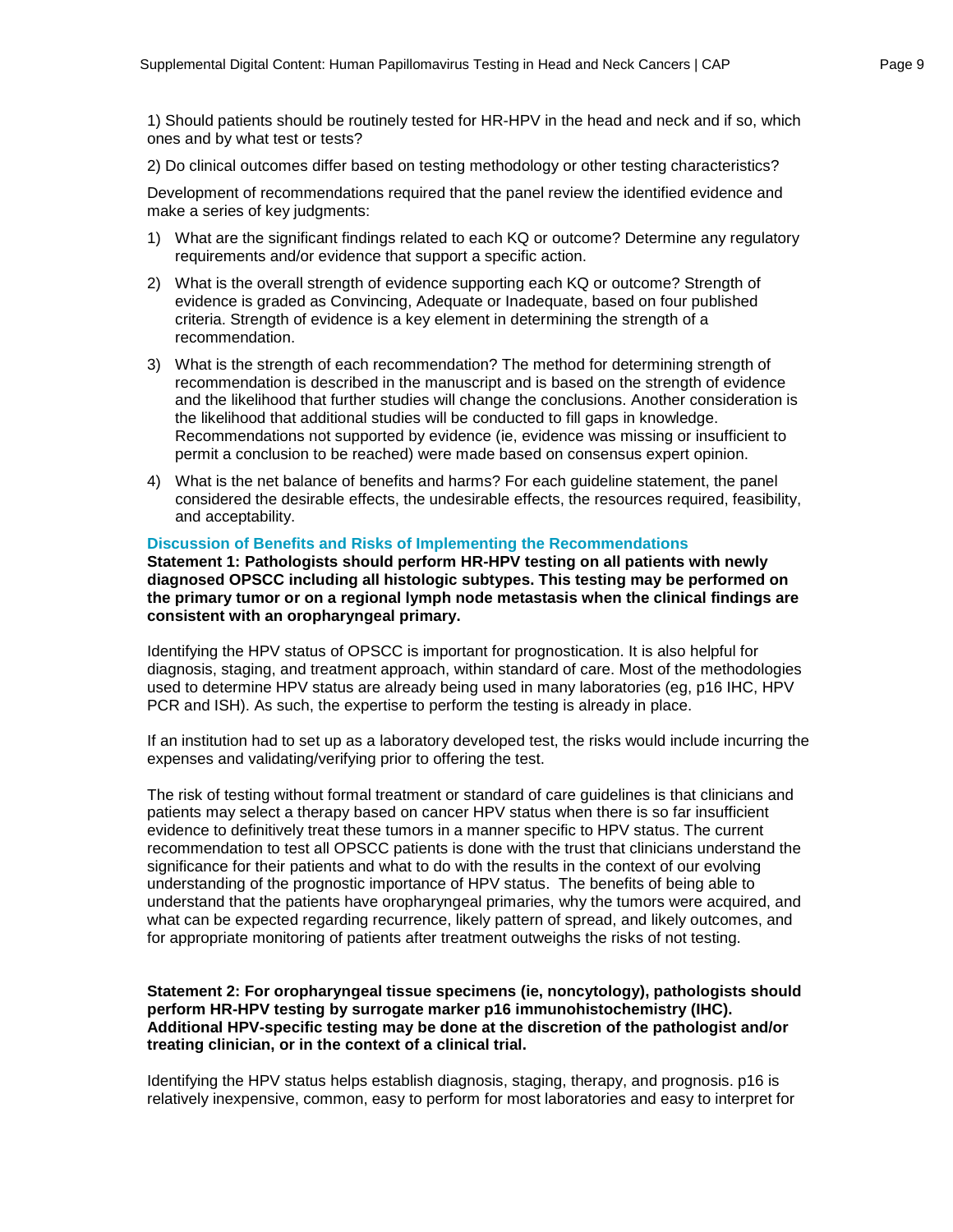1) Should patients should be routinely tested for HR-HPV in the head and neck and if so, which ones and by what test or tests?

2) Do clinical outcomes differ based on testing methodology or other testing characteristics?

Development of recommendations required that the panel review the identified evidence and make a series of key judgments:

1) What are the significant findings related to each KQ or outcome? Determine any regulatory requirements and/or evidence that support a specific action.
2) What is the overall strength of evidence supporting each KQ or outcome? Strength of evidence is graded as Convincing, Adequate or Inadequate, based on four published criteria. Strength of evidence is a key element in determining the strength of a recommendation.
3) What is the strength of each recommendation? The method for determining strength of recommendation is described in the manuscript and is based on the strength of evidence and the likelihood that further studies will change the conclusions. Another consideration is the likelihood that additional studies will be conducted to fill gaps in knowledge. Recommendations not supported by evidence (ie, evidence was missing or insufficient to permit a conclusion to be reached) were made based on consensus expert opinion.
4) What is the net balance of benefits and harms? For each guideline statement, the panel considered the desirable effects, the undesirable effects, the resources required, feasibility, and acceptability.

### Discussion of Benefits and Risks of Implementing the Recommendations

**Statement 1: Pathologists should perform HR-HPV testing on all patients with newly diagnosed OPSCC including all histologic subtypes. This testing may be performed on the primary tumor or on a regional lymph node metastasis when the clinical findings are consistent with an oropharyngeal primary.**

Identifying the HPV status of OPSCC is important for prognostication. It is also helpful for diagnosis, staging, and treatment approach, within standard of care. Most of the methodologies used to determine HPV status are already being used in many laboratories (eg, p16 IHC, HPV PCR and ISH). As such, the expertise to perform the testing is already in place.

If an institution had to set up as a laboratory developed test, the risks would include incurring the expenses and validating/verifying prior to offering the test.

The risk of testing without formal treatment or standard of care guidelines is that clinicians and patients may select a therapy based on cancer HPV status when there is so far insufficient evidence to definitively treat these tumors in a manner specific to HPV status. The current recommendation to test all OPSCC patients is done with the trust that clinicians understand the significance for their patients and what to do with the results in the context of our evolving understanding of the prognostic importance of HPV status. The benefits of being able to understand that the patients have oropharyngeal primaries, why the tumors were acquired, and what can be expected regarding recurrence, likely pattern of spread, and likely outcomes, and for appropriate monitoring of patients after treatment outweighs the risks of not testing.

**Statement 2: For oropharyngeal tissue specimens (ie, noncytology), pathologists should perform HR-HPV testing by surrogate marker p16 immunohistochemistry (IHC). Additional HPV-specific testing may be done at the discretion of the pathologist and/or treating clinician, or in the context of a clinical trial.**

Identifying the HPV status helps establish diagnosis, staging, therapy, and prognosis. p16 is relatively inexpensive, common, easy to perform for most laboratories and easy to interpret for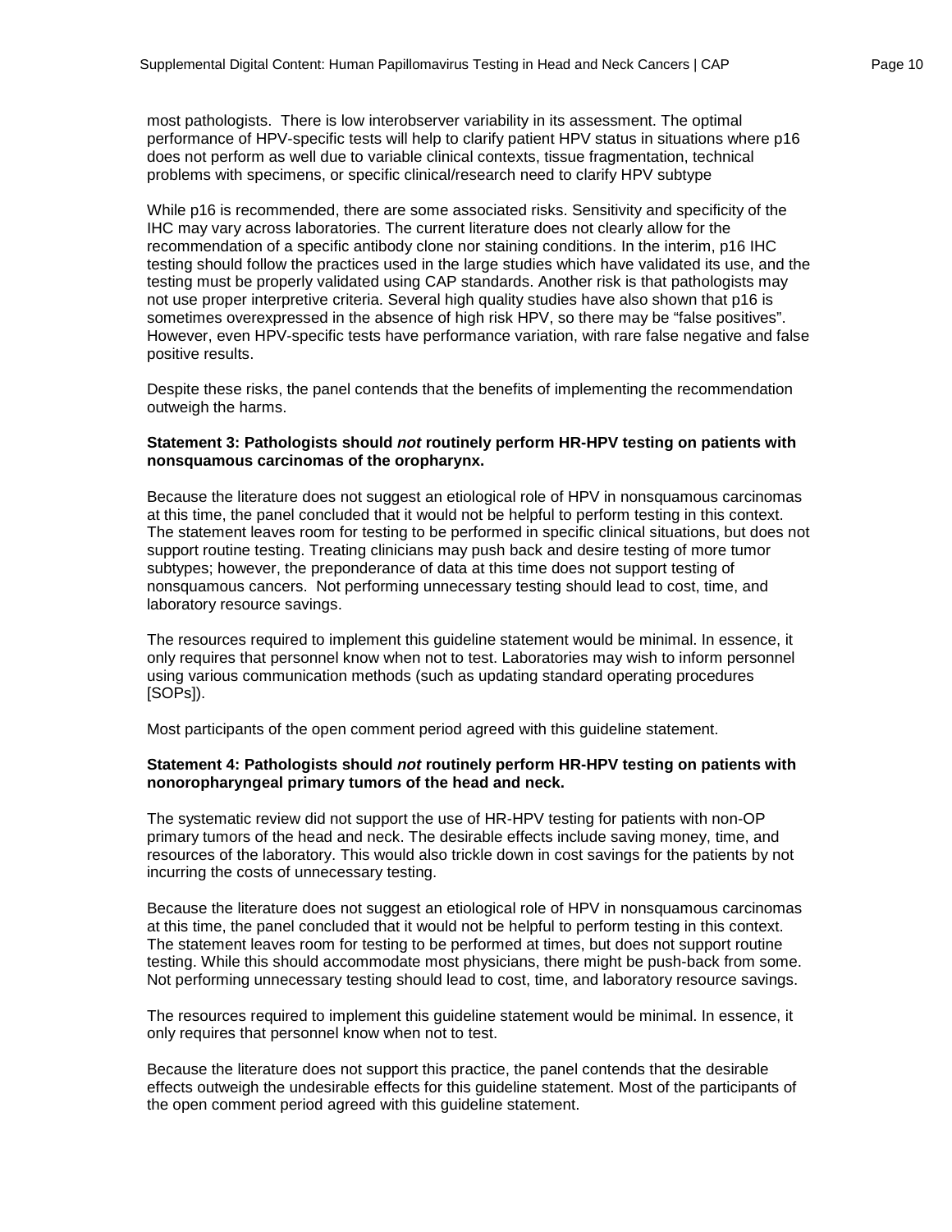most pathologists. There is low interobserver variability in its assessment. The optimal performance of HPV-specific tests will help to clarify patient HPV status in situations where p16 does not perform as well due to variable clinical contexts, tissue fragmentation, technical problems with specimens, or specific clinical/research need to clarify HPV subtype

While p16 is recommended, there are some associated risks. Sensitivity and specificity of the IHC may vary across laboratories. The current literature does not clearly allow for the recommendation of a specific antibody clone nor staining conditions. In the interim, p16 IHC testing should follow the practices used in the large studies which have validated its use, and the testing must be properly validated using CAP standards. Another risk is that pathologists may not use proper interpretive criteria. Several high quality studies have also shown that p16 is sometimes overexpressed in the absence of high risk HPV, so there may be "false positives". However, even HPV-specific tests have performance variation, with rare false negative and false positive results.

Despite these risks, the panel contends that the benefits of implementing the recommendation outweigh the harms.

**Statement 3: Pathologists should *not* routinely perform HR-HPV testing on patients with nonsquamous carcinomas of the oropharynx.**

Because the literature does not suggest an etiological role of HPV in nonsquamous carcinomas at this time, the panel concluded that it would not be helpful to perform testing in this context. The statement leaves room for testing to be performed in specific clinical situations, but does not support routine testing. Treating clinicians may push back and desire testing of more tumor subtypes; however, the preponderance of data at this time does not support testing of nonsquamous cancers. Not performing unnecessary testing should lead to cost, time, and laboratory resource savings.

The resources required to implement this guideline statement would be minimal. In essence, it only requires that personnel know when not to test. Laboratories may wish to inform personnel using various communication methods (such as updating standard operating procedures [SOPs]).

Most participants of the open comment period agreed with this guideline statement.

**Statement 4: Pathologists should *not* routinely perform HR-HPV testing on patients with nonoropharyngeal primary tumors of the head and neck.**

The systematic review did not support the use of HR-HPV testing for patients with non-OP primary tumors of the head and neck. The desirable effects include saving money, time, and resources of the laboratory. This would also trickle down in cost savings for the patients by not incurring the costs of unnecessary testing.

Because the literature does not suggest an etiological role of HPV in nonsquamous carcinomas at this time, the panel concluded that it would not be helpful to perform testing in this context. The statement leaves room for testing to be performed at times, but does not support routine testing. While this should accommodate most physicians, there might be push-back from some. Not performing unnecessary testing should lead to cost, time, and laboratory resource savings.

The resources required to implement this guideline statement would be minimal. In essence, it only requires that personnel know when not to test.

Because the literature does not support this practice, the panel contends that the desirable effects outweigh the undesirable effects for this guideline statement. Most of the participants of the open comment period agreed with this guideline statement.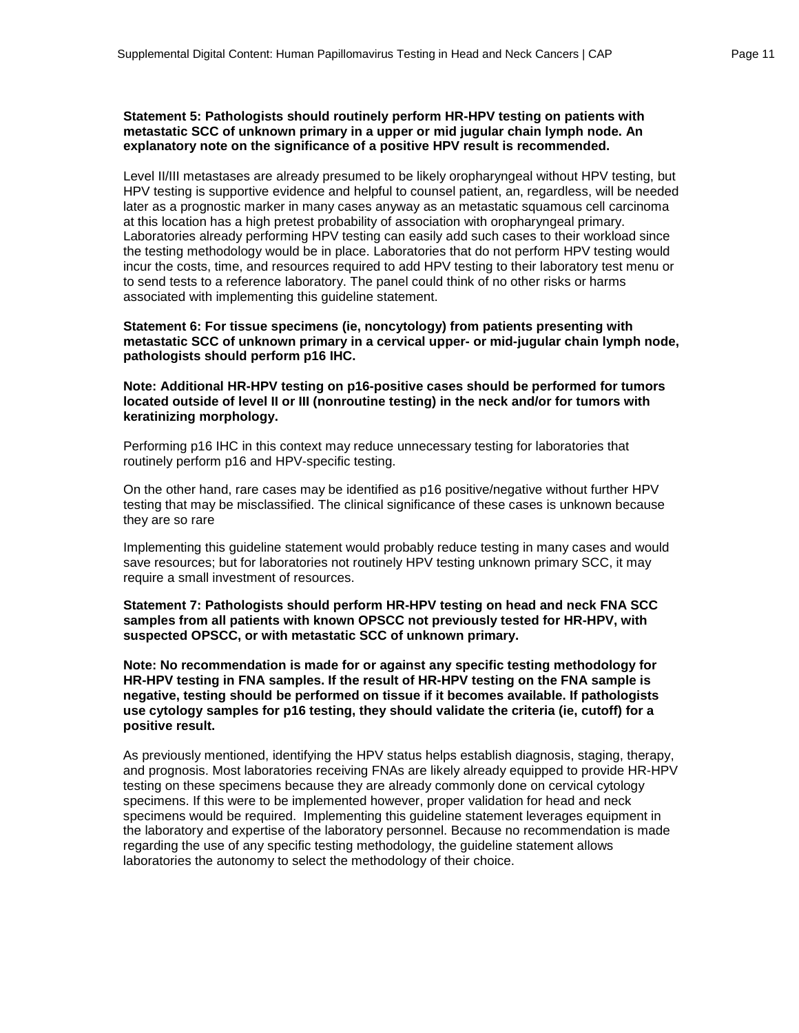**Statement 5: Pathologists should routinely perform HR-HPV testing on patients with metastatic SCC of unknown primary in a upper or mid jugular chain lymph node. An explanatory note on the significance of a positive HPV result is recommended.**

Level II/III metastases are already presumed to be likely oropharyngeal without HPV testing, but HPV testing is supportive evidence and helpful to counsel patient, an, regardless, will be needed later as a prognostic marker in many cases anyway as an metastatic squamous cell carcinoma at this location has a high pretest probability of association with oropharyngeal primary. Laboratories already performing HPV testing can easily add such cases to their workload since the testing methodology would be in place. Laboratories that do not perform HPV testing would incur the costs, time, and resources required to add HPV testing to their laboratory test menu or to send tests to a reference laboratory. The panel could think of no other risks or harms associated with implementing this guideline statement.

**Statement 6: For tissue specimens (ie, noncytology) from patients presenting with metastatic SCC of unknown primary in a cervical upper- or mid-jugular chain lymph node, pathologists should perform p16 IHC.**

**Note: Additional HR-HPV testing on p16-positive cases should be performed for tumors located outside of level II or III (nonroutine testing) in the neck and/or for tumors with keratinizing morphology.**

Performing p16 IHC in this context may reduce unnecessary testing for laboratories that routinely perform p16 and HPV-specific testing.

On the other hand, rare cases may be identified as p16 positive/negative without further HPV testing that may be misclassified. The clinical significance of these cases is unknown because they are so rare

Implementing this guideline statement would probably reduce testing in many cases and would save resources; but for laboratories not routinely HPV testing unknown primary SCC, it may require a small investment of resources.

**Statement 7: Pathologists should perform HR-HPV testing on head and neck FNA SCC samples from all patients with known OPSCC not previously tested for HR-HPV, with suspected OPSCC, or with metastatic SCC of unknown primary.**

**Note: No recommendation is made for or against any specific testing methodology for HR-HPV testing in FNA samples. If the result of HR-HPV testing on the FNA sample is negative, testing should be performed on tissue if it becomes available. If pathologists use cytology samples for p16 testing, they should validate the criteria (ie, cutoff) for a positive result.**

As previously mentioned, identifying the HPV status helps establish diagnosis, staging, therapy, and prognosis. Most laboratories receiving FNAs are likely already equipped to provide HR-HPV testing on these specimens because they are already commonly done on cervical cytology specimens. If this were to be implemented however, proper validation for head and neck specimens would be required. Implementing this guideline statement leverages equipment in the laboratory and expertise of the laboratory personnel. Because no recommendation is made regarding the use of any specific testing methodology, the guideline statement allows laboratories the autonomy to select the methodology of their choice.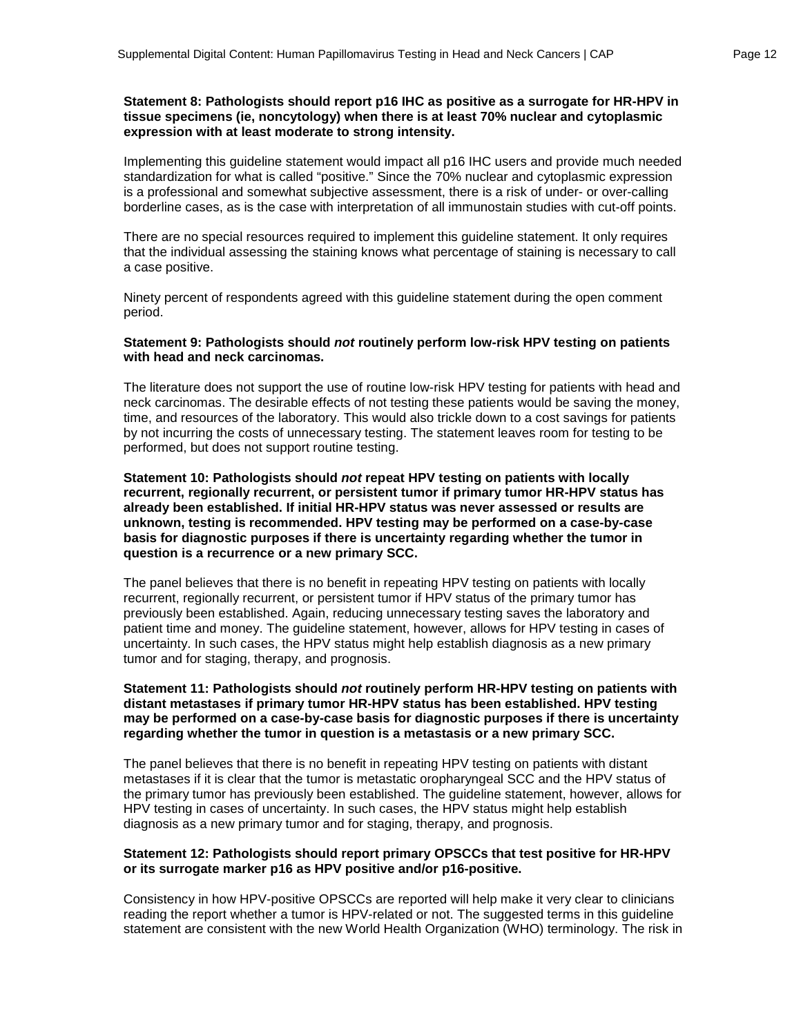**Statement 8: Pathologists should report p16 IHC as positive as a surrogate for HR-HPV in tissue specimens (ie, noncytology) when there is at least 70% nuclear and cytoplasmic expression with at least moderate to strong intensity.**

Implementing this guideline statement would impact all p16 IHC users and provide much needed standardization for what is called "positive." Since the 70% nuclear and cytoplasmic expression is a professional and somewhat subjective assessment, there is a risk of under- or over-calling borderline cases, as is the case with interpretation of all immunostain studies with cut-off points.

There are no special resources required to implement this guideline statement. It only requires that the individual assessing the staining knows what percentage of staining is necessary to call a case positive.

Ninety percent of respondents agreed with this guideline statement during the open comment period.

**Statement 9: Pathologists should *not* routinely perform low-risk HPV testing on patients with head and neck carcinomas.**

The literature does not support the use of routine low-risk HPV testing for patients with head and neck carcinomas. The desirable effects of not testing these patients would be saving the money, time, and resources of the laboratory. This would also trickle down to a cost savings for patients by not incurring the costs of unnecessary testing. The statement leaves room for testing to be performed, but does not support routine testing.

**Statement 10: Pathologists should *not* repeat HPV testing on patients with locally recurrent, regionally recurrent, or persistent tumor if primary tumor HR-HPV status has already been established. If initial HR-HPV status was never assessed or results are unknown, testing is recommended. HPV testing may be performed on a case-by-case basis for diagnostic purposes if there is uncertainty regarding whether the tumor in question is a recurrence or a new primary SCC.**

The panel believes that there is no benefit in repeating HPV testing on patients with locally recurrent, regionally recurrent, or persistent tumor if HPV status of the primary tumor has previously been established. Again, reducing unnecessary testing saves the laboratory and patient time and money. The guideline statement, however, allows for HPV testing in cases of uncertainty. In such cases, the HPV status might help establish diagnosis as a new primary tumor and for staging, therapy, and prognosis.

**Statement 11: Pathologists should *not* routinely perform HR-HPV testing on patients with distant metastases if primary tumor HR-HPV status has been established. HPV testing may be performed on a case-by-case basis for diagnostic purposes if there is uncertainty regarding whether the tumor in question is a metastasis or a new primary SCC.**

The panel believes that there is no benefit in repeating HPV testing on patients with distant metastases if it is clear that the tumor is metastatic oropharyngeal SCC and the HPV status of the primary tumor has previously been established. The guideline statement, however, allows for HPV testing in cases of uncertainty. In such cases, the HPV status might help establish diagnosis as a new primary tumor and for staging, therapy, and prognosis.

**Statement 12: Pathologists should report primary OPSCCs that test positive for HR-HPV or its surrogate marker p16 as HPV positive and/or p16-positive.**

Consistency in how HPV-positive OPSCCs are reported will help make it very clear to clinicians reading the report whether a tumor is HPV-related or not. The suggested terms in this guideline statement are consistent with the new World Health Organization (WHO) terminology. The risk in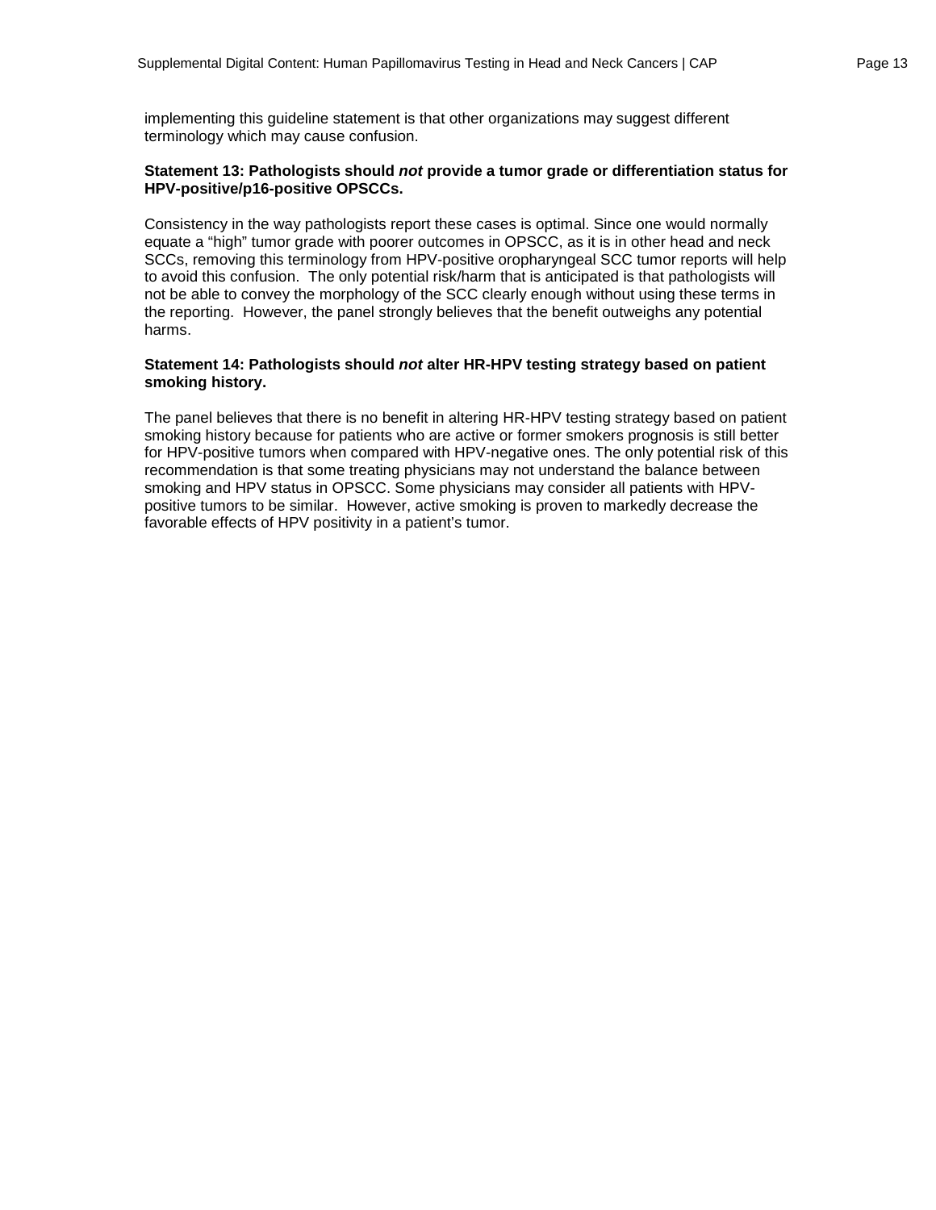implementing this guideline statement is that other organizations may suggest different terminology which may cause confusion.

**Statement 13: Pathologists should *not* provide a tumor grade or differentiation status for HPV-positive/p16-positive OPSCCs.**

Consistency in the way pathologists report these cases is optimal. Since one would normally equate a "high" tumor grade with poorer outcomes in OPSCC, as it is in other head and neck SCCs, removing this terminology from HPV-positive oropharyngeal SCC tumor reports will help to avoid this confusion. The only potential risk/harm that is anticipated is that pathologists will not be able to convey the morphology of the SCC clearly enough without using these terms in the reporting. However, the panel strongly believes that the benefit outweighs any potential harms.

**Statement 14: Pathologists should *not* alter HR-HPV testing strategy based on patient smoking history.**

The panel believes that there is no benefit in altering HR-HPV testing strategy based on patient smoking history because for patients who are active or former smokers prognosis is still better for HPV-positive tumors when compared with HPV-negative ones. The only potential risk of this recommendation is that some treating physicians may not understand the balance between smoking and HPV status in OPSCC. Some physicians may consider all patients with HPV-positive tumors to be similar. However, active smoking is proven to markedly decrease the favorable effects of HPV positivity in a patient's tumor.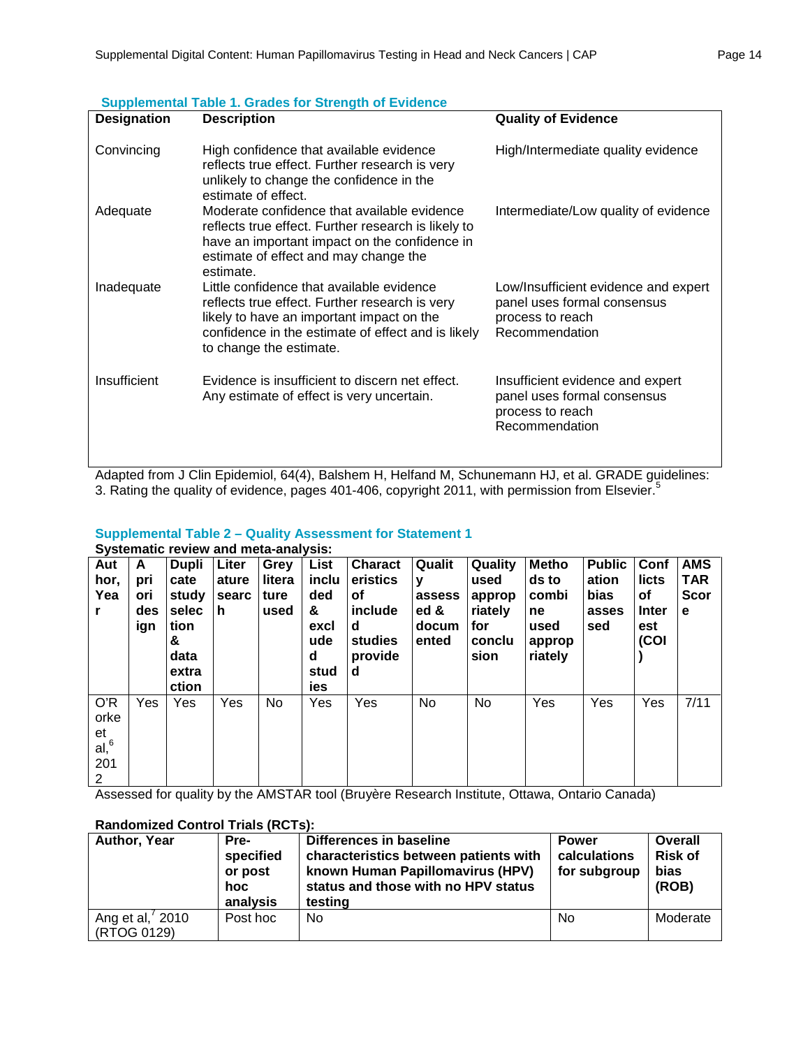### Supplemental Table 1. Grades for Strength of Evidence

| Designation | Description | Quality of Evidence |
|---|---|---|
| Convincing | High confidence that available evidence reflects true effect. Further research is very unlikely to change the confidence in the estimate of effect. | High/Intermediate quality evidence |
| Adequate | Moderate confidence that available evidence reflects true effect. Further research is likely to have an important impact on the confidence in estimate of effect and may change the estimate. | Intermediate/Low quality of evidence |
| Inadequate | Little confidence that available evidence reflects true effect. Further research is very likely to have an important impact on the confidence in the estimate of effect and is likely to change the estimate. | Low/Insufficient evidence and expert panel uses formal consensus process to reach Recommendation |
| Insufficient | Evidence is insufficient to discern net effect. Any estimate of effect is very uncertain. | Insufficient evidence and expert panel uses formal consensus process to reach Recommendation |

Adapted from J Clin Epidemiol, 64(4), Balshem H, Helfand M, Schunemann HJ, et al. GRADE guidelines: 3. Rating the quality of evidence, pages 401-406, copyright 2011, with permission from Elsevier.[5]

### Supplemental Table 2 – Quality Assessment for Statement 1

**Systematic review and meta-analysis:**

| Author, Year | A priori design | Duplicate study selection & data extraction | Literature search | Grey literature used | List included & excluded studies | Characteristics of included studies provided | Quality assessed & documented | Quality used appropriately for conclusion | Methods to combine used appropriately | Publication bias assessed | Conflicts of Interest (COI) | AMSTAR Score |
|---|---|---|---|---|---|---|---|---|---|---|---|---|
| O'Rorke et al,[6] 2012 | Yes | Yes | Yes | No | Yes | Yes | No | No | Yes | Yes | Yes | 7/11 |

Assessed for quality by the AMSTAR tool (Bruyère Research Institute, Ottawa, Ontario Canada)

**Randomized Control Trials (RCTs):**

| Author, Year | Pre-specified or post hoc analysis | Differences in baseline characteristics between patients with known Human Papillomavirus (HPV) status and those with no HPV status testing | Power calculations for subgroup | Overall Risk of bias (ROB) |
|---|---|---|---|---|
| Ang et al,[7] 2010 (RTOG 0129) | Post hoc | No | No | Moderate |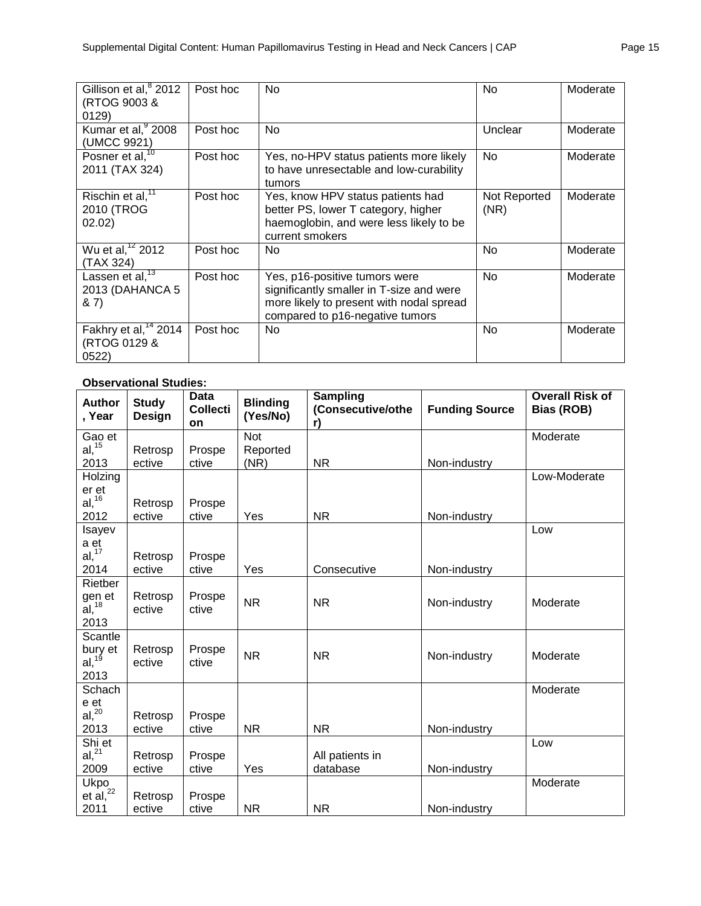| | | | | |
|---|---|---|---|---|
| Gillison et al,[8] 2012 (RTOG 9003 & 0129) | Post hoc | No | No | Moderate |
| Kumar et al,[9] 2008 (UMCC 9921) | Post hoc | No | Unclear | Moderate |
| Posner et al,[10] 2011 (TAX 324) | Post hoc | Yes, no-HPV status patients more likely to have unresectable and low-curability tumors | No | Moderate |
| Rischin et al,[11] 2010 (TROG 02.02) | Post hoc | Yes, know HPV status patients had better PS, lower T category, higher haemoglobin, and were less likely to be current smokers | Not Reported (NR) | Moderate |
| Wu et al,[12] 2012 (TAX 324) | Post hoc | No | No | Moderate |
| Lassen et al,[13] 2013 (DAHANCA 5 & 7) | Post hoc | Yes, p16-positive tumors were significantly smaller in T-size and were more likely to present with nodal spread compared to p16-negative tumors | No | Moderate |
| Fakhry et al,[14] 2014 (RTOG 0129 & 0522) | Post hoc | No | No | Moderate |

**Observational Studies:**

| Author, Year | Study Design | Data Collection | Blinding (Yes/No) | Sampling (Consecutive/other) | Funding Source | Overall Risk of Bias (ROB) |
|---|---|---|---|---|---|---|
| Gao et al,[15] 2013 | Retrospective | Prospective | Not Reported (NR) | NR | Non-industry | Moderate |
| Holzinger et al,[16] 2012 | Retrospective | Prospective | Yes | NR | Non-industry | Low-Moderate |
| Isayeva et al,[17] 2014 | Retrospective | Prospective | Yes | Consecutive | Non-industry | Low |
| Rietbergen et al,[18] 2013 | Retrospective | Prospective | NR | NR | Non-industry | Moderate |
| Scantlebury et al,[19] 2013 | Retrospective | Prospective | NR | NR | Non-industry | Moderate |
| Schache et al,[20] 2013 | Retrospective | Prospective | NR | NR | Non-industry | Moderate |
| Shi et al,[21] 2009 | Retrospective | Prospective | Yes | All patients in database | Non-industry | Low |
| Ukpo et al,[22] 2011 | Retrospective | Prospective | NR | NR | Non-industry | Moderate |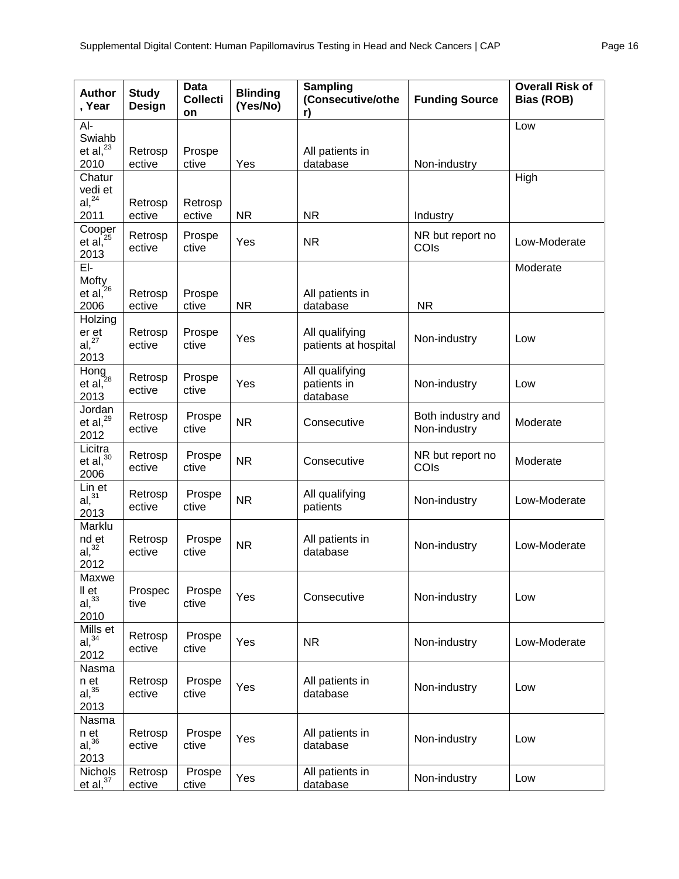| Author, Year | Study Design | Data Collection | Blinding (Yes/No) | Sampling (Consecutive/other) | Funding Source | Overall Risk of Bias (ROB) |
|---|---|---|---|---|---|---|
| Al-Swiahb et al,[23] 2010 | Retrospective | Prospective | Yes | All patients in database | Non-industry | Low |
| Chaturvedi et al,[24] 2011 | Retrospective | Retrospective | NR | NR | Industry | High |
| Cooper et al,[25] 2013 | Retrospective | Prospective | Yes | NR | NR but report no COIs | Low-Moderate |
| El-Mofty et al,[26] 2006 | Retrospective | Prospective | NR | All patients in database | NR | Moderate |
| Holzinger et al,[27] 2013 | Retrospective | Prospective | Yes | All qualifying patients at hospital | Non-industry | Low |
| Hong et al,[28] 2013 | Retrospective | Prospective | Yes | All qualifying patients in database | Non-industry | Low |
| Jordan et al,[29] 2012 | Retrospective | Prospective | NR | Consecutive | Both industry and Non-industry | Moderate |
| Licitra et al,[30] 2006 | Retrospective | Prospective | NR | Consecutive | NR but report no COIs | Moderate |
| Lin et al,[31] 2013 | Retrospective | Prospective | NR | All qualifying patients | Non-industry | Low-Moderate |
| Marklund et al,[32] 2012 | Retrospective | Prospective | NR | All patients in database | Non-industry | Low-Moderate |
| Maxwell et al,[33] 2010 | Prospective | Prospective | Yes | Consecutive | Non-industry | Low |
| Mills et al,[34] 2012 | Retrospective | Prospective | Yes | NR | Non-industry | Low-Moderate |
| Nasman et al,[35] 2013 | Retrospective | Prospective | Yes | All patients in database | Non-industry | Low |
| Nasman et al,[36] 2013 | Retrospective | Prospective | Yes | All patients in database | Non-industry | Low |
| Nichols et al,[37] | Retrospective | Prospective | Yes | All patients in database | Non-industry | Low |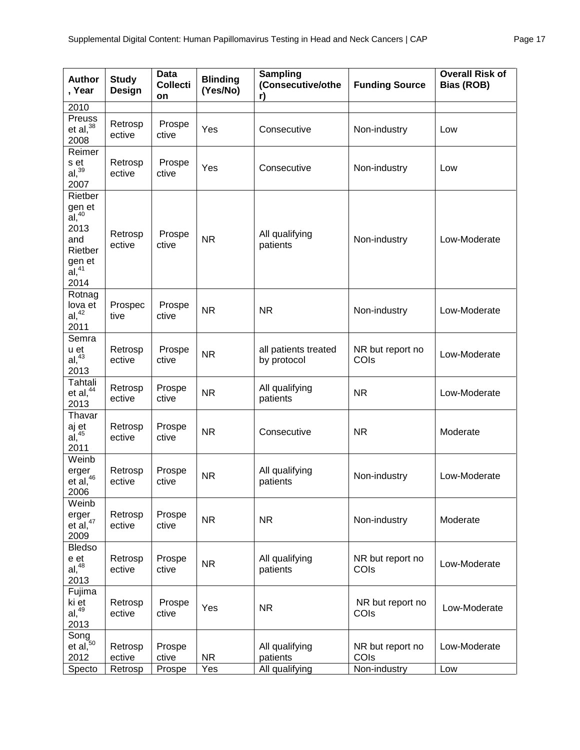| Author, Year | Study Design | Data Collection | Blinding (Yes/No) | Sampling (Consecutive/other) | Funding Source | Overall Risk of Bias (ROB) |
|---|---|---|---|---|---|---|
| 2010 | | | | | | |
| Preuss et al,[38] 2008 | Retrospective | Prospective | Yes | Consecutive | Non-industry | Low |
| Reimers et al,[39] 2007 | Retrospective | Prospective | Yes | Consecutive | Non-industry | Low |
| Rietbergen et al,[40] 2013 and Rietbergen et al,[41] 2014 | Retrospective | Prospective | NR | All qualifying patients | Non-industry | Low-Moderate |
| Rotnaglova et al,[42] 2011 | Prospective | Prospective | NR | NR | Non-industry | Low-Moderate |
| Semrau et al,[43] 2013 | Retrospective | Prospective | NR | all patients treated by protocol | NR but report no COIs | Low-Moderate |
| Tahtali et al,[44] 2013 | Retrospective | Prospective | NR | All qualifying patients | NR | Low-Moderate |
| Thavaraj et al,[45] 2011 | Retrospective | Prospective | NR | Consecutive | NR | Moderate |
| Weinberger et al,[46] 2006 | Retrospective | Prospective | NR | All qualifying patients | Non-industry | Low-Moderate |
| Weinberger et al,[47] 2009 | Retrospective | Prospective | NR | NR | Non-industry | Moderate |
| Bledsoe et al,[48] 2013 | Retrospective | Prospective | NR | All qualifying patients | NR but report no COIs | Low-Moderate |
| Fujimaki et al,[49] 2013 | Retrospective | Prospective | Yes | NR | NR but report no COIs | Low-Moderate |
| Song et al,[50] 2012 | Retrospective | Prospective | NR | All qualifying patients | NR but report no COIs | Low-Moderate |
| Specto | Retrosp | Prospe | Yes | All qualifying | Non-industry | Low |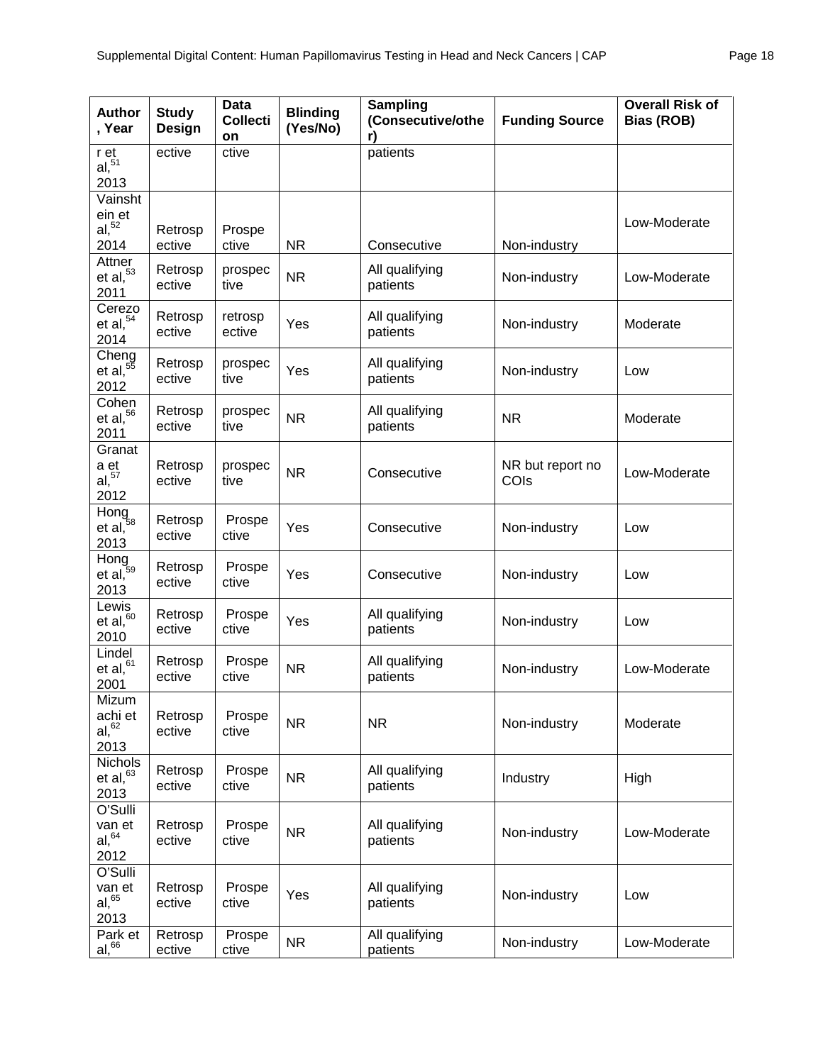| Author, Year | Study Design | Data Collection | Blinding (Yes/No) | Sampling (Consecutive/other) | Funding Source | Overall Risk of Bias (ROB) |
|---|---|---|---|---|---|---|
| r et al,[51] 2013 | ective | ctive | | patients | | |
| Vainshtein et al,[52] 2014 | Retrospective | Prospective | NR | Consecutive | Non-industry | Low-Moderate |
| Attner et al,[53] 2011 | Retrospective | prospective | NR | All qualifying patients | Non-industry | Low-Moderate |
| Cerezo et al,[54] 2014 | Retrospective | retrospective | Yes | All qualifying patients | Non-industry | Moderate |
| Cheng et al,[55] 2012 | Retrospective | prospective | Yes | All qualifying patients | Non-industry | Low |
| Cohen et al,[56] 2011 | Retrospective | prospective | NR | All qualifying patients | NR | Moderate |
| Granata et al,[57] 2012 | Retrospective | prospective | NR | Consecutive | NR but report no COIs | Low-Moderate |
| Hong et al,[58] 2013 | Retrospective | Prospective | Yes | Consecutive | Non-industry | Low |
| Hong et al,[59] 2013 | Retrospective | Prospective | Yes | Consecutive | Non-industry | Low |
| Lewis et al,[60] 2010 | Retrospective | Prospective | Yes | All qualifying patients | Non-industry | Low |
| Lindel et al,[61] 2001 | Retrospective | Prospective | NR | All qualifying patients | Non-industry | Low-Moderate |
| Mizumachi et al,[62] 2013 | Retrospective | Prospective | NR | NR | Non-industry | Moderate |
| Nichols et al,[63] 2013 | Retrospective | Prospective | NR | All qualifying patients | Industry | High |
| O'Sullivan et al,[64] 2012 | Retrospective | Prospective | NR | All qualifying patients | Non-industry | Low-Moderate |
| O'Sullivan et al,[65] 2013 | Retrospective | Prospective | Yes | All qualifying patients | Non-industry | Low |
| Park et al,[66] | Retrospective | Prospective | NR | All qualifying patients | Non-industry | Low-Moderate |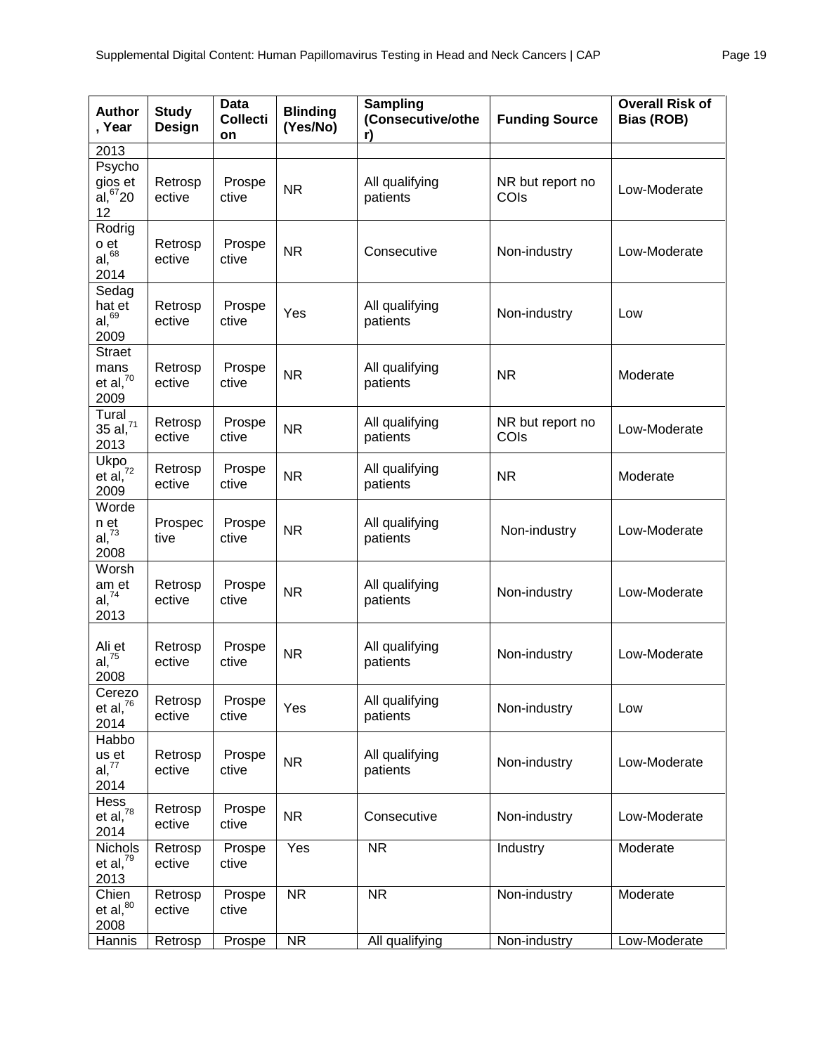| Author, Year | Study Design | Data Collection | Blinding (Yes/No) | Sampling (Consecutive/other) | Funding Source | Overall Risk of Bias (ROB) |
|---|---|---|---|---|---|---|
| 2013 | | | | | | |
| Psychogios et al,[67] 2012 | Retrospective | Prospective | NR | All qualifying patients | NR but report no COIs | Low-Moderate |
| Rodrigo et al,[68] 2014 | Retrospective | Prospective | NR | Consecutive | Non-industry | Low-Moderate |
| Sedaghat et al,[69] 2009 | Retrospective | Prospective | Yes | All qualifying patients | Non-industry | Low |
| Straetmans et al,[70] 2009 | Retrospective | Prospective | NR | All qualifying patients | NR | Moderate |
| Tural 35 al,[71] 2013 | Retrospective | Prospective | NR | All qualifying patients | NR but report no COIs | Low-Moderate |
| Ukpo et al,[72] 2009 | Retrospective | Prospective | NR | All qualifying patients | NR | Moderate |
| Worden et al,[73] 2008 | Prospective | Prospective | NR | All qualifying patients | Non-industry | Low-Moderate |
| Worsham et al,[74] 2013 | Retrospective | Prospective | NR | All qualifying patients | Non-industry | Low-Moderate |
| Ali et al,[75] 2008 | Retrospective | Prospective | NR | All qualifying patients | Non-industry | Low-Moderate |
| Cerezo et al,[76] 2014 | Retrospective | Prospective | Yes | All qualifying patients | Non-industry | Low |
| Habbous et al,[77] 2014 | Retrospective | Prospective | NR | All qualifying patients | Non-industry | Low-Moderate |
| Hess et al,[78] 2014 | Retrospective | Prospective | NR | Consecutive | Non-industry | Low-Moderate |
| Nichols et al,[79] 2013 | Retrospective | Prospective | Yes | NR | Industry | Moderate |
| Chien et al,[80] 2008 | Retrospective | Prospective | NR | NR | Non-industry | Moderate |
| Hannis | Retrosp | Prospe | NR | All qualifying | Non-industry | Low-Moderate |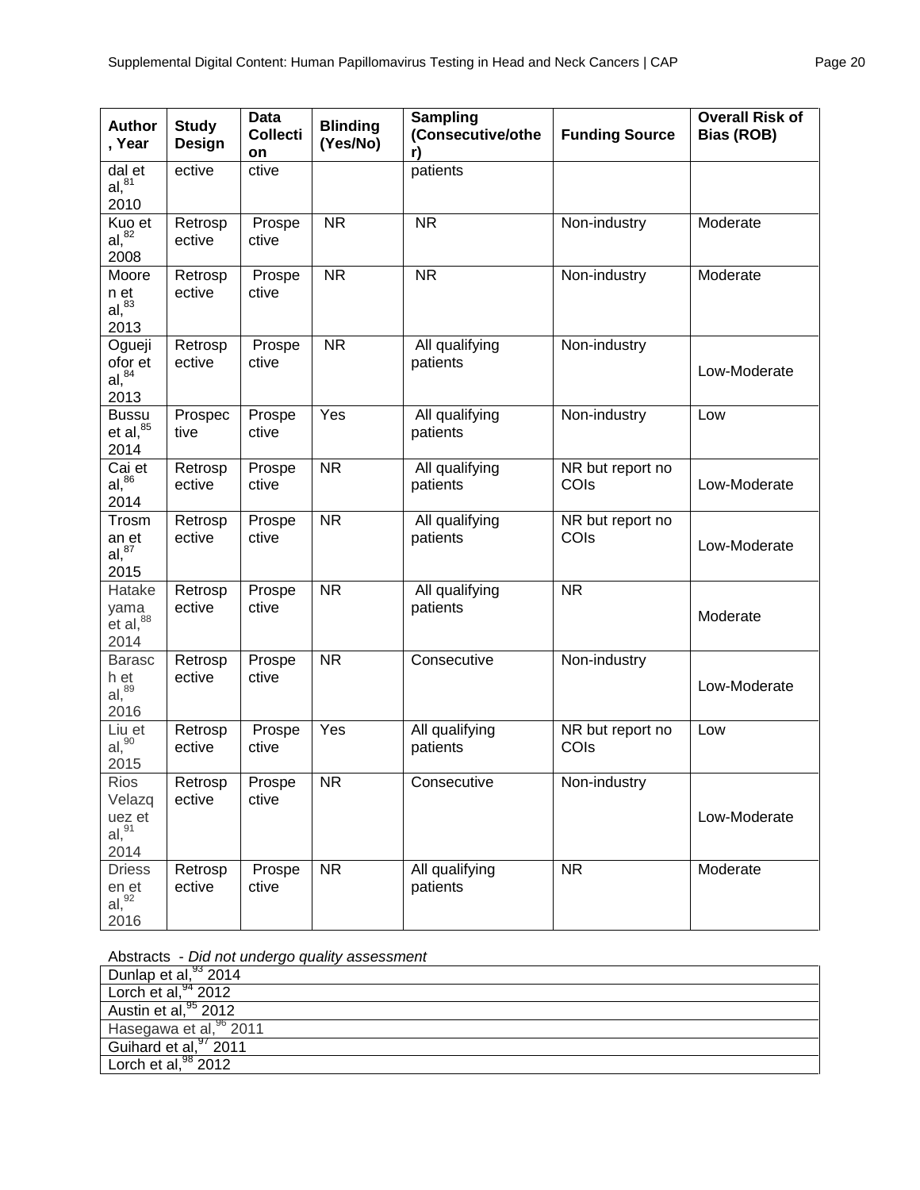| Author, Year | Study Design | Data Collection | Blinding (Yes/No) | Sampling (Consecutive/other) | Funding Source | Overall Risk of Bias (ROB) |
|---|---|---|---|---|---|---|
| dal et al,[81] 2010 | ective | ctive | | patients | | |
| Kuo et al,[82] 2008 | Retrospective | Prospective | NR | NR | Non-industry | Moderate |
| Mooren et al,[83] 2013 | Retrospective | Prospective | NR | NR | Non-industry | Moderate |
| Ogueji ofor et al,[84] 2013 | Retrospective | Prospective | NR | All qualifying patients | Non-industry | Low-Moderate |
| Bussu et al,[85] 2014 | Prospective | Prospective | Yes | All qualifying patients | Non-industry | Low |
| Cai et al,[86] 2014 | Retrospective | Prospective | NR | All qualifying patients | NR but report no COIs | Low-Moderate |
| Trosman et al,[87] 2015 | Retrospective | Prospective | NR | All qualifying patients | NR but report no COIs | Low-Moderate |
| Hatakeyama et al,[88] 2014 | Retrospective | Prospective | NR | All qualifying patients | NR | Moderate |
| Barasch et al,[89] 2016 | Retrospective | Prospective | NR | Consecutive | Non-industry | Low-Moderate |
| Liu et al,[90] 2015 | Retrospective | Prospective | Yes | All qualifying patients | NR but report no COIs | Low |
| Rios Velazquez et al,[91] 2014 | Retrospective | Prospective | NR | Consecutive | Non-industry | Low-Moderate |
| Driessen et al,[92] 2016 | Retrospective | Prospective | NR | All qualifying patients | NR | Moderate |

Abstracts - *Did not undergo quality assessment*

| |
|---|
| Dunlap et al,[93] 2014 |
| Lorch et al,[94] 2012 |
| Austin et al,[95] 2012 |
| Hasegawa et al,[96] 2011 |
| Guihard et al,[97] 2011 |
| Lorch et al,[98] 2012 |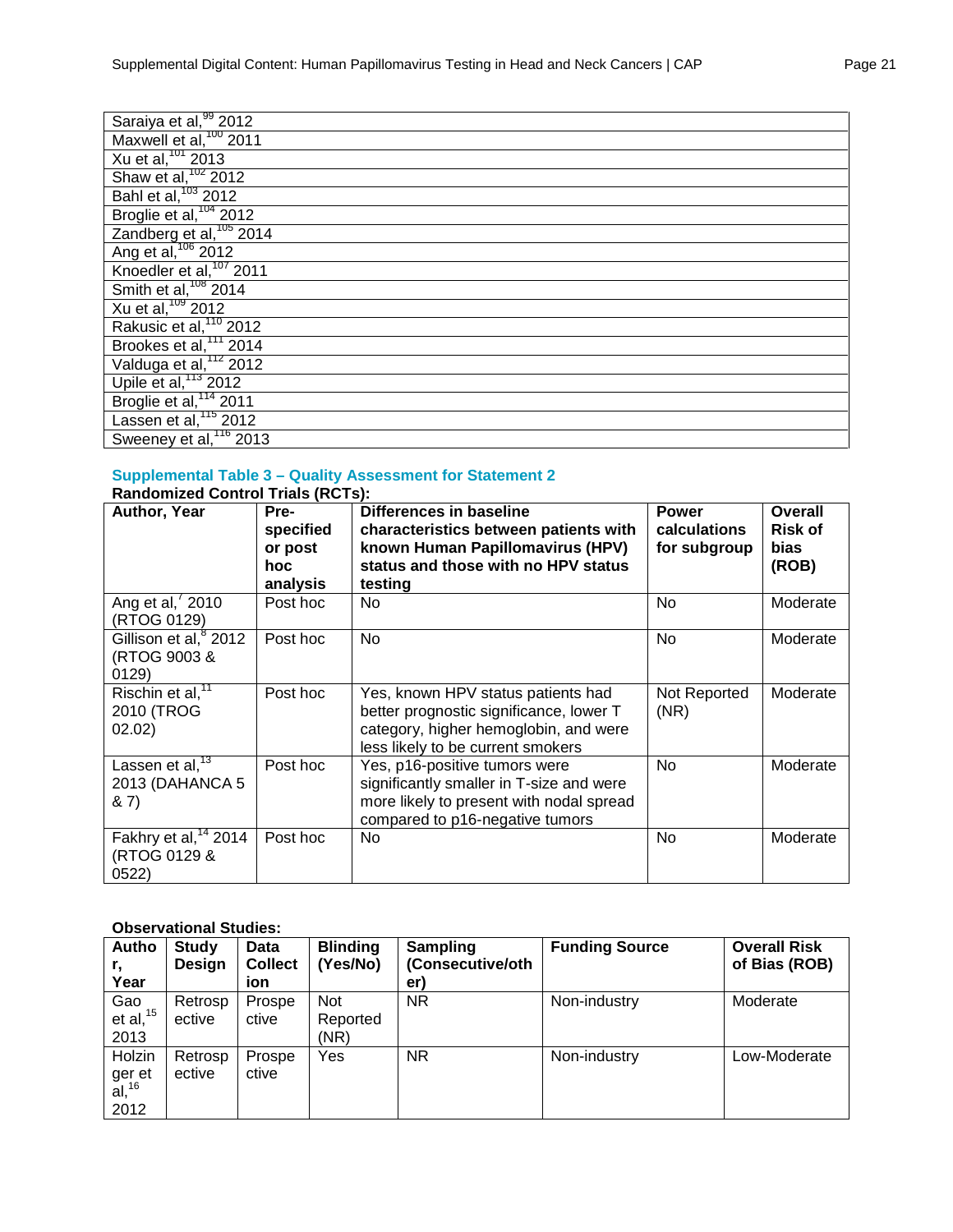| |
|---|
| Saraiya et al,[99] 2012 |
| Maxwell et al,[100] 2011 |
| Xu et al,[101] 2013 |
| Shaw et al,[102] 2012 |
| Bahl et al,[103] 2012 |
| Broglie et al,[104] 2012 |
| Zandberg et al,[105] 2014 |
| Ang et al,[106] 2012 |
| Knoedler et al,[107] 2011 |
| Smith et al,[108] 2014 |
| Xu et al,[109] 2012 |
| Rakusic et al,[110] 2012 |
| Brookes et al,[111] 2014 |
| Valduga et al,[112] 2012 |
| Upile et al,[113] 2012 |
| Broglie et al,[114] 2011 |
| Lassen et al,[115] 2012 |
| Sweeney et al,[116] 2013 |

## Supplemental Table 3 – Quality Assessment for Statement 2

**Randomized Control Trials (RCTs):**

| Author, Year | Pre-specified or post hoc analysis | Differences in baseline characteristics between patients with known Human Papillomavirus (HPV) status and those with no HPV status testing | Power calculations for subgroup | Overall Risk of bias (ROB) |
|---|---|---|---|---|
| Ang et al,[7] 2010 (RTOG 0129) | Post hoc | No | No | Moderate |
| Gillison et al,[8] 2012 (RTOG 9003 & 0129) | Post hoc | No | No | Moderate |
| Rischin et al,[11] 2010 (TROG 02.02) | Post hoc | Yes, known HPV status patients had better prognostic significance, lower T category, higher hemoglobin, and were less likely to be current smokers | Not Reported (NR) | Moderate |
| Lassen et al,[13] 2013 (DAHANCA 5 & 7) | Post hoc | Yes, p16-positive tumors were significantly smaller in T-size and were more likely to present with nodal spread compared to p16-negative tumors | No | Moderate |
| Fakhry et al,[14] 2014 (RTOG 0129 & 0522) | Post hoc | No | No | Moderate |

**Observational Studies:**

| Author, Year | Study Design | Data Collection | Blinding (Yes/No) | Sampling (Consecutive/other) | Funding Source | Overall Risk of Bias (ROB) |
|---|---|---|---|---|---|---|
| Gao et al,[15] 2013 | Retrospective | Prospective | Not Reported (NR) | NR | Non-industry | Moderate |
| Holzinger et al,[16] 2012 | Retrospective | Prospective | Yes | NR | Non-industry | Low-Moderate |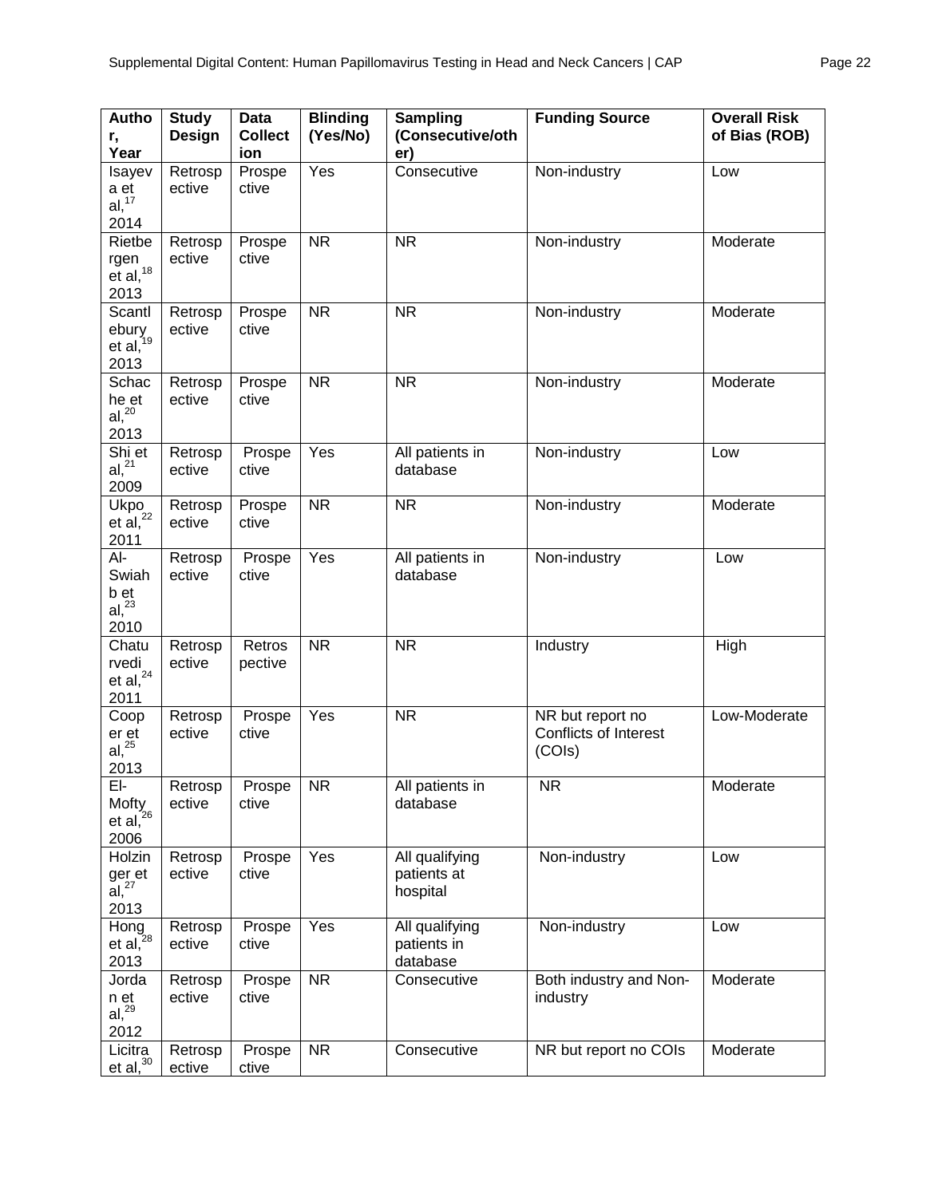| Author, Year | Study Design | Data Collection | Blinding (Yes/No) | Sampling (Consecutive/other) | Funding Source | Overall Risk of Bias (ROB) |
|---|---|---|---|---|---|---|
| Isayeva et al,[17] 2014 | Retrospective | Prospective | Yes | Consecutive | Non-industry | Low |
| Rietbergen et al,[18] 2013 | Retrospective | Prospective | NR | NR | Non-industry | Moderate |
| Scantlebury et al,[19] 2013 | Retrospective | Prospective | NR | NR | Non-industry | Moderate |
| Schache et al,[20] 2013 | Retrospective | Prospective | NR | NR | Non-industry | Moderate |
| Shi et al,[21] 2009 | Retrospective | Prospective | Yes | All patients in database | Non-industry | Low |
| Ukpo et al,[22] 2011 | Retrospective | Prospective | NR | NR | Non-industry | Moderate |
| Al-Swiahb et al,[23] 2010 | Retrospective | Prospective | Yes | All patients in database | Non-industry | Low |
| Chaturvedi et al,[24] 2011 | Retrospective | Retrospective | NR | NR | Industry | High |
| Cooper et al,[25] 2013 | Retrospective | Prospective | Yes | NR | NR but report no Conflicts of Interest (COIs) | Low-Moderate |
| El-Mofty et al,[26] 2006 | Retrospective | Prospective | NR | All patients in database | NR | Moderate |
| Holzinger et al,[27] 2013 | Retrospective | Prospective | Yes | All qualifying patients at hospital | Non-industry | Low |
| Hong et al,[28] 2013 | Retrospective | Prospective | Yes | All qualifying patients in database | Non-industry | Low |
| Jordan et al,[29] 2012 | Retrospective | Prospective | NR | Consecutive | Both industry and Non-industry | Moderate |
| Licitra et al,[30] | Retrospective | Prospective | NR | Consecutive | NR but report no COIs | Moderate |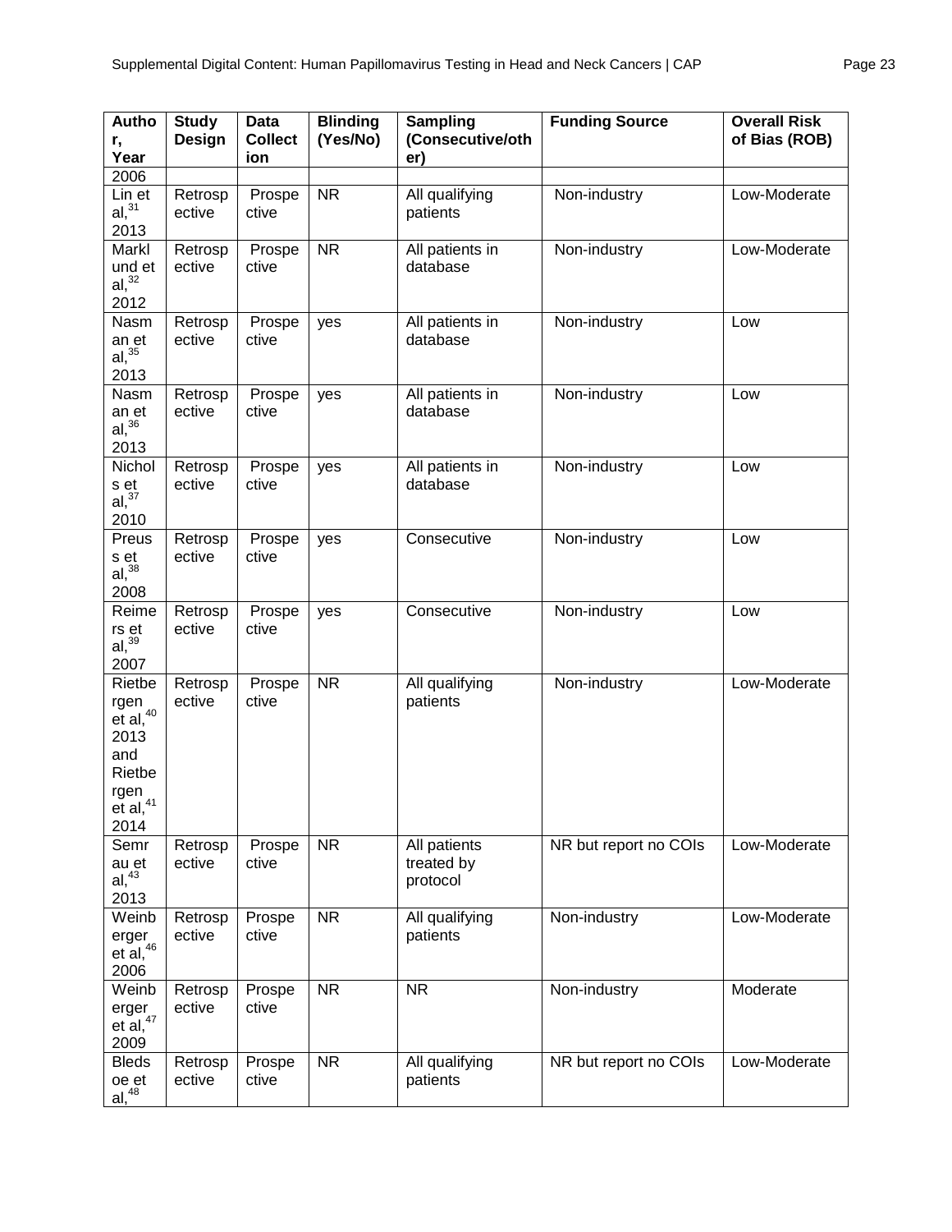| Author, Year | Study Design | Data Collection | Blinding (Yes/No) | Sampling (Consecutive/other) | Funding Source | Overall Risk of Bias (ROB) |
|---|---|---|---|---|---|---|
| 2006 | | | | | | |
| Lin et al,[31] 2013 | Retrospective | Prospective | NR | All qualifying patients | Non-industry | Low-Moderate |
| Marklund et al,[32] 2012 | Retrospective | Prospective | NR | All patients in database | Non-industry | Low-Moderate |
| Nasman et al,[35] 2013 | Retrospective | Prospective | yes | All patients in database | Non-industry | Low |
| Nasman et al,[36] 2013 | Retrospective | Prospective | yes | All patients in database | Non-industry | Low |
| Nichols et al,[37] 2010 | Retrospective | Prospective | yes | All patients in database | Non-industry | Low |
| Preuss et al,[38] 2008 | Retrospective | Prospective | yes | Consecutive | Non-industry | Low |
| Reimers et al,[39] 2007 | Retrospective | Prospective | yes | Consecutive | Non-industry | Low |
| Rietbergen et al,[40] 2013 and Rietbergen et al,[41] 2014 | Retrospective | Prospective | NR | All qualifying patients | Non-industry | Low-Moderate |
| Semrau et al,[43] 2013 | Retrospective | Prospective | NR | All patients treated by protocol | NR but report no COIs | Low-Moderate |
| Weinberger et al,[46] 2006 | Retrospective | Prospective | NR | All qualifying patients | Non-industry | Low-Moderate |
| Weinberger et al,[47] 2009 | Retrospective | Prospective | NR | NR | Non-industry | Moderate |
| Bledsoe et al,[48] | Retrospective | Prospective | NR | All qualifying patients | NR but report no COIs | Low-Moderate |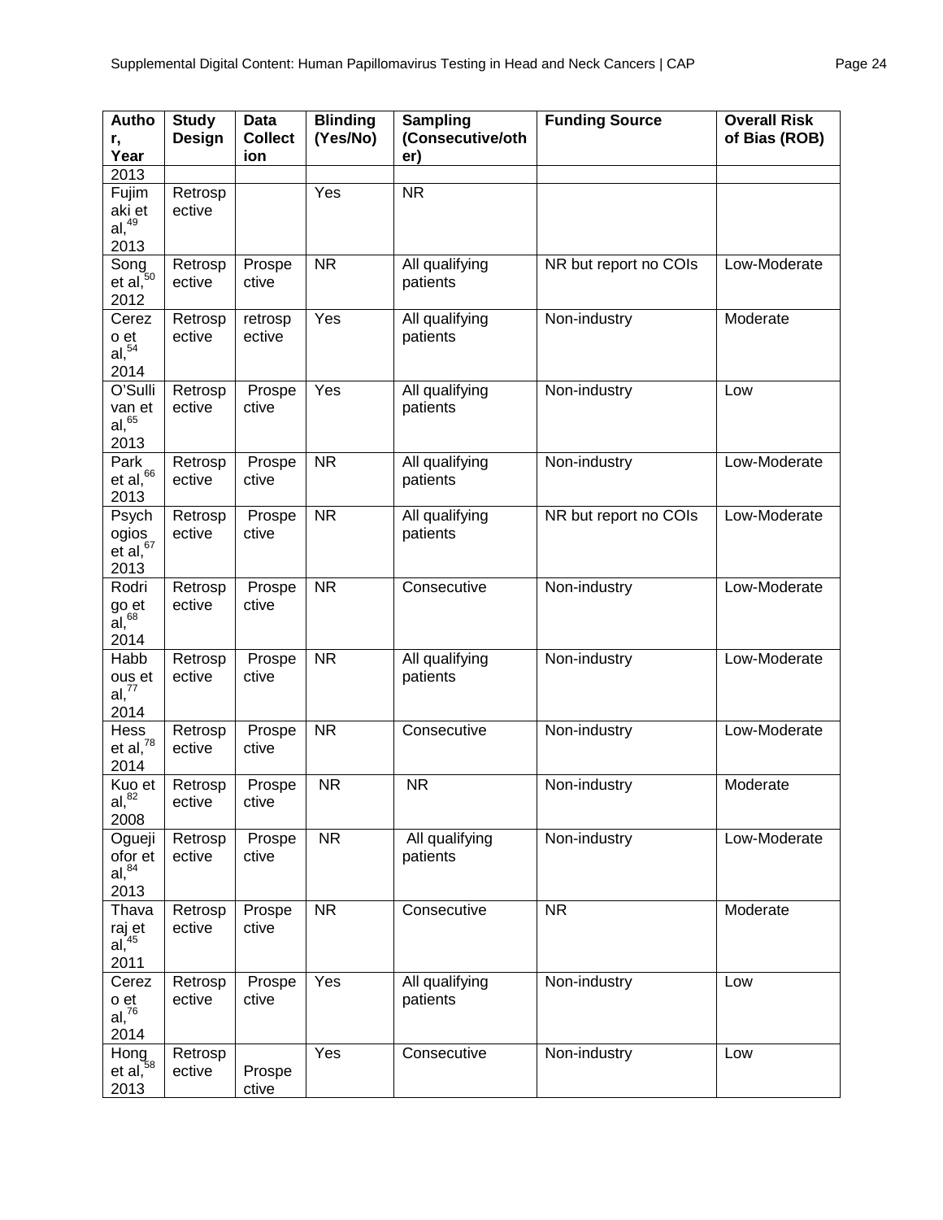| Author, Year | Study Design | Data Collection | Blinding (Yes/No) | Sampling (Consecutive/other) | Funding Source | Overall Risk of Bias (ROB) |
|---|---|---|---|---|---|---|
| 2013 | | | | | | |
| Fujimaki et al,[49] 2013 | Retrospective | | Yes | NR | | |
| Song et al,[50] 2012 | Retrospective | Prospective | NR | All qualifying patients | NR but report no COIs | Low-Moderate |
| Cerezo et al,[54] 2014 | Retrospective | retrospective | Yes | All qualifying patients | Non-industry | Moderate |
| O'Sullivan et al,[65] 2013 | Retrospective | Prospective | Yes | All qualifying patients | Non-industry | Low |
| Park et al,[66] 2013 | Retrospective | Prospective | NR | All qualifying patients | Non-industry | Low-Moderate |
| Psychogios et al,[67] 2013 | Retrospective | Prospective | NR | All qualifying patients | NR but report no COIs | Low-Moderate |
| Rodrigo et al,[68] 2014 | Retrospective | Prospective | NR | Consecutive | Non-industry | Low-Moderate |
| Habbous et al,[77] 2014 | Retrospective | Prospective | NR | All qualifying patients | Non-industry | Low-Moderate |
| Hess et al,[78] 2014 | Retrospective | Prospective | NR | Consecutive | Non-industry | Low-Moderate |
| Kuo et al,[82] 2008 | Retrospective | Prospective | NR | NR | Non-industry | Moderate |
| Oguejiofor et al,[84] 2013 | Retrospective | Prospective | NR | All qualifying patients | Non-industry | Low-Moderate |
| Thavaraj et al,[45] 2011 | Retrospective | Prospective | NR | Consecutive | NR | Moderate |
| Cerezo et al,[76] 2014 | Retrospective | Prospective | Yes | All qualifying patients | Non-industry | Low |
| Hong et al,[58] 2013 | Retrospective | Prospective | Yes | Consecutive | Non-industry | Low |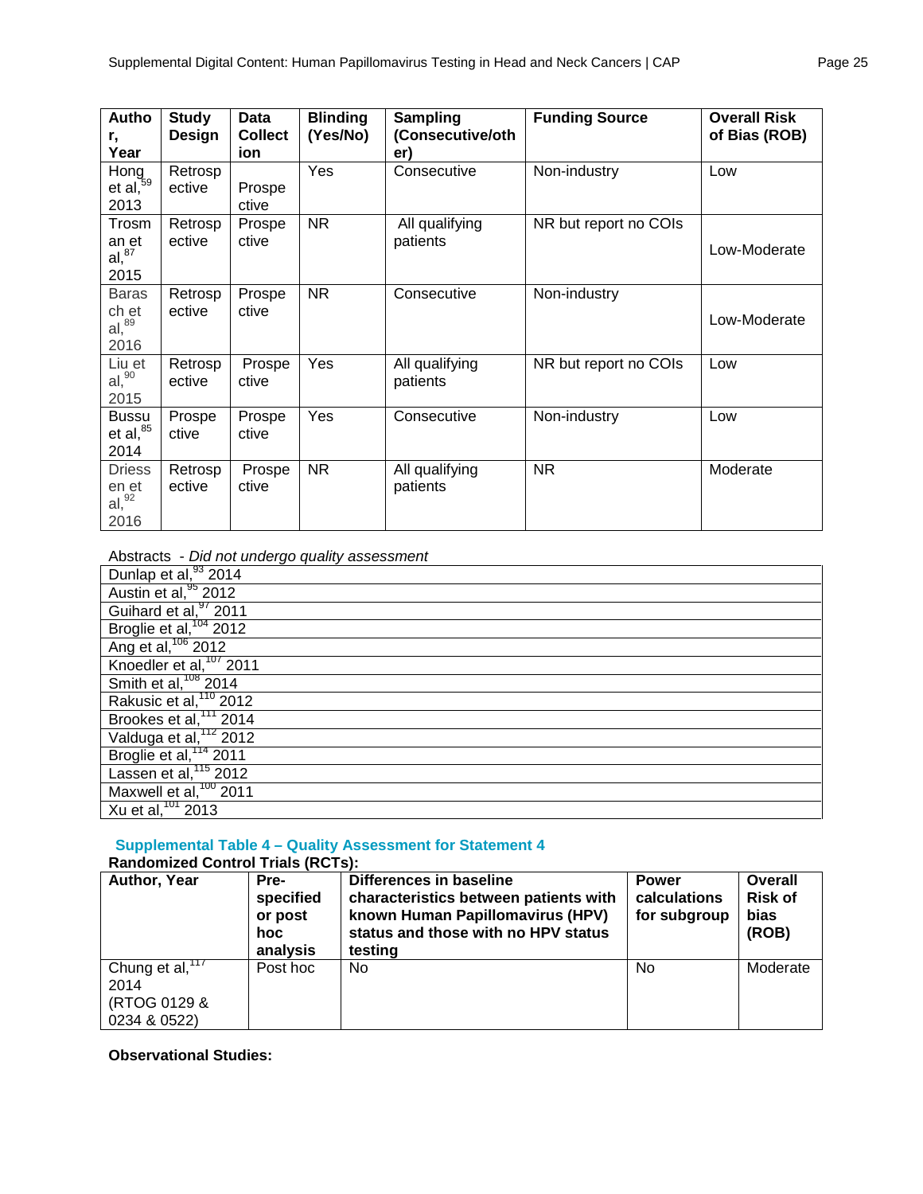| Author, Year | Study Design | Data Collection | Blinding (Yes/No) | Sampling (Consecutive/other) | Funding Source | Overall Risk of Bias (ROB) |
|---|---|---|---|---|---|---|
| Hong et al,[59] 2013 | Retrospective | Prospective | Yes | Consecutive | Non-industry | Low |
| Trosman et al,[87] 2015 | Retrospective | Prospective | NR | All qualifying patients | NR but report no COIs | Low-Moderate |
| Baraschet al,[89] 2016 | Retrospective | Prospective | NR | Consecutive | Non-industry | Low-Moderate |
| Liu et al,[90] 2015 | Retrospective | Prospective | Yes | All qualifying patients | NR but report no COIs | Low |
| Bussu et al,[85] 2014 | Prospective | Prospective | Yes | Consecutive | Non-industry | Low |
| Driessen et al,[92] 2016 | Retrospective | Prospective | NR | All qualifying patients | NR | Moderate |

Abstracts - *Did not undergo quality assessment*

| |
|---|
| Dunlap et al,[93] 2014 |
| Austin et al,[95] 2012 |
| Guihard et al,[97] 2011 |
| Broglie et al,[104] 2012 |
| Ang et al,[106] 2012 |
| Knoedler et al,[107] 2011 |
| Smith et al,[108] 2014 |
| Rakusic et al,[110] 2012 |
| Brookes et al,[111] 2014 |
| Valduga et al,[112] 2012 |
| Broglie et al,[114] 2011 |
| Lassen et al,[115] 2012 |
| Maxwell et al,[100] 2011 |
| Xu et al,[101] 2013 |

## Supplemental Table 4 – Quality Assessment for Statement 4

**Randomized Control Trials (RCTs):**

| Author, Year | Pre-specified or post hoc analysis | Differences in baseline characteristics between patients with known Human Papillomavirus (HPV) status and those with no HPV status testing | Power calculations for subgroup | Overall Risk of bias (ROB) |
|---|---|---|---|---|
| Chung et al,[117] 2014 (RTOG 0129 & 0234 & 0522) | Post hoc | No | No | Moderate |

**Observational Studies:**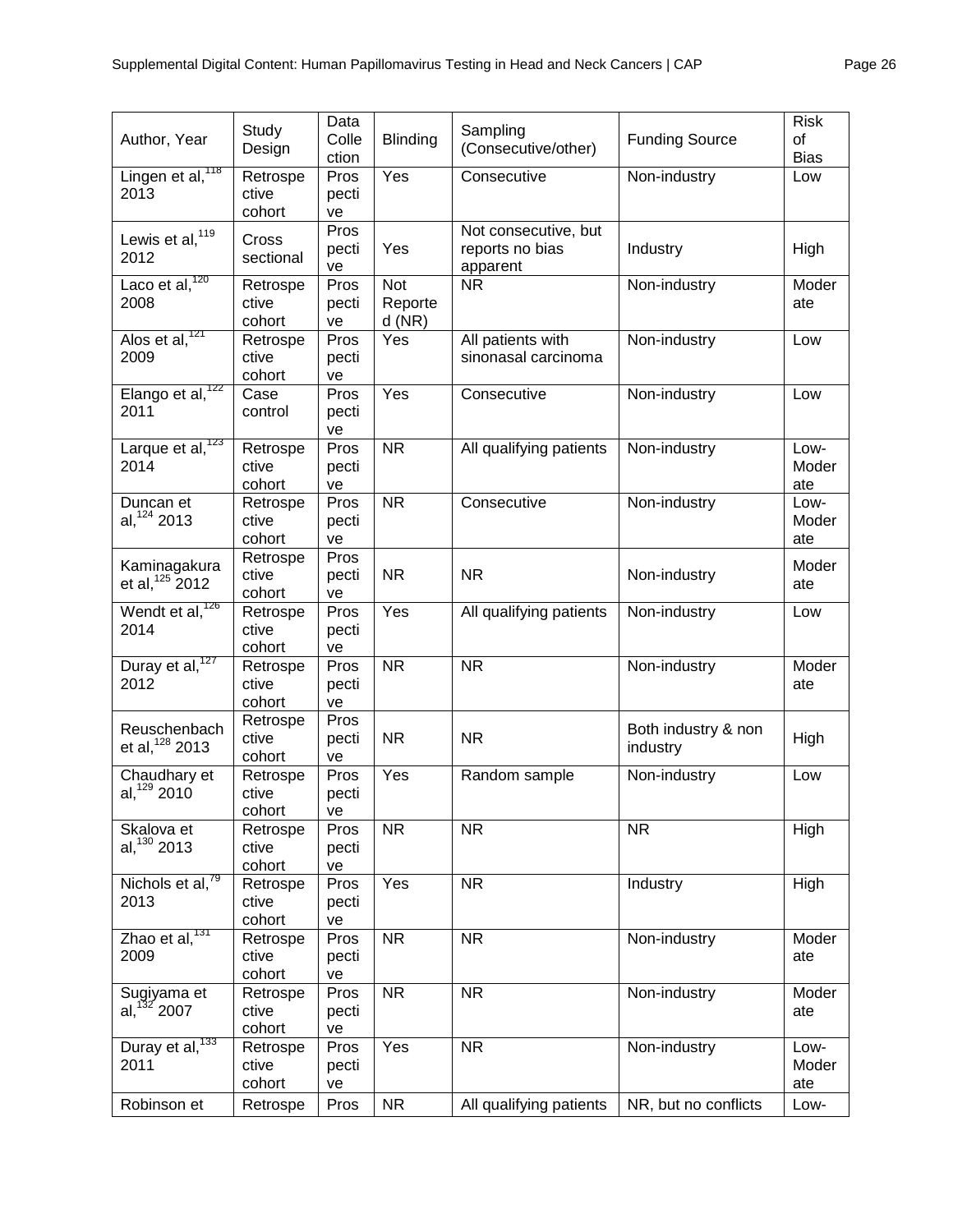| Author, Year | Study Design | Data Collection | Blinding | Sampling (Consecutive/other) | Funding Source | Risk of Bias |
| --- | --- | --- | --- | --- | --- | --- |
| Lingen et al,[118] 2013 | Retrospective cohort | Prospective | Yes | Consecutive | Non-industry | Low |
| Lewis et al,[119] 2012 | Cross sectional | Prospective | Yes | Not consecutive, but reports no bias apparent | Industry | High |
| Laco et al,[120] 2008 | Retrospective cohort | Prospective | Not Reported (NR) | NR | Non-industry | Moderate |
| Alos et al,[121] 2009 | Retrospective cohort | Prospective | Yes | All patients with sinonasal carcinoma | Non-industry | Low |
| Elango et al,[122] 2011 | Case control | Prospective | Yes | Consecutive | Non-industry | Low |
| Larque et al,[123] 2014 | Retrospective cohort | Prospective | NR | All qualifying patients | Non-industry | Low-Moderate |
| Duncan et al,[124] 2013 | Retrospective cohort | Prospective | NR | Consecutive | Non-industry | Low-Moderate |
| Kaminagakura et al,[125] 2012 | Retrospective cohort | Prospective | NR | NR | Non-industry | Moderate |
| Wendt et al,[126] 2014 | Retrospective cohort | Prospective | Yes | All qualifying patients | Non-industry | Low |
| Duray et al,[127] 2012 | Retrospective cohort | Prospective | NR | NR | Non-industry | Moderate |
| Reuschenbach et al,[128] 2013 | Retrospective cohort | Prospective | NR | NR | Both industry & non industry | High |
| Chaudhary et al,[129] 2010 | Retrospective cohort | Prospective | Yes | Random sample | Non-industry | Low |
| Skalova et al,[130] 2013 | Retrospective cohort | Prospective | NR | NR | NR | High |
| Nichols et al,[79] 2013 | Retrospective cohort | Prospective | Yes | NR | Industry | High |
| Zhao et al,[131] 2009 | Retrospective cohort | Prospective | NR | NR | Non-industry | Moderate |
| Sugiyama et al,[132] 2007 | Retrospective cohort | Prospective | NR | NR | Non-industry | Moderate |
| Duray et al,[133] 2011 | Retrospective cohort | Prospective | Yes | NR | Non-industry | Low-Moderate |
| Robinson et | Retrospe | Pros | NR | All qualifying patients | NR, but no conflicts | Low- |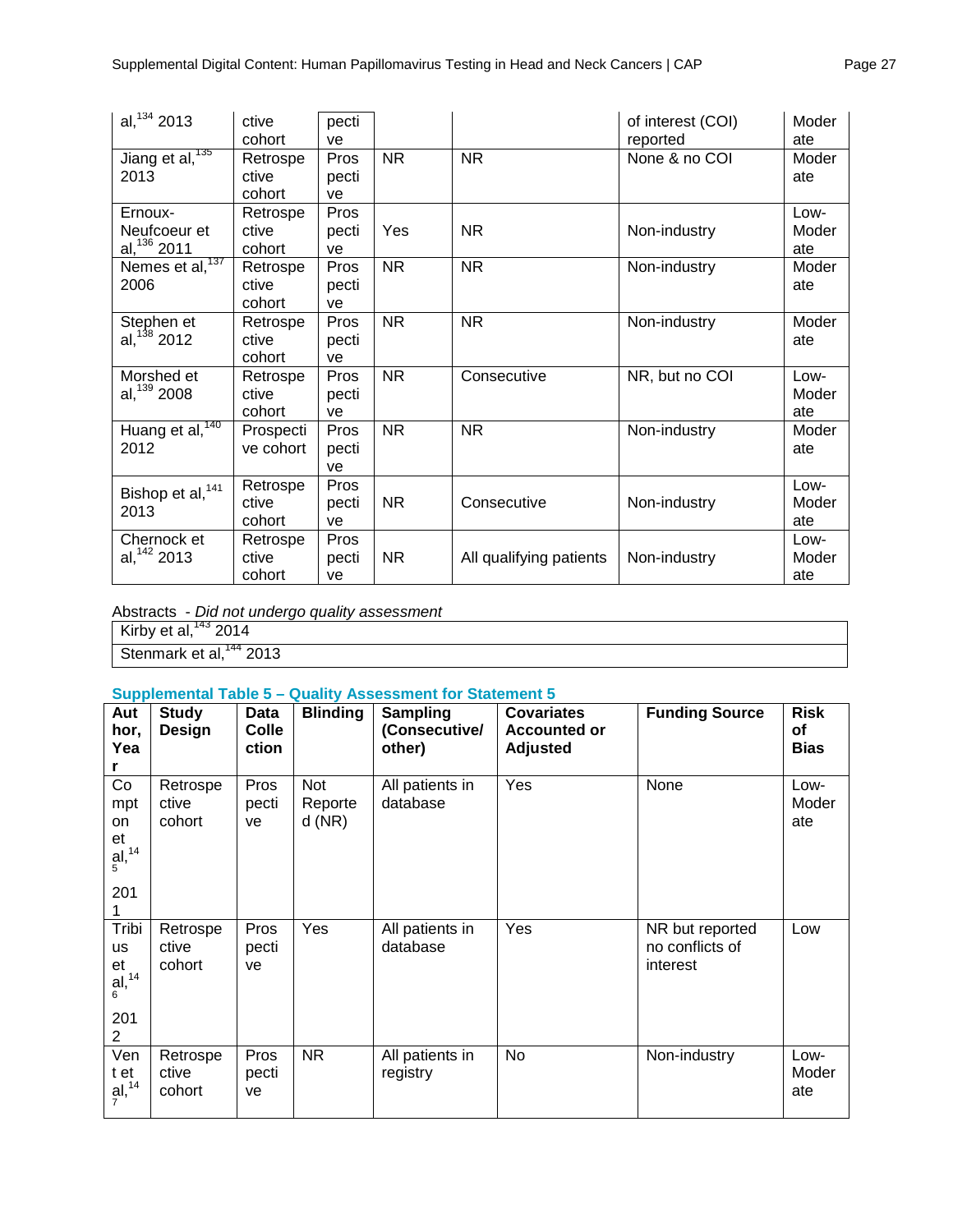| | | | | | | |
|---|---|---|---|---|---|---|
| al,[134] 2013 | Retrospective cohort | Prospective | | | of interest (COI) reported | Moderate |
| Jiang et al,[135] 2013 | Retrospective cohort | Prospective | NR | NR | None & no COI | Moderate |
| Ernoux-Neufcoeur et al,[136] 2011 | Retrospective cohort | Prospective | Yes | NR | Non-industry | Low-Moderate |
| Nemes et al,[137] 2006 | Retrospective cohort | Prospective | NR | NR | Non-industry | Moderate |
| Stephen et al,[138] 2012 | Retrospective cohort | Prospective | NR | NR | Non-industry | Moderate |
| Morshed et al,[139] 2008 | Retrospective cohort | Prospective | NR | Consecutive | NR, but no COI | Low-Moderate |
| Huang et al,[140] 2012 | Prospective cohort | Prospective | NR | NR | Non-industry | Moderate |
| Bishop et al,[141] 2013 | Retrospective cohort | Prospective | NR | Consecutive | Non-industry | Low-Moderate |
| Chernock et al,[142] 2013 | Retrospective cohort | Prospective | NR | All qualifying patients | Non-industry | Low-Moderate |

Abstracts - *Did not undergo quality assessment*

| |
|---|
| Kirby et al,[143] 2014 |
| Stenmark et al,[144] 2013 |

### Supplemental Table 5 – Quality Assessment for Statement 5

| Author, Year | Study Design | Data Collection | Blinding | Sampling (Consecutive/ other) | Covariates Accounted or Adjusted | Funding Source | Risk of Bias |
|---|---|---|---|---|---|---|---|
| Compton et al,[145] 2011 | Retrospective cohort | Prospective | Not Reported (NR) | All patients in database | Yes | None | Low-Moderate |
| Tribius et al,[146] 2012 | Retrospective cohort | Prospective | Yes | All patients in database | Yes | NR but reported no conflicts of interest | Low |
| Vent et al,[147] | Retrospective cohort | Prospective | NR | All patients in registry | No | Non-industry | Low-Moderate |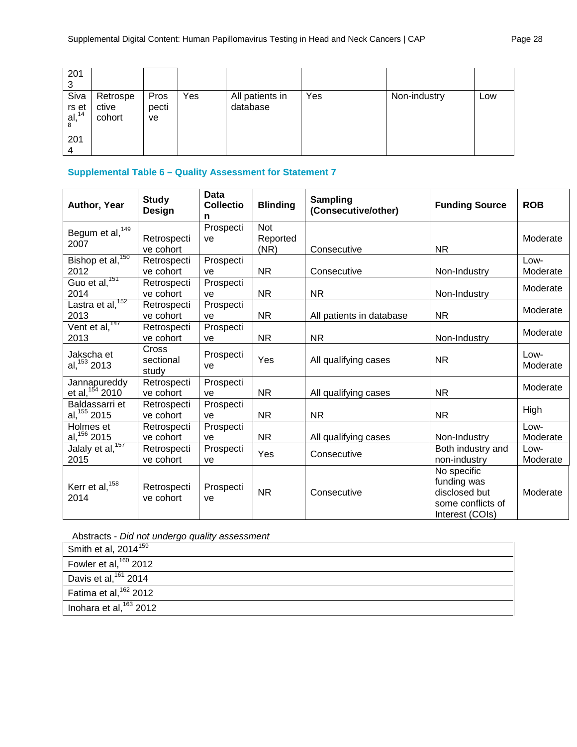| | | | | | | | |
|---|---|---|---|---|---|---|---|
| 2013 | | | | | | | |
| Sivars et al,[148] 2014 | Retrospective cohort | Prospective | Yes | All patients in database | Yes | Non-industry | Low |

### Supplemental Table 6 – Quality Assessment for Statement 7

| Author, Year | Study Design | Data Collection | Blinding | Sampling (Consecutive/other) | Funding Source | ROB |
|---|---|---|---|---|---|---|
| Begum et al,[149] 2007 | Retrospective cohort | Prospective | Not Reported (NR) | Consecutive | NR | Moderate |
| Bishop et al,[150] 2012 | Retrospective cohort | Prospective | NR | Consecutive | Non-Industry | Low-Moderate |
| Guo et al,[151] 2014 | Retrospective cohort | Prospective | NR | NR | Non-Industry | Moderate |
| Lastra et al,[152] 2013 | Retrospective cohort | Prospective | NR | All patients in database | NR | Moderate |
| Vent et al,[147] 2013 | Retrospective cohort | Prospective | NR | NR | Non-Industry | Moderate |
| Jakscha et al,[153] 2013 | Cross sectional study | Prospective | Yes | All qualifying cases | NR | Low-Moderate |
| Jannapureddy et al,[154] 2010 | Retrospective cohort | Prospective | NR | All qualifying cases | NR | Moderate |
| Baldassarri et al,[155] 2015 | Retrospective cohort | Prospective | NR | NR | NR | High |
| Holmes et al,[156] 2015 | Retrospective cohort | Prospective | NR | All qualifying cases | Non-Industry | Low-Moderate |
| Jalaly et al,[157] 2015 | Retrospective cohort | Prospective | Yes | Consecutive | Both industry and non-industry | Low-Moderate |
| Kerr et al,[158] 2014 | Retrospective cohort | Prospective | NR | Consecutive | No specific funding was disclosed but some conflicts of Interest (COIs) | Moderate |

Abstracts - *Did not undergo quality assessment*

| |
|---|
| Smith et al, 2014[159] |
| Fowler et al,[160] 2012 |
| Davis et al,[161] 2014 |
| Fatima et al,[162] 2012 |
| Inohara et al,[163] 2012 |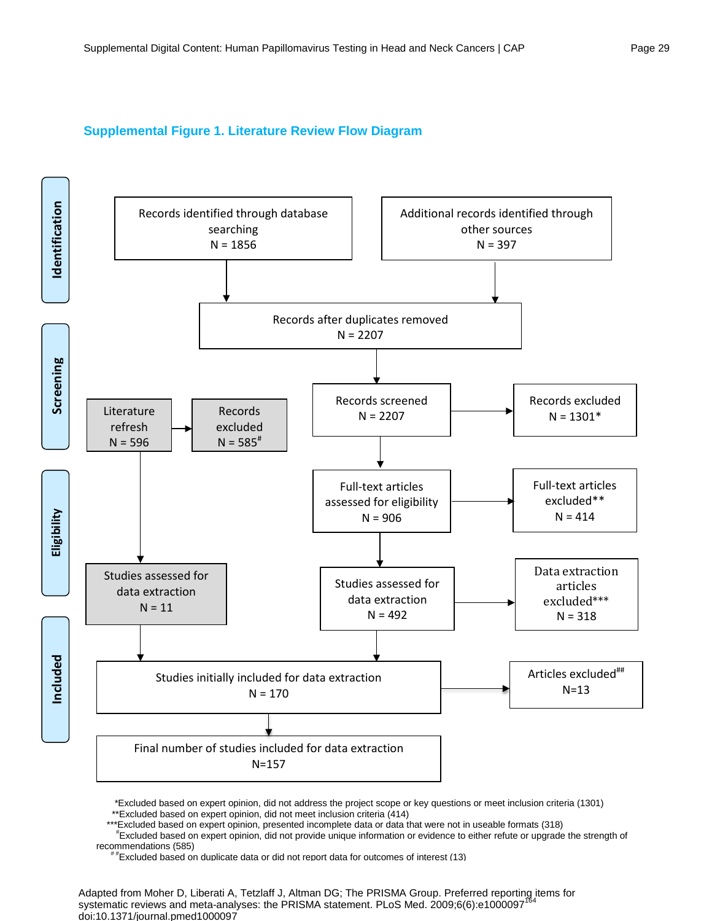## Supplemental Figure 1. Literature Review Flow Diagram

**Identification**

- Records identified through database searching N = 1856
- Additional records identified through other sources N = 397

**Screening**

- Records after duplicates removed N = 2207
- Records screened N = 2207 → Records excluded N = 1301*
- Literature refresh N = 596 → Records excluded N = 585#

**Eligibility**

- Full-text articles assessed for eligibility N = 906 → Full-text articles excluded** N = 414
- Studies assessed for data extraction N = 492 → Data extraction articles excluded*** N = 318
- Studies assessed for data extraction (literature refresh) N = 11

**Included**

- Studies initially included for data extraction N = 170 → Articles excluded## N=13
- Final number of studies included for data extraction N=157

*Excluded based on expert opinion, did not address the project scope or key questions or meet inclusion criteria (1301)
**Excluded based on expert opinion, did not meet inclusion criteria (414)
***Excluded based on expert opinion, presented incomplete data or data that were not in useable formats (318)
#Excluded based on expert opinion, did not provide unique information or evidence to either refute or upgrade the strength of recommendations (585)
##Excluded based on duplicate data or did not report data for outcomes of interest (13)

Adapted from Moher D, Liberati A, Tetzlaff J, Altman DG; The PRISMA Group. Preferred reporting items for systematic reviews and meta-analyses: the PRISMA statement. PLoS Med. 2009;6(6):e1000097[164] doi:10.1371/journal.pmed1000097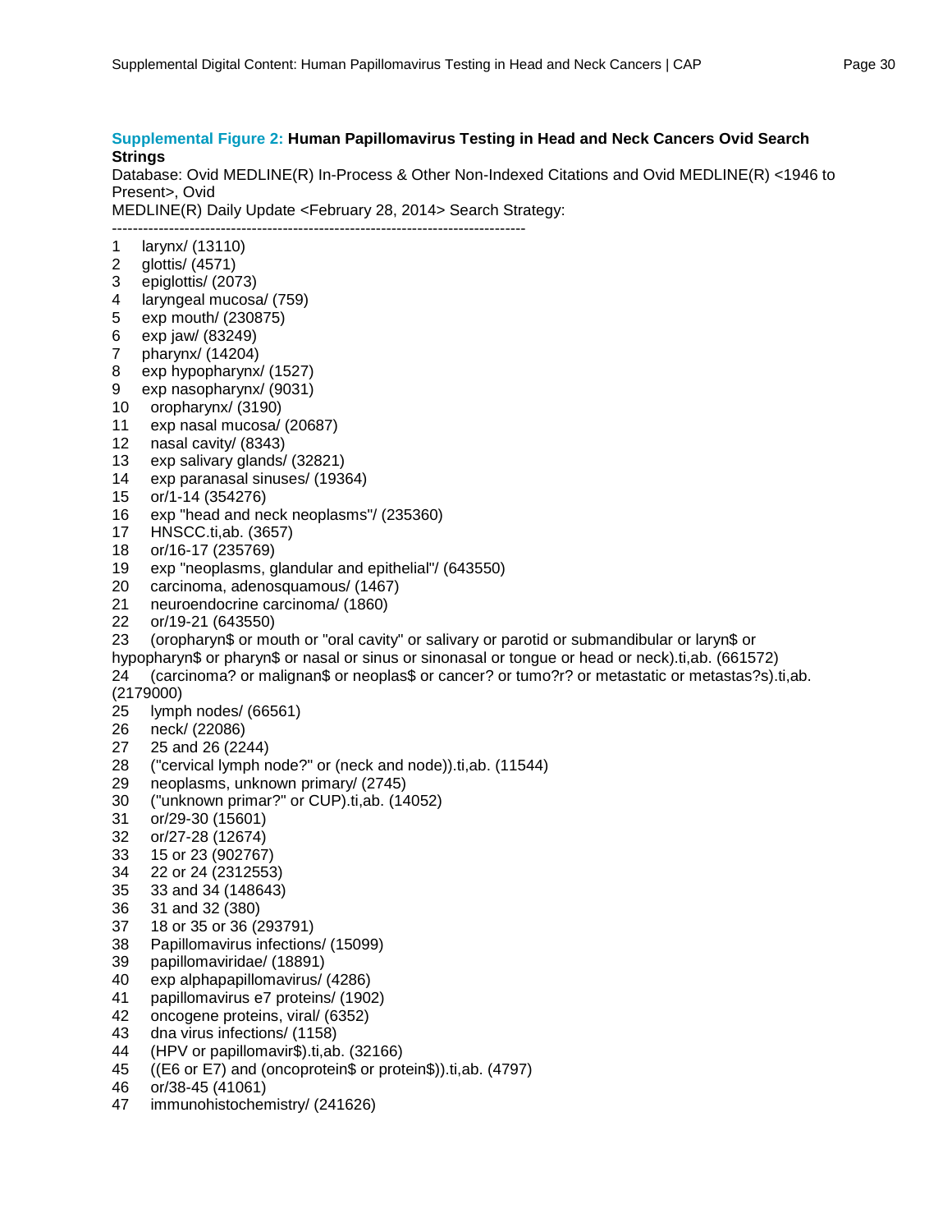**Supplemental Figure 2: Human Papillomavirus Testing in Head and Neck Cancers Ovid Search Strings**

Database: Ovid MEDLINE(R) In-Process & Other Non-Indexed Citations and Ovid MEDLINE(R) <1946 to Present>, Ovid
MEDLINE(R) Daily Update <February 28, 2014> Search Strategy:

--------------------------------------------------------------------------------

1 larynx/ (13110)
2 glottis/ (4571)
3 epiglottis/ (2073)
4 laryngeal mucosa/ (759)
5 exp mouth/ (230875)
6 exp jaw/ (83249)
7 pharynx/ (14204)
8 exp hypopharynx/ (1527)
9 exp nasopharynx/ (9031)
10 oropharynx/ (3190)
11 exp nasal mucosa/ (20687)
12 nasal cavity/ (8343)
13 exp salivary glands/ (32821)
14 exp paranasal sinuses/ (19364)
15 or/1-14 (354276)
16 exp "head and neck neoplasms"/ (235360)
17 HNSCC.ti,ab. (3657)
18 or/16-17 (235769)
19 exp "neoplasms, glandular and epithelial"/ (643550)
20 carcinoma, adenosquamous/ (1467)
21 neuroendocrine carcinoma/ (1860)
22 or/19-21 (643550)
23 (oropharyn$ or mouth or "oral cavity" or salivary or parotid or submandibular or laryn$ or hypopharyn$ or pharyn$ or nasal or sinus or sinonasal or tongue or head or neck).ti,ab. (661572)
24 (carcinoma? or malignan$ or neoplas$ or cancer? or tumo?r? or metastatic or metastas?s).ti,ab. (2179000)
25 lymph nodes/ (66561)
26 neck/ (22086)
27 25 and 26 (2244)
28 ("cervical lymph node?" or (neck and node)).ti,ab. (11544)
29 neoplasms, unknown primary/ (2745)
30 ("unknown primar?" or CUP).ti,ab. (14052)
31 or/29-30 (15601)
32 or/27-28 (12674)
33 15 or 23 (902767)
34 22 or 24 (2312553)
35 33 and 34 (148643)
36 31 and 32 (380)
37 18 or 35 or 36 (293791)
38 Papillomavirus infections/ (15099)
39 papillomaviridae/ (18891)
40 exp alphapapillomavirus/ (4286)
41 papillomavirus e7 proteins/ (1902)
42 oncogene proteins, viral/ (6352)
43 dna virus infections/ (1158)
44 (HPV or papillomavir$).ti,ab. (32166)
45 ((E6 or E7) and (oncoprotein$ or protein$)).ti,ab. (4797)
46 or/38-45 (41061)
47 immunohistochemistry/ (241626)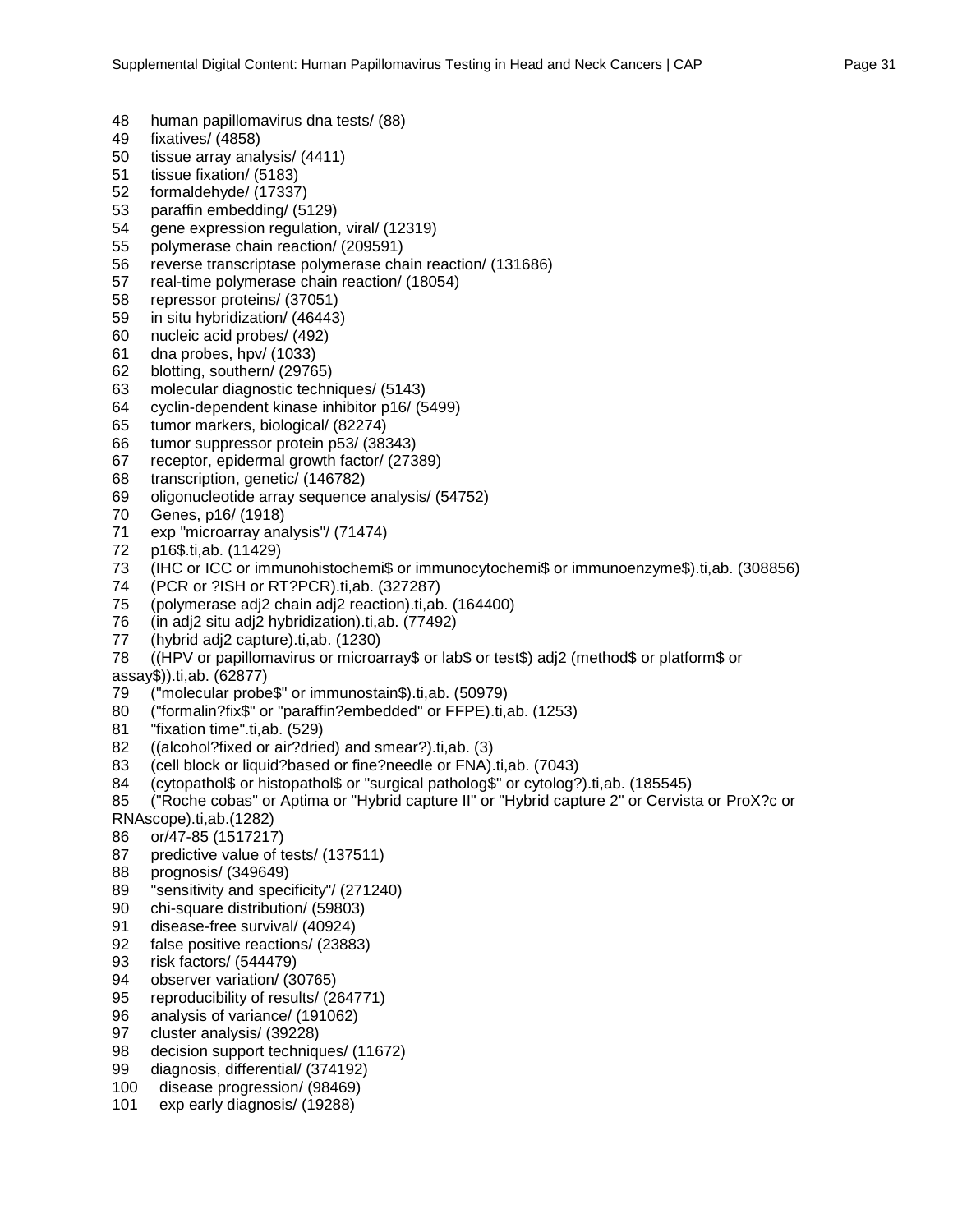48 human papillomavirus dna tests/ (88)
49 fixatives/ (4858)
50 tissue array analysis/ (4411)
51 tissue fixation/ (5183)
52 formaldehyde/ (17337)
53 paraffin embedding/ (5129)
54 gene expression regulation, viral/ (12319)
55 polymerase chain reaction/ (209591)
56 reverse transcriptase polymerase chain reaction/ (131686)
57 real-time polymerase chain reaction/ (18054)
58 repressor proteins/ (37051)
59 in situ hybridization/ (46443)
60 nucleic acid probes/ (492)
61 dna probes, hpv/ (1033)
62 blotting, southern/ (29765)
63 molecular diagnostic techniques/ (5143)
64 cyclin-dependent kinase inhibitor p16/ (5499)
65 tumor markers, biological/ (82274)
66 tumor suppressor protein p53/ (38343)
67 receptor, epidermal growth factor/ (27389)
68 transcription, genetic/ (146782)
69 oligonucleotide array sequence analysis/ (54752)
70 Genes, p16/ (1918)
71 exp "microarray analysis"/ (71474)
72 p16$.ti,ab. (11429)
73 (IHC or ICC or immunohistochemi$ or immunocytochemi$ or immunoenzyme$).ti,ab. (308856)
74 (PCR or ?ISH or RT?PCR).ti,ab. (327287)
75 (polymerase adj2 chain adj2 reaction).ti,ab. (164400)
76 (in adj2 situ adj2 hybridization).ti,ab. (77492)
77 (hybrid adj2 capture).ti,ab. (1230)
78 ((HPV or papillomavirus or microarray$ or lab$ or test$) adj2 (method$ or platform$ or assay$)).ti,ab. (62877)
79 ("molecular probe$" or immunostain$).ti,ab. (50979)
80 ("formalin?fix$" or "paraffin?embedded" or FFPE).ti,ab. (1253)
81 "fixation time".ti,ab. (529)
82 ((alcohol?fixed or air?dried) and smear?).ti,ab. (3)
83 (cell block or liquid?based or fine?needle or FNA).ti,ab. (7043)
84 (cytopathol$ or histopathol$ or "surgical patholog$" or cytolog?).ti,ab. (185545)
85 ("Roche cobas" or Aptima or "Hybrid capture II" or "Hybrid capture 2" or Cervista or ProX?c or RNAscope).ti,ab.(1282)
86 or/47-85 (1517217)
87 predictive value of tests/ (137511)
88 prognosis/ (349649)
89 "sensitivity and specificity"/ (271240)
90 chi-square distribution/ (59803)
91 disease-free survival/ (40924)
92 false positive reactions/ (23883)
93 risk factors/ (544479)
94 observer variation/ (30765)
95 reproducibility of results/ (264771)
96 analysis of variance/ (191062)
97 cluster analysis/ (39228)
98 decision support techniques/ (11672)
99 diagnosis, differential/ (374192)
100 disease progression/ (98469)
101 exp early diagnosis/ (19288)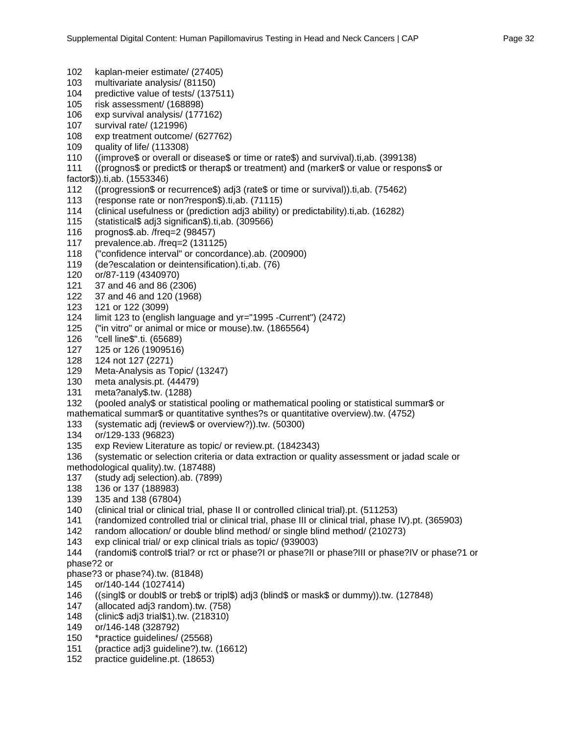102 kaplan-meier estimate/ (27405)
103 multivariate analysis/ (81150)
104 predictive value of tests/ (137511)
105 risk assessment/ (168898)
106 exp survival analysis/ (177162)
107 survival rate/ (121996)
108 exp treatment outcome/ (627762)
109 quality of life/ (113308)
110 ((improve$ or overall or disease$ or time or rate$) and survival).ti,ab. (399138)
111 ((prognos$ or predict$ or therap$ or treatment) and (marker$ or value or respons$ or factor$)).ti,ab. (1553346)
112 ((progression$ or recurrence$) adj3 (rate$ or time or survival)).ti,ab. (75462)
113 (response rate or non?respon$).ti,ab. (71115)
114 (clinical usefulness or (prediction adj3 ability) or predictability).ti,ab. (16282)
115 (statistical$ adj3 significan$).ti,ab. (309566)
116 prognos$.ab. /freq=2 (98457)
117 prevalence.ab. /freq=2 (131125)
118 ("confidence interval" or concordance).ab. (200900)
119 (de?escalation or deintensification).ti,ab. (76)
120 or/87-119 (4340970)
121 37 and 46 and 86 (2306)
122 37 and 46 and 120 (1968)
123 121 or 122 (3099)
124 limit 123 to (english language and yr="1995 -Current") (2472)
125 ("in vitro" or animal or mice or mouse).tw. (1865564)
126 "cell line$".ti. (65689)
127 125 or 126 (1909516)
128 124 not 127 (2271)
129 Meta-Analysis as Topic/ (13247)
130 meta analysis.pt. (44479)
131 meta?analy$.tw. (1288)
132 (pooled analy$ or statistical pooling or mathematical pooling or statistical summar$ or mathematical summar$ or quantitative synthes?s or quantitative overview).tw. (4752)
133 (systematic adj (review$ or overview?)).tw. (50300)
134 or/129-133 (96823)
135 exp Review Literature as topic/ or review.pt. (1842343)
136 (systematic or selection criteria or data extraction or quality assessment or jadad scale or methodological quality).tw. (187488)
137 (study adj selection).ab. (7899)
138 136 or 137 (188983)
139 135 and 138 (67804)
140 (clinical trial or clinical trial, phase II or controlled clinical trial).pt. (511253)
141 (randomized controlled trial or clinical trial, phase III or clinical trial, phase IV).pt. (365903)
142 random allocation/ or double blind method/ or single blind method/ (210273)
143 exp clinical trial/ or exp clinical trials as topic/ (939003)
144 (randomi$ control$ trial? or rct or phase?I or phase?II or phase?III or phase?IV or phase?1 or phase?2 or phase?3 or phase?4).tw. (81848)
145 or/140-144 (1027414)
146 ((singl$ or doubl$ or treb$ or tripl$) adj3 (blind$ or mask$ or dummy)).tw. (127848)
147 (allocated adj3 random).tw. (758)
148 (clinic$ adj3 trial$1).tw. (218310)
149 or/146-148 (328792)
150 *practice guidelines/ (25568)
151 (practice adj3 guideline?).tw. (16612)
152 practice guideline.pt. (18653)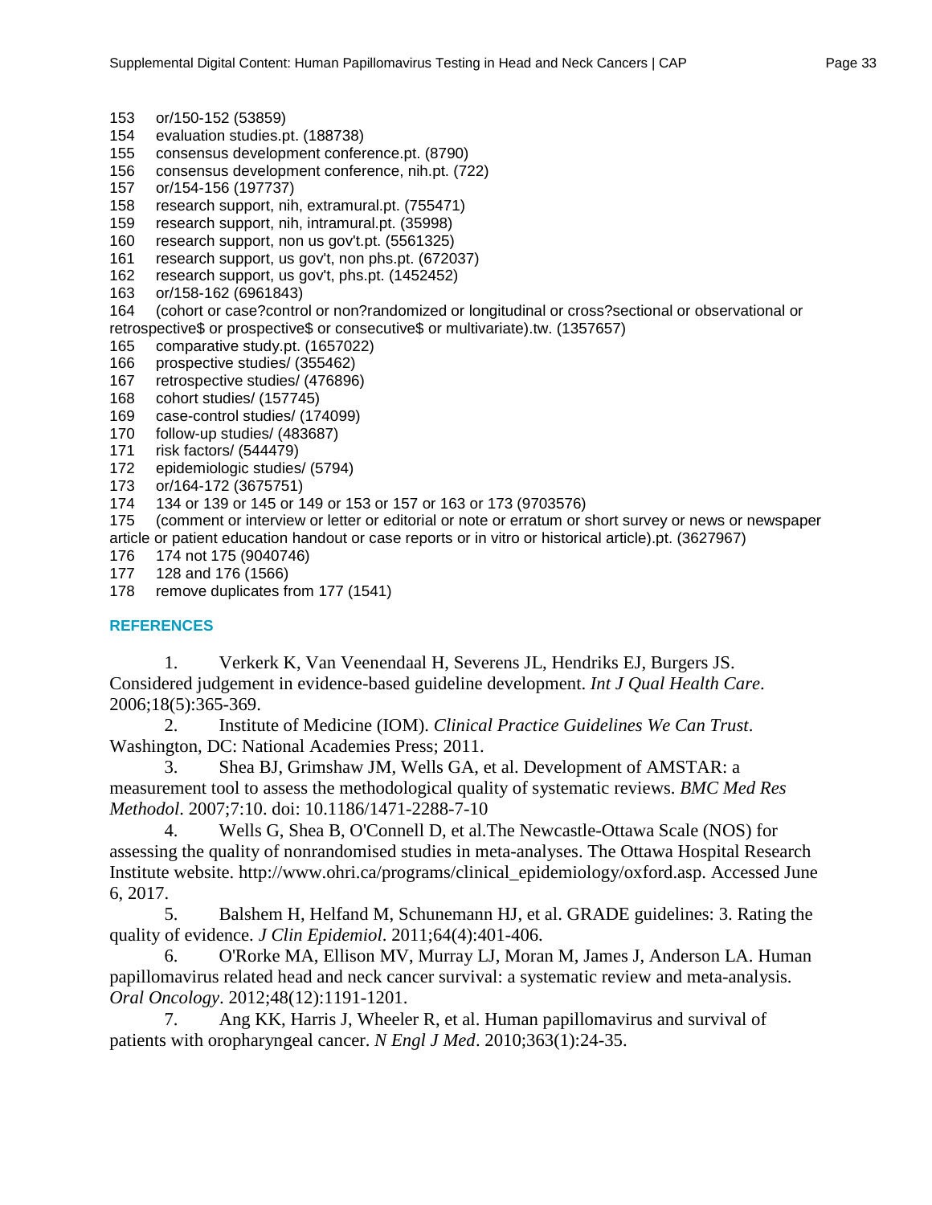153 or/150-152 (53859)
154 evaluation studies.pt. (188738)
155 consensus development conference.pt. (8790)
156 consensus development conference, nih.pt. (722)
157 or/154-156 (197737)
158 research support, nih, extramural.pt. (755471)
159 research support, nih, intramural.pt. (35998)
160 research support, non us gov't.pt. (5561325)
161 research support, us gov't, non phs.pt. (672037)
162 research support, us gov't, phs.pt. (1452452)
163 or/158-162 (6961843)
164 (cohort or case?control or non?randomized or longitudinal or cross?sectional or observational or retrospective$ or prospective$ or consecutive$ or multivariate).tw. (1357657)
165 comparative study.pt. (1657022)
166 prospective studies/ (355462)
167 retrospective studies/ (476896)
168 cohort studies/ (157745)
169 case-control studies/ (174099)
170 follow-up studies/ (483687)
171 risk factors/ (544479)
172 epidemiologic studies/ (5794)
173 or/164-172 (3675751)
174 134 or 139 or 145 or 149 or 153 or 157 or 163 or 173 (9703576)
175 (comment or interview or letter or editorial or note or erratum or short survey or news or newspaper article or patient education handout or case reports or in vitro or historical article).pt. (3627967)
176 174 not 175 (9040746)
177 128 and 176 (1566)
178 remove duplicates from 177 (1541)

## REFERENCES

1. Verkerk K, Van Veenendaal H, Severens JL, Hendriks EJ, Burgers JS. Considered judgement in evidence-based guideline development. *Int J Qual Health Care*. 2006;18(5):365-369.
2. Institute of Medicine (IOM). *Clinical Practice Guidelines We Can Trust*. Washington, DC: National Academies Press; 2011.
3. Shea BJ, Grimshaw JM, Wells GA, et al. Development of AMSTAR: a measurement tool to assess the methodological quality of systematic reviews. *BMC Med Res Methodol*. 2007;7:10. doi: 10.1186/1471-2288-7-10
4. Wells G, Shea B, O'Connell D, et al.The Newcastle-Ottawa Scale (NOS) for assessing the quality of nonrandomised studies in meta-analyses. The Ottawa Hospital Research Institute website. http://www.ohri.ca/programs/clinical_epidemiology/oxford.asp. Accessed June 6, 2017.
5. Balshem H, Helfand M, Schunemann HJ, et al. GRADE guidelines: 3. Rating the quality of evidence. *J Clin Epidemiol*. 2011;64(4):401-406.
6. O'Rorke MA, Ellison MV, Murray LJ, Moran M, James J, Anderson LA. Human papillomavirus related head and neck cancer survival: a systematic review and meta-analysis. *Oral Oncology*. 2012;48(12):1191-1201.
7. Ang KK, Harris J, Wheeler R, et al. Human papillomavirus and survival of patients with oropharyngeal cancer. *N Engl J Med*. 2010;363(1):24-35.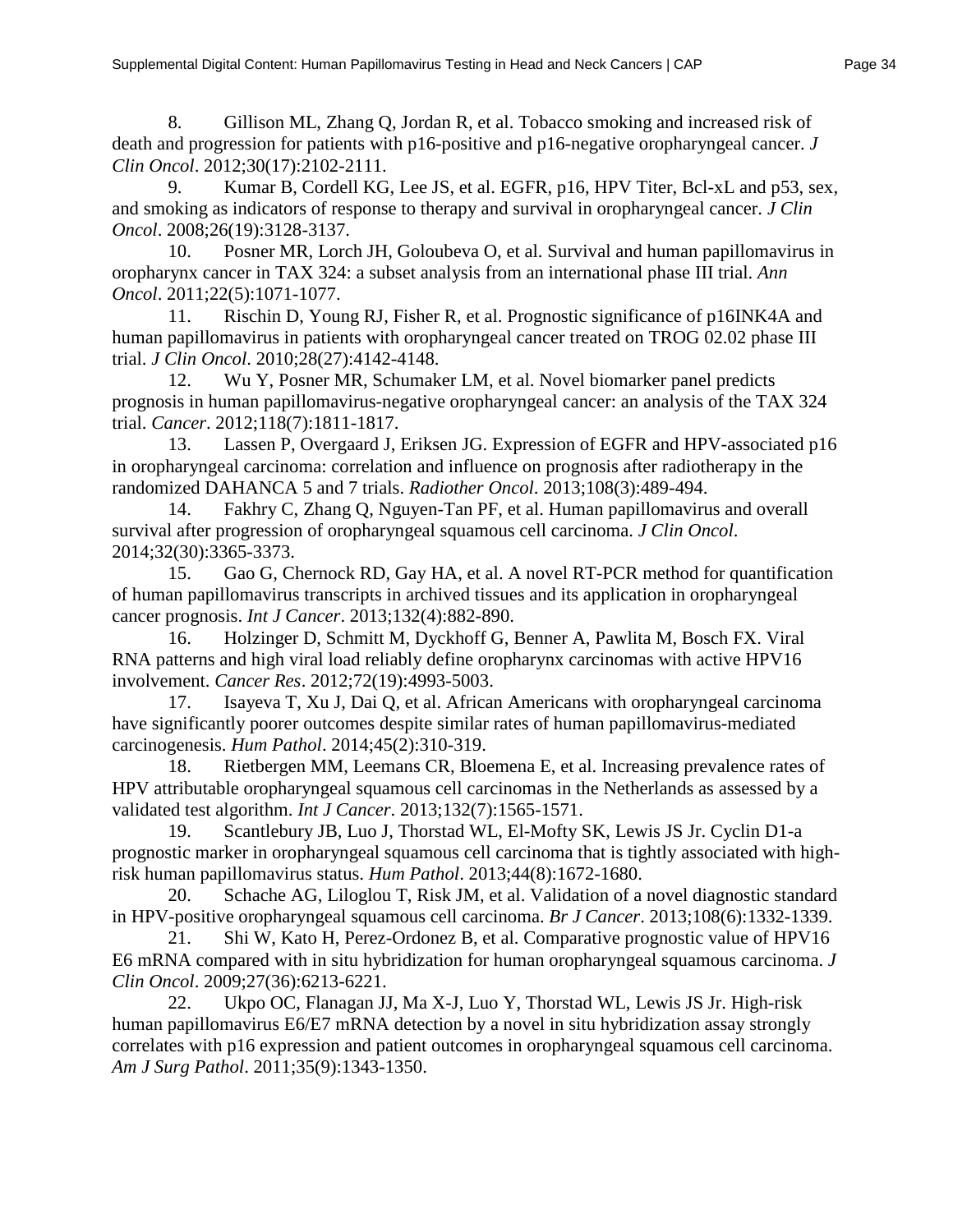8. Gillison ML, Zhang Q, Jordan R, et al. Tobacco smoking and increased risk of death and progression for patients with p16-positive and p16-negative oropharyngeal cancer. *J Clin Oncol*. 2012;30(17):2102-2111.

9. Kumar B, Cordell KG, Lee JS, et al. EGFR, p16, HPV Titer, Bcl-xL and p53, sex, and smoking as indicators of response to therapy and survival in oropharyngeal cancer. *J Clin Oncol*. 2008;26(19):3128-3137.

10. Posner MR, Lorch JH, Goloubeva O, et al. Survival and human papillomavirus in oropharynx cancer in TAX 324: a subset analysis from an international phase III trial. *Ann Oncol*. 2011;22(5):1071-1077.

11. Rischin D, Young RJ, Fisher R, et al. Prognostic significance of p16INK4A and human papillomavirus in patients with oropharyngeal cancer treated on TROG 02.02 phase III trial. *J Clin Oncol*. 2010;28(27):4142-4148.

12. Wu Y, Posner MR, Schumaker LM, et al. Novel biomarker panel predicts prognosis in human papillomavirus-negative oropharyngeal cancer: an analysis of the TAX 324 trial. *Cancer*. 2012;118(7):1811-1817.

13. Lassen P, Overgaard J, Eriksen JG. Expression of EGFR and HPV-associated p16 in oropharyngeal carcinoma: correlation and influence on prognosis after radiotherapy in the randomized DAHANCA 5 and 7 trials. *Radiother Oncol*. 2013;108(3):489-494.

14. Fakhry C, Zhang Q, Nguyen-Tan PF, et al. Human papillomavirus and overall survival after progression of oropharyngeal squamous cell carcinoma. *J Clin Oncol*. 2014;32(30):3365-3373.

15. Gao G, Chernock RD, Gay HA, et al. A novel RT-PCR method for quantification of human papillomavirus transcripts in archived tissues and its application in oropharyngeal cancer prognosis. *Int J Cancer*. 2013;132(4):882-890.

16. Holzinger D, Schmitt M, Dyckhoff G, Benner A, Pawlita M, Bosch FX. Viral RNA patterns and high viral load reliably define oropharynx carcinomas with active HPV16 involvement. *Cancer Res*. 2012;72(19):4993-5003.

17. Isayeva T, Xu J, Dai Q, et al. African Americans with oropharyngeal carcinoma have significantly poorer outcomes despite similar rates of human papillomavirus-mediated carcinogenesis. *Hum Pathol*. 2014;45(2):310-319.

18. Rietbergen MM, Leemans CR, Bloemena E, et al. Increasing prevalence rates of HPV attributable oropharyngeal squamous cell carcinomas in the Netherlands as assessed by a validated test algorithm. *Int J Cancer*. 2013;132(7):1565-1571.

19. Scantlebury JB, Luo J, Thorstad WL, El-Mofty SK, Lewis JS Jr. Cyclin D1-a prognostic marker in oropharyngeal squamous cell carcinoma that is tightly associated with high-risk human papillomavirus status. *Hum Pathol*. 2013;44(8):1672-1680.

20. Schache AG, Liloglou T, Risk JM, et al. Validation of a novel diagnostic standard in HPV-positive oropharyngeal squamous cell carcinoma. *Br J Cancer*. 2013;108(6):1332-1339.

21. Shi W, Kato H, Perez-Ordonez B, et al. Comparative prognostic value of HPV16 E6 mRNA compared with in situ hybridization for human oropharyngeal squamous carcinoma. *J Clin Oncol*. 2009;27(36):6213-6221.

22. Ukpo OC, Flanagan JJ, Ma X-J, Luo Y, Thorstad WL, Lewis JS Jr. High-risk human papillomavirus E6/E7 mRNA detection by a novel in situ hybridization assay strongly correlates with p16 expression and patient outcomes in oropharyngeal squamous cell carcinoma. *Am J Surg Pathol*. 2011;35(9):1343-1350.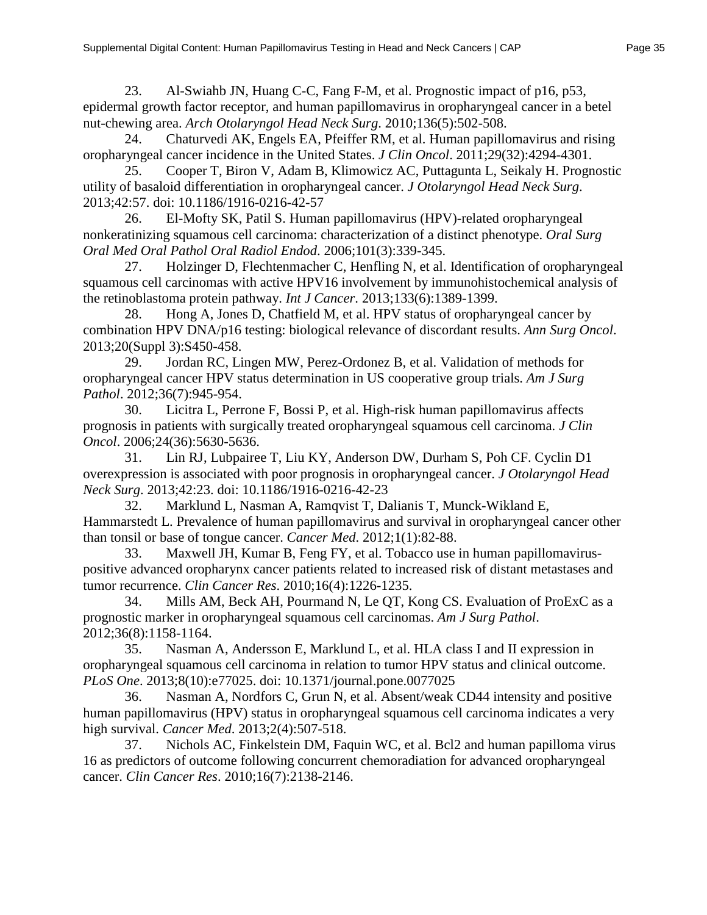23. Al-Swiahb JN, Huang C-C, Fang F-M, et al. Prognostic impact of p16, p53, epidermal growth factor receptor, and human papillomavirus in oropharyngeal cancer in a betel nut-chewing area. *Arch Otolaryngol Head Neck Surg*. 2010;136(5):502-508.

24. Chaturvedi AK, Engels EA, Pfeiffer RM, et al. Human papillomavirus and rising oropharyngeal cancer incidence in the United States. *J Clin Oncol*. 2011;29(32):4294-4301.

25. Cooper T, Biron V, Adam B, Klimowicz AC, Puttagunta L, Seikaly H. Prognostic utility of basaloid differentiation in oropharyngeal cancer. *J Otolaryngol Head Neck Surg*. 2013;42:57. doi: 10.1186/1916-0216-42-57

26. El-Mofty SK, Patil S. Human papillomavirus (HPV)-related oropharyngeal nonkeratinizing squamous cell carcinoma: characterization of a distinct phenotype. *Oral Surg Oral Med Oral Pathol Oral Radiol Endod*. 2006;101(3):339-345.

27. Holzinger D, Flechtenmacher C, Henfling N, et al. Identification of oropharyngeal squamous cell carcinomas with active HPV16 involvement by immunohistochemical analysis of the retinoblastoma protein pathway. *Int J Cancer*. 2013;133(6):1389-1399.

28. Hong A, Jones D, Chatfield M, et al. HPV status of oropharyngeal cancer by combination HPV DNA/p16 testing: biological relevance of discordant results. *Ann Surg Oncol*. 2013;20(Suppl 3):S450-458.

29. Jordan RC, Lingen MW, Perez-Ordonez B, et al. Validation of methods for oropharyngeal cancer HPV status determination in US cooperative group trials. *Am J Surg Pathol*. 2012;36(7):945-954.

30. Licitra L, Perrone F, Bossi P, et al. High-risk human papillomavirus affects prognosis in patients with surgically treated oropharyngeal squamous cell carcinoma. *J Clin Oncol*. 2006;24(36):5630-5636.

31. Lin RJ, Lubpairee T, Liu KY, Anderson DW, Durham S, Poh CF. Cyclin D1 overexpression is associated with poor prognosis in oropharyngeal cancer. *J Otolaryngol Head Neck Surg*. 2013;42:23. doi: 10.1186/1916-0216-42-23

32. Marklund L, Nasman A, Ramqvist T, Dalianis T, Munck-Wikland E, Hammarstedt L. Prevalence of human papillomavirus and survival in oropharyngeal cancer other than tonsil or base of tongue cancer. *Cancer Med*. 2012;1(1):82-88.

33. Maxwell JH, Kumar B, Feng FY, et al. Tobacco use in human papillomavirus-positive advanced oropharynx cancer patients related to increased risk of distant metastases and tumor recurrence. *Clin Cancer Res*. 2010;16(4):1226-1235.

34. Mills AM, Beck AH, Pourmand N, Le QT, Kong CS. Evaluation of ProExC as a prognostic marker in oropharyngeal squamous cell carcinomas. *Am J Surg Pathol*. 2012;36(8):1158-1164.

35. Nasman A, Andersson E, Marklund L, et al. HLA class I and II expression in oropharyngeal squamous cell carcinoma in relation to tumor HPV status and clinical outcome. *PLoS One*. 2013;8(10):e77025. doi: 10.1371/journal.pone.0077025

36. Nasman A, Nordfors C, Grun N, et al. Absent/weak CD44 intensity and positive human papillomavirus (HPV) status in oropharyngeal squamous cell carcinoma indicates a very high survival. *Cancer Med*. 2013;2(4):507-518.

37. Nichols AC, Finkelstein DM, Faquin WC, et al. Bcl2 and human papilloma virus 16 as predictors of outcome following concurrent chemoradiation for advanced oropharyngeal cancer. *Clin Cancer Res*. 2010;16(7):2138-2146.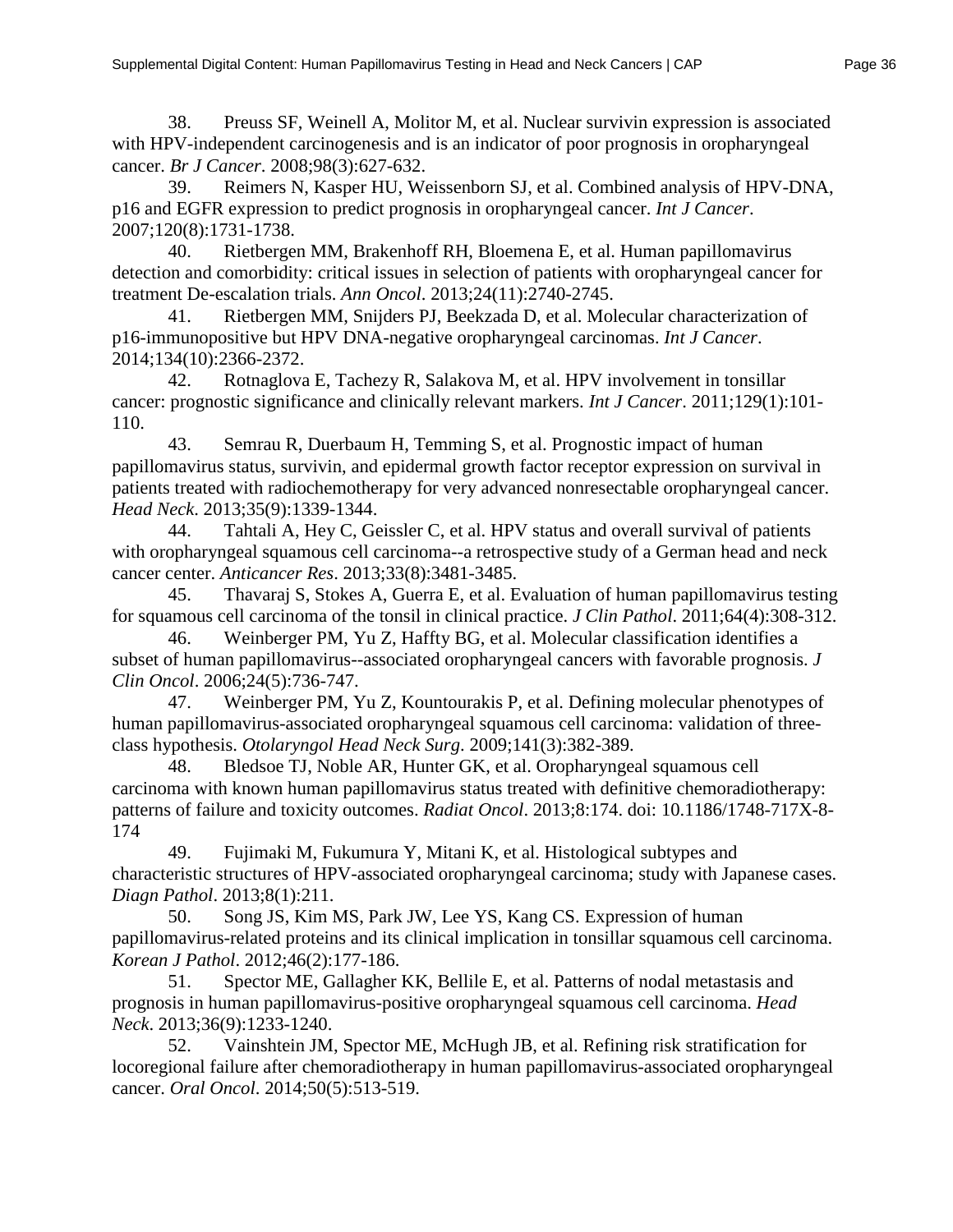38. Preuss SF, Weinell A, Molitor M, et al. Nuclear survivin expression is associated with HPV-independent carcinogenesis and is an indicator of poor prognosis in oropharyngeal cancer. *Br J Cancer*. 2008;98(3):627-632.

39. Reimers N, Kasper HU, Weissenborn SJ, et al. Combined analysis of HPV-DNA, p16 and EGFR expression to predict prognosis in oropharyngeal cancer. *Int J Cancer*. 2007;120(8):1731-1738.

40. Rietbergen MM, Brakenhoff RH, Bloemena E, et al. Human papillomavirus detection and comorbidity: critical issues in selection of patients with oropharyngeal cancer for treatment De-escalation trials. *Ann Oncol*. 2013;24(11):2740-2745.

41. Rietbergen MM, Snijders PJ, Beekzada D, et al. Molecular characterization of p16-immunopositive but HPV DNA-negative oropharyngeal carcinomas. *Int J Cancer*. 2014;134(10):2366-2372.

42. Rotnaglova E, Tachezy R, Salakova M, et al. HPV involvement in tonsillar cancer: prognostic significance and clinically relevant markers. *Int J Cancer*. 2011;129(1):101-110.

43. Semrau R, Duerbaum H, Temming S, et al. Prognostic impact of human papillomavirus status, survivin, and epidermal growth factor receptor expression on survival in patients treated with radiochemotherapy for very advanced nonresectable oropharyngeal cancer. *Head Neck*. 2013;35(9):1339-1344.

44. Tahtali A, Hey C, Geissler C, et al. HPV status and overall survival of patients with oropharyngeal squamous cell carcinoma--a retrospective study of a German head and neck cancer center. *Anticancer Res*. 2013;33(8):3481-3485.

45. Thavaraj S, Stokes A, Guerra E, et al. Evaluation of human papillomavirus testing for squamous cell carcinoma of the tonsil in clinical practice. *J Clin Pathol*. 2011;64(4):308-312.

46. Weinberger PM, Yu Z, Haffty BG, et al. Molecular classification identifies a subset of human papillomavirus--associated oropharyngeal cancers with favorable prognosis. *J Clin Oncol*. 2006;24(5):736-747.

47. Weinberger PM, Yu Z, Kountourakis P, et al. Defining molecular phenotypes of human papillomavirus-associated oropharyngeal squamous cell carcinoma: validation of three-class hypothesis. *Otolaryngol Head Neck Surg*. 2009;141(3):382-389.

48. Bledsoe TJ, Noble AR, Hunter GK, et al. Oropharyngeal squamous cell carcinoma with known human papillomavirus status treated with definitive chemoradiotherapy: patterns of failure and toxicity outcomes. *Radiat Oncol*. 2013;8:174. doi: 10.1186/1748-717X-8-174

49. Fujimaki M, Fukumura Y, Mitani K, et al. Histological subtypes and characteristic structures of HPV-associated oropharyngeal carcinoma; study with Japanese cases. *Diagn Pathol*. 2013;8(1):211.

50. Song JS, Kim MS, Park JW, Lee YS, Kang CS. Expression of human papillomavirus-related proteins and its clinical implication in tonsillar squamous cell carcinoma. *Korean J Pathol*. 2012;46(2):177-186.

51. Spector ME, Gallagher KK, Bellile E, et al. Patterns of nodal metastasis and prognosis in human papillomavirus-positive oropharyngeal squamous cell carcinoma. *Head Neck*. 2013;36(9):1233-1240.

52. Vainshtein JM, Spector ME, McHugh JB, et al. Refining risk stratification for locoregional failure after chemoradiotherapy in human papillomavirus-associated oropharyngeal cancer. *Oral Oncol*. 2014;50(5):513-519.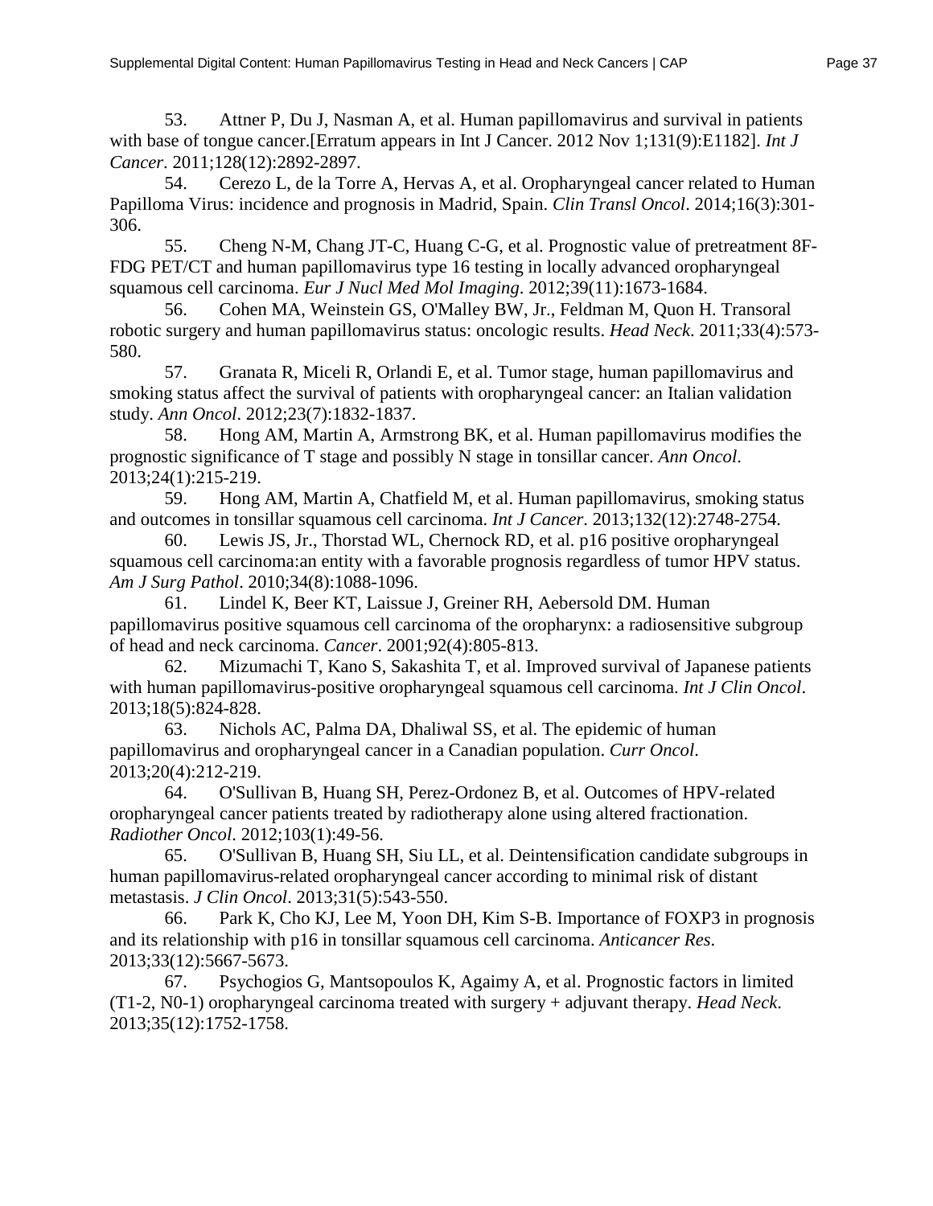53. Attner P, Du J, Nasman A, et al. Human papillomavirus and survival in patients with base of tongue cancer.[Erratum appears in Int J Cancer. 2012 Nov 1;131(9):E1182]. *Int J Cancer*. 2011;128(12):2892-2897.

54. Cerezo L, de la Torre A, Hervas A, et al. Oropharyngeal cancer related to Human Papilloma Virus: incidence and prognosis in Madrid, Spain. *Clin Transl Oncol*. 2014;16(3):301-306.

55. Cheng N-M, Chang JT-C, Huang C-G, et al. Prognostic value of pretreatment 8F-FDG PET/CT and human papillomavirus type 16 testing in locally advanced oropharyngeal squamous cell carcinoma. *Eur J Nucl Med Mol Imaging*. 2012;39(11):1673-1684.

56. Cohen MA, Weinstein GS, O'Malley BW, Jr., Feldman M, Quon H. Transoral robotic surgery and human papillomavirus status: oncologic results. *Head Neck*. 2011;33(4):573-580.

57. Granata R, Miceli R, Orlandi E, et al. Tumor stage, human papillomavirus and smoking status affect the survival of patients with oropharyngeal cancer: an Italian validation study. *Ann Oncol*. 2012;23(7):1832-1837.

58. Hong AM, Martin A, Armstrong BK, et al. Human papillomavirus modifies the prognostic significance of T stage and possibly N stage in tonsillar cancer. *Ann Oncol*. 2013;24(1):215-219.

59. Hong AM, Martin A, Chatfield M, et al. Human papillomavirus, smoking status and outcomes in tonsillar squamous cell carcinoma. *Int J Cancer*. 2013;132(12):2748-2754.

60. Lewis JS, Jr., Thorstad WL, Chernock RD, et al. p16 positive oropharyngeal squamous cell carcinoma:an entity with a favorable prognosis regardless of tumor HPV status. *Am J Surg Pathol*. 2010;34(8):1088-1096.

61. Lindel K, Beer KT, Laissue J, Greiner RH, Aebersold DM. Human papillomavirus positive squamous cell carcinoma of the oropharynx: a radiosensitive subgroup of head and neck carcinoma. *Cancer*. 2001;92(4):805-813.

62. Mizumachi T, Kano S, Sakashita T, et al. Improved survival of Japanese patients with human papillomavirus-positive oropharyngeal squamous cell carcinoma. *Int J Clin Oncol*. 2013;18(5):824-828.

63. Nichols AC, Palma DA, Dhaliwal SS, et al. The epidemic of human papillomavirus and oropharyngeal cancer in a Canadian population. *Curr Oncol*. 2013;20(4):212-219.

64. O'Sullivan B, Huang SH, Perez-Ordonez B, et al. Outcomes of HPV-related oropharyngeal cancer patients treated by radiotherapy alone using altered fractionation. *Radiother Oncol*. 2012;103(1):49-56.

65. O'Sullivan B, Huang SH, Siu LL, et al. Deintensification candidate subgroups in human papillomavirus-related oropharyngeal cancer according to minimal risk of distant metastasis. *J Clin Oncol*. 2013;31(5):543-550.

66. Park K, Cho KJ, Lee M, Yoon DH, Kim S-B. Importance of FOXP3 in prognosis and its relationship with p16 in tonsillar squamous cell carcinoma. *Anticancer Res*. 2013;33(12):5667-5673.

67. Psychogios G, Mantsopoulos K, Agaimy A, et al. Prognostic factors in limited (T1-2, N0-1) oropharyngeal carcinoma treated with surgery + adjuvant therapy. *Head Neck*. 2013;35(12):1752-1758.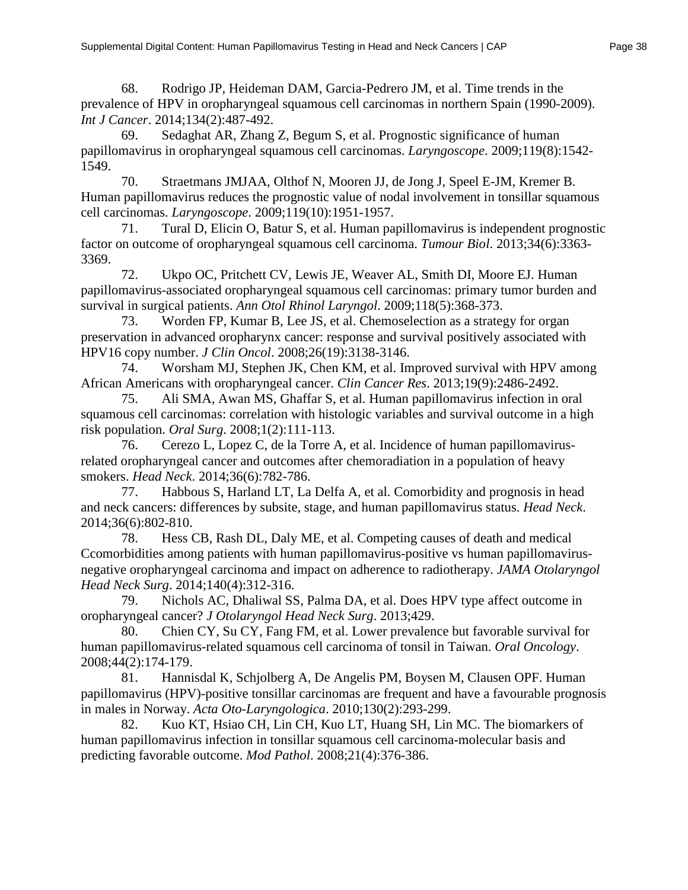68. Rodrigo JP, Heideman DAM, Garcia-Pedrero JM, et al. Time trends in the prevalence of HPV in oropharyngeal squamous cell carcinomas in northern Spain (1990-2009). *Int J Cancer*. 2014;134(2):487-492.

69. Sedaghat AR, Zhang Z, Begum S, et al. Prognostic significance of human papillomavirus in oropharyngeal squamous cell carcinomas. *Laryngoscope*. 2009;119(8):1542-1549.

70. Straetmans JMJAA, Olthof N, Mooren JJ, de Jong J, Speel E-JM, Kremer B. Human papillomavirus reduces the prognostic value of nodal involvement in tonsillar squamous cell carcinomas. *Laryngoscope*. 2009;119(10):1951-1957.

71. Tural D, Elicin O, Batur S, et al. Human papillomavirus is independent prognostic factor on outcome of oropharyngeal squamous cell carcinoma. *Tumour Biol*. 2013;34(6):3363-3369.

72. Ukpo OC, Pritchett CV, Lewis JE, Weaver AL, Smith DI, Moore EJ. Human papillomavirus-associated oropharyngeal squamous cell carcinomas: primary tumor burden and survival in surgical patients. *Ann Otol Rhinol Laryngol*. 2009;118(5):368-373.

73. Worden FP, Kumar B, Lee JS, et al. Chemoselection as a strategy for organ preservation in advanced oropharynx cancer: response and survival positively associated with HPV16 copy number. *J Clin Oncol*. 2008;26(19):3138-3146.

74. Worsham MJ, Stephen JK, Chen KM, et al. Improved survival with HPV among African Americans with oropharyngeal cancer. *Clin Cancer Res*. 2013;19(9):2486-2492.

75. Ali SMA, Awan MS, Ghaffar S, et al. Human papillomavirus infection in oral squamous cell carcinomas: correlation with histologic variables and survival outcome in a high risk population. *Oral Surg*. 2008;1(2):111-113.

76. Cerezo L, Lopez C, de la Torre A, et al. Incidence of human papillomavirus-related oropharyngeal cancer and outcomes after chemoradiation in a population of heavy smokers. *Head Neck*. 2014;36(6):782-786.

77. Habbous S, Harland LT, La Delfa A, et al. Comorbidity and prognosis in head and neck cancers: differences by subsite, stage, and human papillomavirus status. *Head Neck*. 2014;36(6):802-810.

78. Hess CB, Rash DL, Daly ME, et al. Competing causes of death and medical Ccomorbidities among patients with human papillomavirus-positive vs human papillomavirus-negative oropharyngeal carcinoma and impact on adherence to radiotherapy. *JAMA Otolaryngol Head Neck Surg*. 2014;140(4):312-316.

79. Nichols AC, Dhaliwal SS, Palma DA, et al. Does HPV type affect outcome in oropharyngeal cancer? *J Otolaryngol Head Neck Surg*. 2013;429.

80. Chien CY, Su CY, Fang FM, et al. Lower prevalence but favorable survival for human papillomavirus-related squamous cell carcinoma of tonsil in Taiwan. *Oral Oncology*. 2008;44(2):174-179.

81. Hannisdal K, Schjolberg A, De Angelis PM, Boysen M, Clausen OPF. Human papillomavirus (HPV)-positive tonsillar carcinomas are frequent and have a favourable prognosis in males in Norway. *Acta Oto-Laryngologica*. 2010;130(2):293-299.

82. Kuo KT, Hsiao CH, Lin CH, Kuo LT, Huang SH, Lin MC. The biomarkers of human papillomavirus infection in tonsillar squamous cell carcinoma-molecular basis and predicting favorable outcome. *Mod Pathol*. 2008;21(4):376-386.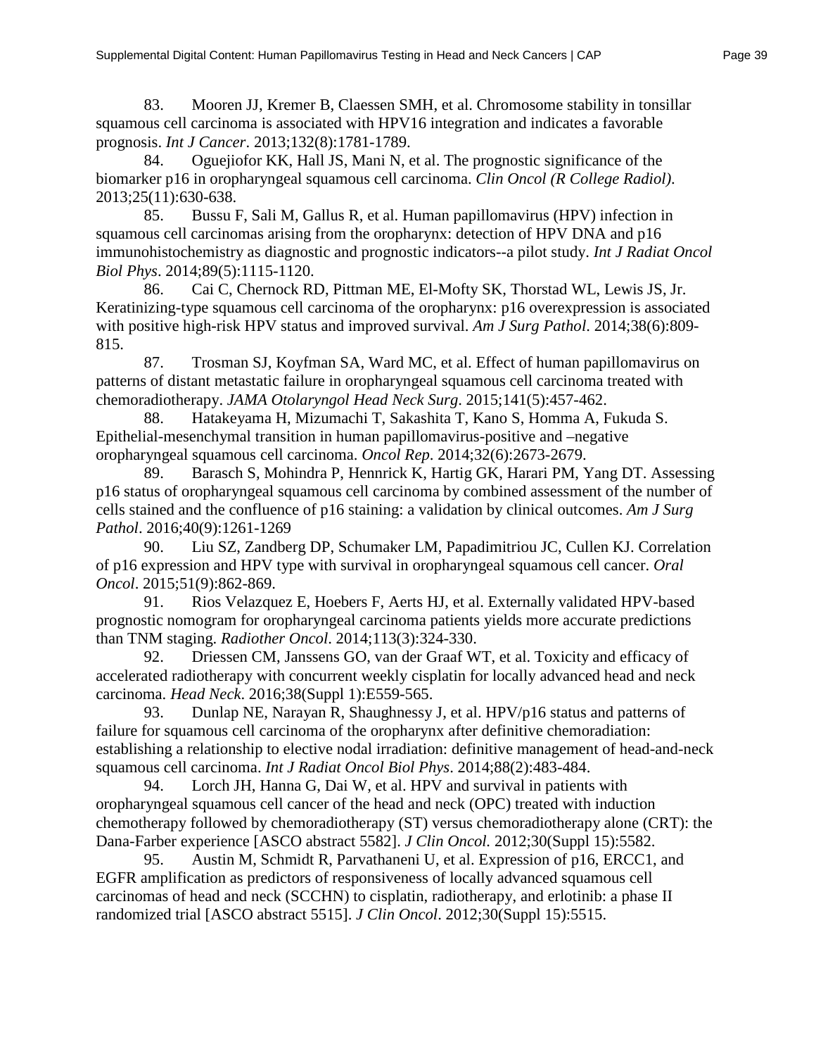83. Mooren JJ, Kremer B, Claessen SMH, et al. Chromosome stability in tonsillar squamous cell carcinoma is associated with HPV16 integration and indicates a favorable prognosis. *Int J Cancer*. 2013;132(8):1781-1789.

84. Oguejiofor KK, Hall JS, Mani N, et al. The prognostic significance of the biomarker p16 in oropharyngeal squamous cell carcinoma. *Clin Oncol (R College Radiol)*. 2013;25(11):630-638.

85. Bussu F, Sali M, Gallus R, et al. Human papillomavirus (HPV) infection in squamous cell carcinomas arising from the oropharynx: detection of HPV DNA and p16 immunohistochemistry as diagnostic and prognostic indicators--a pilot study. *Int J Radiat Oncol Biol Phys*. 2014;89(5):1115-1120.

86. Cai C, Chernock RD, Pittman ME, El-Mofty SK, Thorstad WL, Lewis JS, Jr. Keratinizing-type squamous cell carcinoma of the oropharynx: p16 overexpression is associated with positive high-risk HPV status and improved survival. *Am J Surg Pathol*. 2014;38(6):809-815.

87. Trosman SJ, Koyfman SA, Ward MC, et al. Effect of human papillomavirus on patterns of distant metastatic failure in oropharyngeal squamous cell carcinoma treated with chemoradiotherapy. *JAMA Otolaryngol Head Neck Surg*. 2015;141(5):457-462.

88. Hatakeyama H, Mizumachi T, Sakashita T, Kano S, Homma A, Fukuda S. Epithelial-mesenchymal transition in human papillomavirus-positive and –negative oropharyngeal squamous cell carcinoma. *Oncol Rep*. 2014;32(6):2673-2679.

89. Barasch S, Mohindra P, Hennrick K, Hartig GK, Harari PM, Yang DT. Assessing p16 status of oropharyngeal squamous cell carcinoma by combined assessment of the number of cells stained and the confluence of p16 staining: a validation by clinical outcomes. *Am J Surg Pathol*. 2016;40(9):1261-1269

90. Liu SZ, Zandberg DP, Schumaker LM, Papadimitriou JC, Cullen KJ. Correlation of p16 expression and HPV type with survival in oropharyngeal squamous cell cancer. *Oral Oncol*. 2015;51(9):862-869.

91. Rios Velazquez E, Hoebers F, Aerts HJ, et al. Externally validated HPV-based prognostic nomogram for oropharyngeal carcinoma patients yields more accurate predictions than TNM staging. *Radiother Oncol*. 2014;113(3):324-330.

92. Driessen CM, Janssens GO, van der Graaf WT, et al. Toxicity and efficacy of accelerated radiotherapy with concurrent weekly cisplatin for locally advanced head and neck carcinoma. *Head Neck*. 2016;38(Suppl 1):E559-565.

93. Dunlap NE, Narayan R, Shaughnessy J, et al. HPV/p16 status and patterns of failure for squamous cell carcinoma of the oropharynx after definitive chemoradiation: establishing a relationship to elective nodal irradiation: definitive management of head-and-neck squamous cell carcinoma. *Int J Radiat Oncol Biol Phys*. 2014;88(2):483-484.

94. Lorch JH, Hanna G, Dai W, et al. HPV and survival in patients with oropharyngeal squamous cell cancer of the head and neck (OPC) treated with induction chemotherapy followed by chemoradiotherapy (ST) versus chemoradiotherapy alone (CRT): the Dana-Farber experience [ASCO abstract 5582]. *J Clin Oncol*. 2012;30(Suppl 15):5582.

95. Austin M, Schmidt R, Parvathaneni U, et al. Expression of p16, ERCC1, and EGFR amplification as predictors of responsiveness of locally advanced squamous cell carcinomas of head and neck (SCCHN) to cisplatin, radiotherapy, and erlotinib: a phase II randomized trial [ASCO abstract 5515]. *J Clin Oncol*. 2012;30(Suppl 15):5515.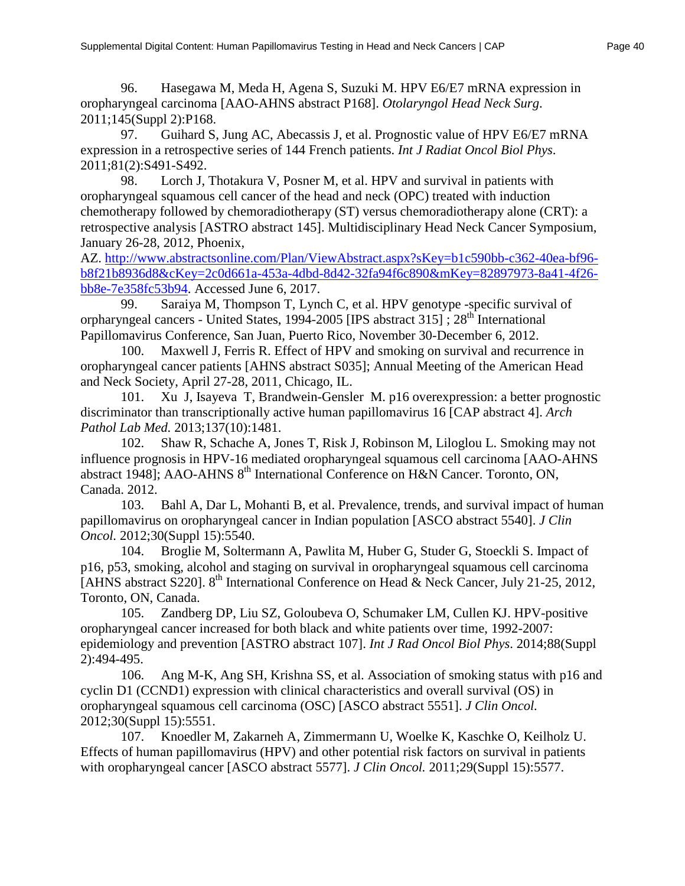96. Hasegawa M, Meda H, Agena S, Suzuki M. HPV E6/E7 mRNA expression in oropharyngeal carcinoma [AAO-AHNS abstract P168]. *Otolaryngol Head Neck Surg*. 2011;145(Suppl 2):P168.

97. Guihard S, Jung AC, Abecassis J, et al. Prognostic value of HPV E6/E7 mRNA expression in a retrospective series of 144 French patients. *Int J Radiat Oncol Biol Phys*. 2011;81(2):S491-S492.

98. Lorch J, Thotakura V, Posner M, et al. HPV and survival in patients with oropharyngeal squamous cell cancer of the head and neck (OPC) treated with induction chemotherapy followed by chemoradiotherapy (ST) versus chemoradiotherapy alone (CRT): a retrospective analysis [ASTRO abstract 145]. Multidisciplinary Head Neck Cancer Symposium, January 26-28, 2012, Phoenix, AZ. [http://www.abstractsonline.com/Plan/ViewAbstract.aspx?sKey=b1c590bb-c362-40ea-bf96-b8f21b8936d8&cKey=2c0d661a-453a-4dbd-8d42-32fa94f6c890&mKey=82897973-8a41-4f26-bb8e-7e358fc53b94](http://www.abstractsonline.com/Plan/ViewAbstract.aspx?sKey=b1c590bb-c362-40ea-bf96-b8f21b8936d8&cKey=2c0d661a-453a-4dbd-8d42-32fa94f6c890&mKey=82897973-8a41-4f26-bb8e-7e358fc53b94). Accessed June 6, 2017.

99. Saraiya M, Thompson T, Lynch C, et al. HPV genotype -specific survival of orpharyngeal cancers - United States, 1994-2005 [IPS abstract 315] ; 28th International Papillomavirus Conference, San Juan, Puerto Rico, November 30-December 6, 2012.

100. Maxwell J, Ferris R. Effect of HPV and smoking on survival and recurrence in oropharyngeal cancer patients [AHNS abstract S035]; Annual Meeting of the American Head and Neck Society, April 27-28, 2011, Chicago, IL.

101. Xu J, Isayeva T, Brandwein-Gensler M. p16 overexpression: a better prognostic discriminator than transcriptionally active human papillomavirus 16 [CAP abstract 4]. *Arch Pathol Lab Med.* 2013;137(10):1481.

102. Shaw R, Schache A, Jones T, Risk J, Robinson M, Liloglou L. Smoking may not influence prognosis in HPV-16 mediated oropharyngeal squamous cell carcinoma [AAO-AHNS abstract 1948]; AAO-AHNS 8th International Conference on H&N Cancer. Toronto, ON, Canada. 2012.

103. Bahl A, Dar L, Mohanti B, et al. Prevalence, trends, and survival impact of human papillomavirus on oropharyngeal cancer in Indian population [ASCO abstract 5540]. *J Clin Oncol.* 2012;30(Suppl 15):5540.

104. Broglie M, Soltermann A, Pawlita M, Huber G, Studer G, Stoeckli S. Impact of p16, p53, smoking, alcohol and staging on survival in oropharyngeal squamous cell carcinoma [AHNS abstract S220]. 8th International Conference on Head & Neck Cancer, July 21-25, 2012, Toronto, ON, Canada.

105. Zandberg DP, Liu SZ, Goloubeva O, Schumaker LM, Cullen KJ. HPV-positive oropharyngeal cancer increased for both black and white patients over time, 1992-2007: epidemiology and prevention [ASTRO abstract 107]. *Int J Rad Oncol Biol Phys*. 2014;88(Suppl 2):494-495.

106. Ang M-K, Ang SH, Krishna SS, et al. Association of smoking status with p16 and cyclin D1 (CCND1) expression with clinical characteristics and overall survival (OS) in oropharyngeal squamous cell carcinoma (OSC) [ASCO abstract 5551]. *J Clin Oncol.* 2012;30(Suppl 15):5551.

107. Knoedler M, Zakarneh A, Zimmermann U, Woelke K, Kaschke O, Keilholz U. Effects of human papillomavirus (HPV) and other potential risk factors on survival in patients with oropharyngeal cancer [ASCO abstract 5577]. *J Clin Oncol.* 2011;29(Suppl 15):5577.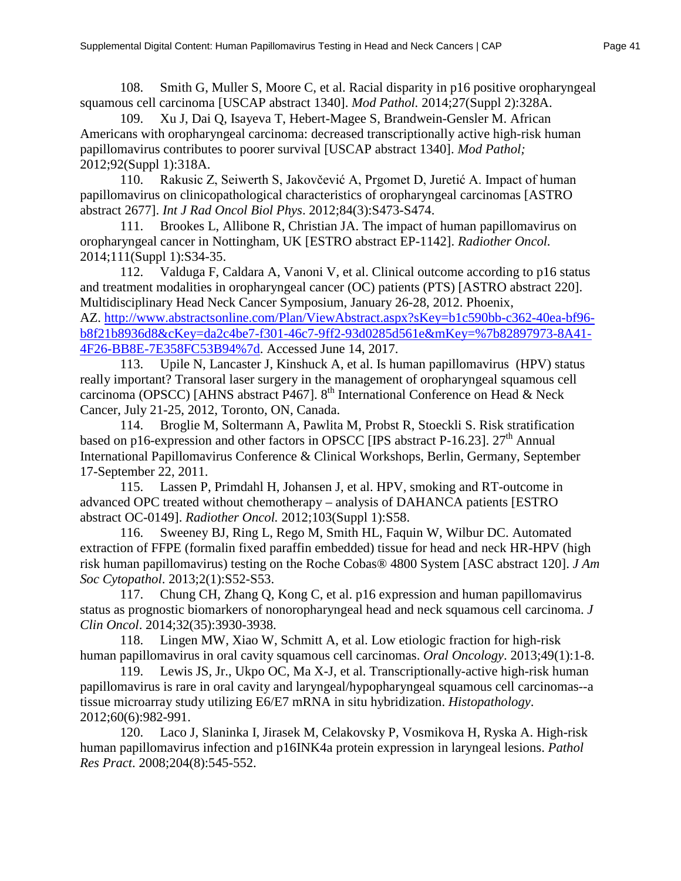108. Smith G, Muller S, Moore C, et al. Racial disparity in p16 positive oropharyngeal squamous cell carcinoma [USCAP abstract 1340]. *Mod Pathol.* 2014;27(Suppl 2):328A.

109. Xu J, Dai Q, Isayeva T, Hebert-Magee S, Brandwein-Gensler M. African Americans with oropharyngeal carcinoma: decreased transcriptionally active high-risk human papillomavirus contributes to poorer survival [USCAP abstract 1340]. *Mod Pathol;* 2012;92(Suppl 1):318A.

110. Rakusic Z, Seiwerth S, Jakovčević A, Prgomet D, Juretić A. Impact of human papillomavirus on clinicopathological characteristics of oropharyngeal carcinomas [ASTRO abstract 2677]. *Int J Rad Oncol Biol Phys*. 2012;84(3):S473-S474.

111. Brookes L, Allibone R, Christian JA. The impact of human papillomavirus on oropharyngeal cancer in Nottingham, UK [ESTRO abstract EP-1142]. *Radiother Oncol.* 2014;111(Suppl 1):S34-35.

112. Valduga F, Caldara A, Vanoni V, et al. Clinical outcome according to p16 status and treatment modalities in oropharyngeal cancer (OC) patients (PTS) [ASTRO abstract 220]. Multidisciplinary Head Neck Cancer Symposium, January 26-28, 2012. Phoenix, AZ. http://www.abstractsonline.com/Plan/ViewAbstract.aspx?sKey=b1c590bb-c362-40ea-bf96-b8f21b8936d8&cKey=da2c4be7-f301-46c7-9ff2-93d0285d561e&mKey=%7b82897973-8A41-4F26-BB8E-7E358FC53B94%7d. Accessed June 14, 2017.

113. Upile N, Lancaster J, Kinshuck A, et al. Is human papillomavirus (HPV) status really important? Transoral laser surgery in the management of oropharyngeal squamous cell carcinoma (OPSCC) [AHNS abstract P467]. 8th International Conference on Head & Neck Cancer, July 21-25, 2012, Toronto, ON, Canada.

114. Broglie M, Soltermann A, Pawlita M, Probst R, Stoeckli S. Risk stratification based on p16-expression and other factors in OPSCC [IPS abstract P-16.23]. 27th Annual International Papillomavirus Conference & Clinical Workshops, Berlin, Germany, September 17-September 22, 2011.

115. Lassen P, Primdahl H, Johansen J, et al. HPV, smoking and RT-outcome in advanced OPC treated without chemotherapy – analysis of DAHANCA patients [ESTRO abstract OC-0149]. *Radiother Oncol.* 2012;103(Suppl 1):S58.

116. Sweeney BJ, Ring L, Rego M, Smith HL, Faquin W, Wilbur DC. Automated extraction of FFPE (formalin fixed paraffin embedded) tissue for head and neck HR-HPV (high risk human papillomavirus) testing on the Roche Cobas® 4800 System [ASC abstract 120]. *J Am Soc Cytopathol*. 2013;2(1):S52-S53.

117. Chung CH, Zhang Q, Kong C, et al. p16 expression and human papillomavirus status as prognostic biomarkers of nonoropharyngeal head and neck squamous cell carcinoma. *J Clin Oncol*. 2014;32(35):3930-3938.

118. Lingen MW, Xiao W, Schmitt A, et al. Low etiologic fraction for high-risk human papillomavirus in oral cavity squamous cell carcinomas. *Oral Oncology*. 2013;49(1):1-8.

119. Lewis JS, Jr., Ukpo OC, Ma X-J, et al. Transcriptionally-active high-risk human papillomavirus is rare in oral cavity and laryngeal/hypopharyngeal squamous cell carcinomas--a tissue microarray study utilizing E6/E7 mRNA in situ hybridization. *Histopathology*. 2012;60(6):982-991.

120. Laco J, Slaninka I, Jirasek M, Celakovsky P, Vosmikova H, Ryska A. High-risk human papillomavirus infection and p16INK4a protein expression in laryngeal lesions. *Pathol Res Pract*. 2008;204(8):545-552.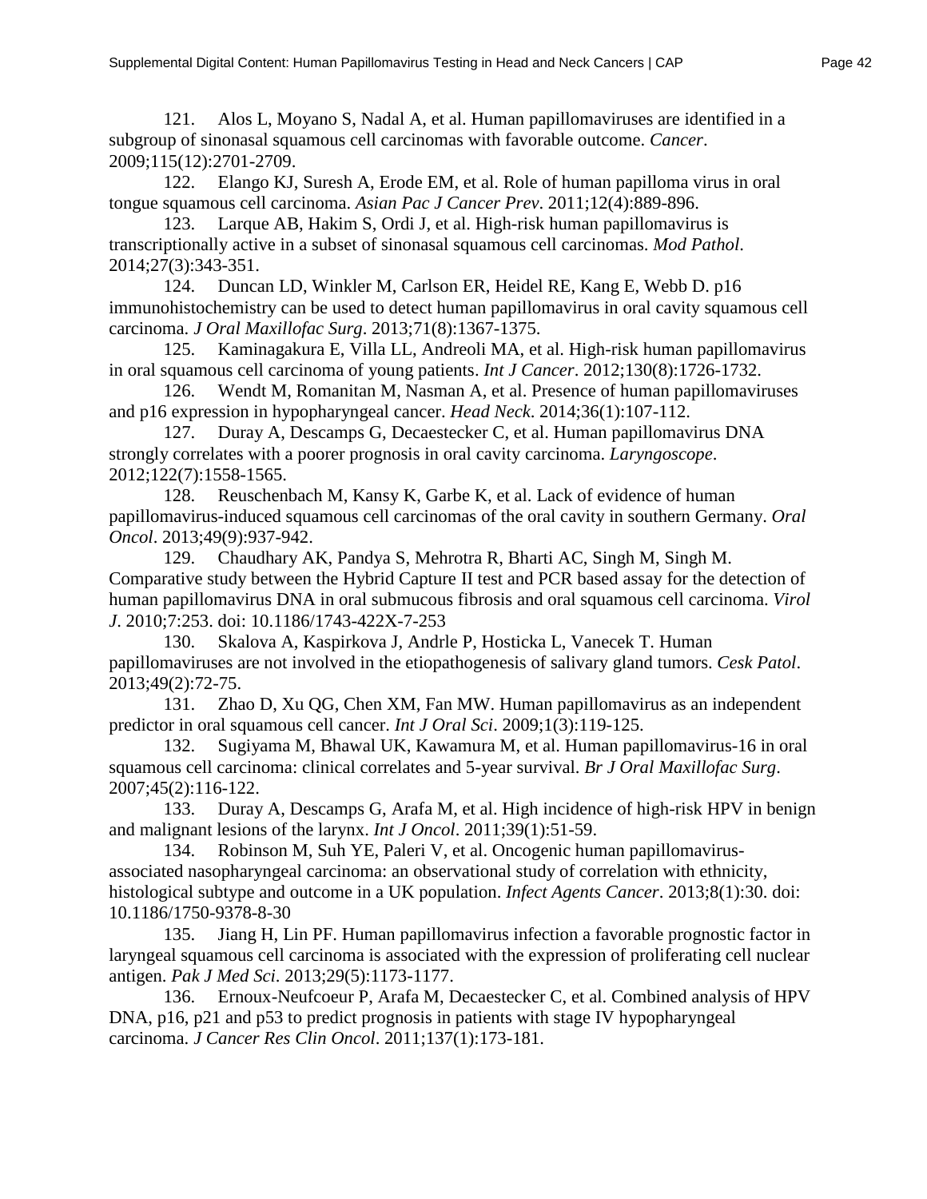121. Alos L, Moyano S, Nadal A, et al. Human papillomaviruses are identified in a subgroup of sinonasal squamous cell carcinomas with favorable outcome. *Cancer*. 2009;115(12):2701-2709.

122. Elango KJ, Suresh A, Erode EM, et al. Role of human papilloma virus in oral tongue squamous cell carcinoma. *Asian Pac J Cancer Prev*. 2011;12(4):889-896.

123. Larque AB, Hakim S, Ordi J, et al. High-risk human papillomavirus is transcriptionally active in a subset of sinonasal squamous cell carcinomas. *Mod Pathol*. 2014;27(3):343-351.

124. Duncan LD, Winkler M, Carlson ER, Heidel RE, Kang E, Webb D. p16 immunohistochemistry can be used to detect human papillomavirus in oral cavity squamous cell carcinoma. *J Oral Maxillofac Surg*. 2013;71(8):1367-1375.

125. Kaminagakura E, Villa LL, Andreoli MA, et al. High-risk human papillomavirus in oral squamous cell carcinoma of young patients. *Int J Cancer*. 2012;130(8):1726-1732.

126. Wendt M, Romanitan M, Nasman A, et al. Presence of human papillomaviruses and p16 expression in hypopharyngeal cancer. *Head Neck*. 2014;36(1):107-112.

127. Duray A, Descamps G, Decaestecker C, et al. Human papillomavirus DNA strongly correlates with a poorer prognosis in oral cavity carcinoma. *Laryngoscope*. 2012;122(7):1558-1565.

128. Reuschenbach M, Kansy K, Garbe K, et al. Lack of evidence of human papillomavirus-induced squamous cell carcinomas of the oral cavity in southern Germany. *Oral Oncol*. 2013;49(9):937-942.

129. Chaudhary AK, Pandya S, Mehrotra R, Bharti AC, Singh M, Singh M. Comparative study between the Hybrid Capture II test and PCR based assay for the detection of human papillomavirus DNA in oral submucous fibrosis and oral squamous cell carcinoma. *Virol J*. 2010;7:253. doi: 10.1186/1743-422X-7-253

130. Skalova A, Kaspirkova J, Andrle P, Hosticka L, Vanecek T. Human papillomaviruses are not involved in the etiopathogenesis of salivary gland tumors. *Cesk Patol*. 2013;49(2):72-75.

131. Zhao D, Xu QG, Chen XM, Fan MW. Human papillomavirus as an independent predictor in oral squamous cell cancer. *Int J Oral Sci*. 2009;1(3):119-125.

132. Sugiyama M, Bhawal UK, Kawamura M, et al. Human papillomavirus-16 in oral squamous cell carcinoma: clinical correlates and 5-year survival. *Br J Oral Maxillofac Surg*. 2007;45(2):116-122.

133. Duray A, Descamps G, Arafa M, et al. High incidence of high-risk HPV in benign and malignant lesions of the larynx. *Int J Oncol*. 2011;39(1):51-59.

134. Robinson M, Suh YE, Paleri V, et al. Oncogenic human papillomavirus-associated nasopharyngeal carcinoma: an observational study of correlation with ethnicity, histological subtype and outcome in a UK population. *Infect Agents Cancer*. 2013;8(1):30. doi: 10.1186/1750-9378-8-30

135. Jiang H, Lin PF. Human papillomavirus infection a favorable prognostic factor in laryngeal squamous cell carcinoma is associated with the expression of proliferating cell nuclear antigen. *Pak J Med Sci*. 2013;29(5):1173-1177.

136. Ernoux-Neufcoeur P, Arafa M, Decaestecker C, et al. Combined analysis of HPV DNA, p16, p21 and p53 to predict prognosis in patients with stage IV hypopharyngeal carcinoma. *J Cancer Res Clin Oncol*. 2011;137(1):173-181.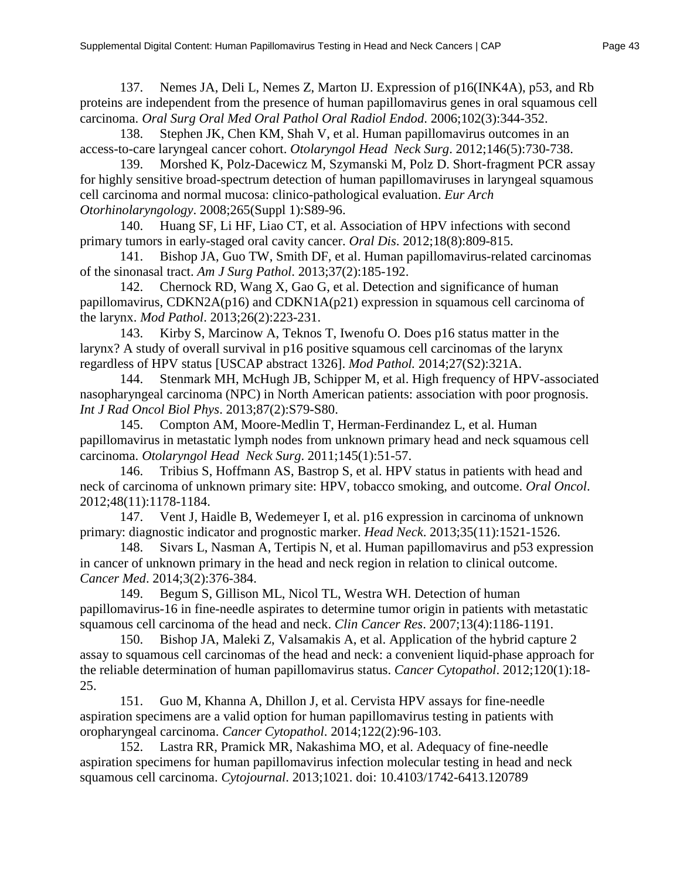137. Nemes JA, Deli L, Nemes Z, Marton IJ. Expression of p16(INK4A), p53, and Rb proteins are independent from the presence of human papillomavirus genes in oral squamous cell carcinoma. *Oral Surg Oral Med Oral Pathol Oral Radiol Endod*. 2006;102(3):344-352.

138. Stephen JK, Chen KM, Shah V, et al. Human papillomavirus outcomes in an access-to-care laryngeal cancer cohort. *Otolaryngol Head Neck Surg*. 2012;146(5):730-738.

139. Morshed K, Polz-Dacewicz M, Szymanski M, Polz D. Short-fragment PCR assay for highly sensitive broad-spectrum detection of human papillomaviruses in laryngeal squamous cell carcinoma and normal mucosa: clinico-pathological evaluation. *Eur Arch Otorhinolaryngology*. 2008;265(Suppl 1):S89-96.

140. Huang SF, Li HF, Liao CT, et al. Association of HPV infections with second primary tumors in early-staged oral cavity cancer. *Oral Dis*. 2012;18(8):809-815.

141. Bishop JA, Guo TW, Smith DF, et al. Human papillomavirus-related carcinomas of the sinonasal tract. *Am J Surg Pathol*. 2013;37(2):185-192.

142. Chernock RD, Wang X, Gao G, et al. Detection and significance of human papillomavirus, CDKN2A(p16) and CDKN1A(p21) expression in squamous cell carcinoma of the larynx. *Mod Pathol*. 2013;26(2):223-231.

143. Kirby S, Marcinow A, Teknos T, Iwenofu O. Does p16 status matter in the larynx? A study of overall survival in p16 positive squamous cell carcinomas of the larynx regardless of HPV status [USCAP abstract 1326]. *Mod Pathol.* 2014;27(S2):321A.

144. Stenmark MH, McHugh JB, Schipper M, et al. High frequency of HPV-associated nasopharyngeal carcinoma (NPC) in North American patients: association with poor prognosis. *Int J Rad Oncol Biol Phys*. 2013;87(2):S79-S80.

145. Compton AM, Moore-Medlin T, Herman-Ferdinandez L, et al. Human papillomavirus in metastatic lymph nodes from unknown primary head and neck squamous cell carcinoma. *Otolaryngol Head Neck Surg*. 2011;145(1):51-57.

146. Tribius S, Hoffmann AS, Bastrop S, et al. HPV status in patients with head and neck of carcinoma of unknown primary site: HPV, tobacco smoking, and outcome. *Oral Oncol*. 2012;48(11):1178-1184.

147. Vent J, Haidle B, Wedemeyer I, et al. p16 expression in carcinoma of unknown primary: diagnostic indicator and prognostic marker. *Head Neck*. 2013;35(11):1521-1526.

148. Sivars L, Nasman A, Tertipis N, et al. Human papillomavirus and p53 expression in cancer of unknown primary in the head and neck region in relation to clinical outcome. *Cancer Med*. 2014;3(2):376-384.

149. Begum S, Gillison ML, Nicol TL, Westra WH. Detection of human papillomavirus-16 in fine-needle aspirates to determine tumor origin in patients with metastatic squamous cell carcinoma of the head and neck. *Clin Cancer Res*. 2007;13(4):1186-1191.

150. Bishop JA, Maleki Z, Valsamakis A, et al. Application of the hybrid capture 2 assay to squamous cell carcinomas of the head and neck: a convenient liquid-phase approach for the reliable determination of human papillomavirus status. *Cancer Cytopathol*. 2012;120(1):18-25.

151. Guo M, Khanna A, Dhillon J, et al. Cervista HPV assays for fine-needle aspiration specimens are a valid option for human papillomavirus testing in patients with oropharyngeal carcinoma. *Cancer Cytopathol*. 2014;122(2):96-103.

152. Lastra RR, Pramick MR, Nakashima MO, et al. Adequacy of fine-needle aspiration specimens for human papillomavirus infection molecular testing in head and neck squamous cell carcinoma. *Cytojournal*. 2013;1021. doi: 10.4103/1742-6413.120789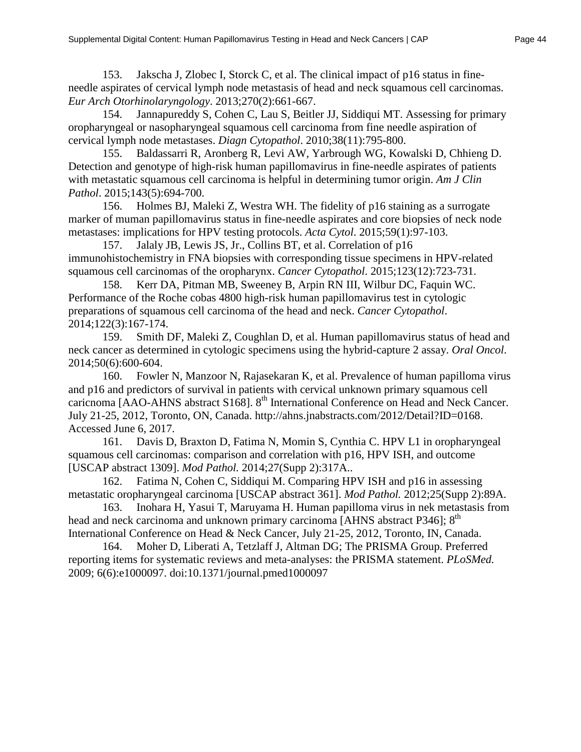153. Jakscha J, Zlobec I, Storck C, et al. The clinical impact of p16 status in fine-needle aspirates of cervical lymph node metastasis of head and neck squamous cell carcinomas. *Eur Arch Otorhinolaryngology*. 2013;270(2):661-667.

154. Jannapureddy S, Cohen C, Lau S, Beitler JJ, Siddiqui MT. Assessing for primary oropharyngeal or nasopharyngeal squamous cell carcinoma from fine needle aspiration of cervical lymph node metastases. *Diagn Cytopathol*. 2010;38(11):795-800.

155. Baldassarri R, Aronberg R, Levi AW, Yarbrough WG, Kowalski D, Chhieng D. Detection and genotype of high-risk human papillomavirus in fine-needle aspirates of patients with metastatic squamous cell carcinoma is helpful in determining tumor origin. *Am J Clin Pathol*. 2015;143(5):694-700.

156. Holmes BJ, Maleki Z, Westra WH. The fidelity of p16 staining as a surrogate marker of muman papillomavirus status in fine-needle aspirates and core biopsies of neck node metastases: implications for HPV testing protocols. *Acta Cytol*. 2015;59(1):97-103.

157. Jalaly JB, Lewis JS, Jr., Collins BT, et al. Correlation of p16 immunohistochemistry in FNA biopsies with corresponding tissue specimens in HPV-related squamous cell carcinomas of the oropharynx. *Cancer Cytopathol*. 2015;123(12):723-731.

158. Kerr DA, Pitman MB, Sweeney B, Arpin RN III, Wilbur DC, Faquin WC. Performance of the Roche cobas 4800 high-risk human papillomavirus test in cytologic preparations of squamous cell carcinoma of the head and neck. *Cancer Cytopathol*. 2014;122(3):167-174.

159. Smith DF, Maleki Z, Coughlan D, et al. Human papillomavirus status of head and neck cancer as determined in cytologic specimens using the hybrid-capture 2 assay. *Oral Oncol*. 2014;50(6):600-604.

160. Fowler N, Manzoor N, Rajasekaran K, et al. Prevalence of human papilloma virus and p16 and predictors of survival in patients with cervical unknown primary squamous cell caricnoma [AAO-AHNS abstract S168]. 8th International Conference on Head and Neck Cancer. July 21-25, 2012, Toronto, ON, Canada. http://ahns.jnabstracts.com/2012/Detail?ID=0168. Accessed June 6, 2017.

161. Davis D, Braxton D, Fatima N, Momin S, Cynthia C. HPV L1 in oropharyngeal squamous cell carcinomas: comparison and correlation with p16, HPV ISH, and outcome [USCAP abstract 1309]. *Mod Pathol.* 2014;27(Supp 2):317A..

162. Fatima N, Cohen C, Siddiqui M. Comparing HPV ISH and p16 in assessing metastatic oropharyngeal carcinoma [USCAP abstract 361]. *Mod Pathol.* 2012;25(Supp 2):89A.

163. Inohara H, Yasui T, Maruyama H. Human papilloma virus in nek metastasis from head and neck carcinoma and unknown primary carcinoma [AHNS abstract P346]; 8th International Conference on Head & Neck Cancer, July 21-25, 2012, Toronto, IN, Canada.

164. Moher D, Liberati A, Tetzlaff J, Altman DG; The PRISMA Group. Preferred reporting items for systematic reviews and meta-analyses: the PRISMA statement. *PLoSMed.* 2009; 6(6):e1000097. doi:10.1371/journal.pmed1000097